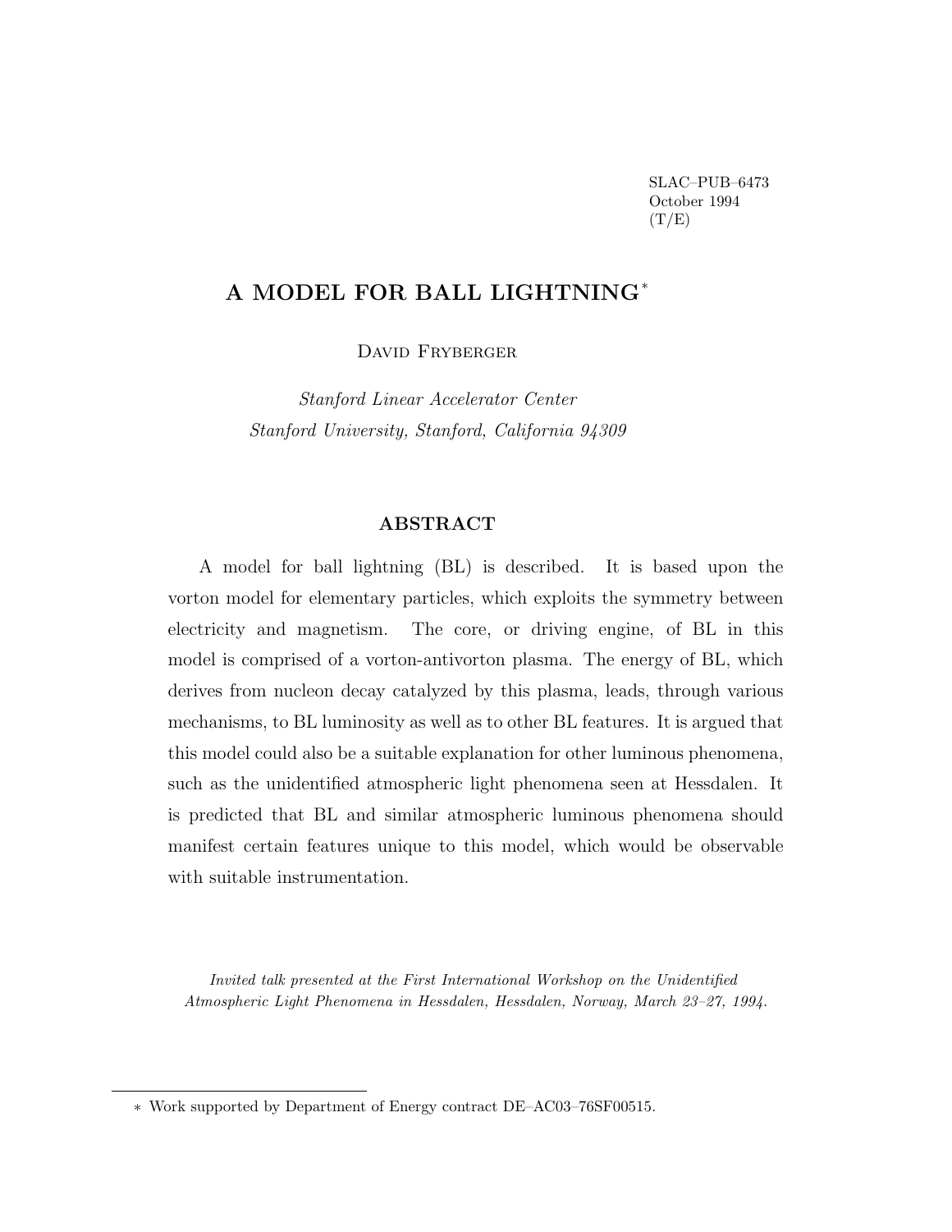SLAC–PUB–6473
October 1994
(T/E)

# A MODEL FOR BALL LIGHTNING*

David Fryberger

*Stanford Linear Accelerator Center*
*Stanford University, Stanford, California 94309*

## ABSTRACT

A model for ball lightning (BL) is described. It is based upon the vorton model for elementary particles, which exploits the symmetry between electricity and magnetism. The core, or driving engine, of BL in this model is comprised of a vorton-antivorton plasma. The energy of BL, which derives from nucleon decay catalyzed by this plasma, leads, through various mechanisms, to BL luminosity as well as to other BL features. It is argued that this model could also be a suitable explanation for other luminous phenomena, such as the unidentified atmospheric light phenomena seen at Hessdalen. It is predicted that BL and similar atmospheric luminous phenomena should manifest certain features unique to this model, which would be observable with suitable instrumentation.

*Invited talk presented at the First International Workshop on the Unidentified Atmospheric Light Phenomena in Hessdalen, Hessdalen, Norway, March 23–27, 1994.*

---

* Work supported by Department of Energy contract DE–AC03–76SF00515.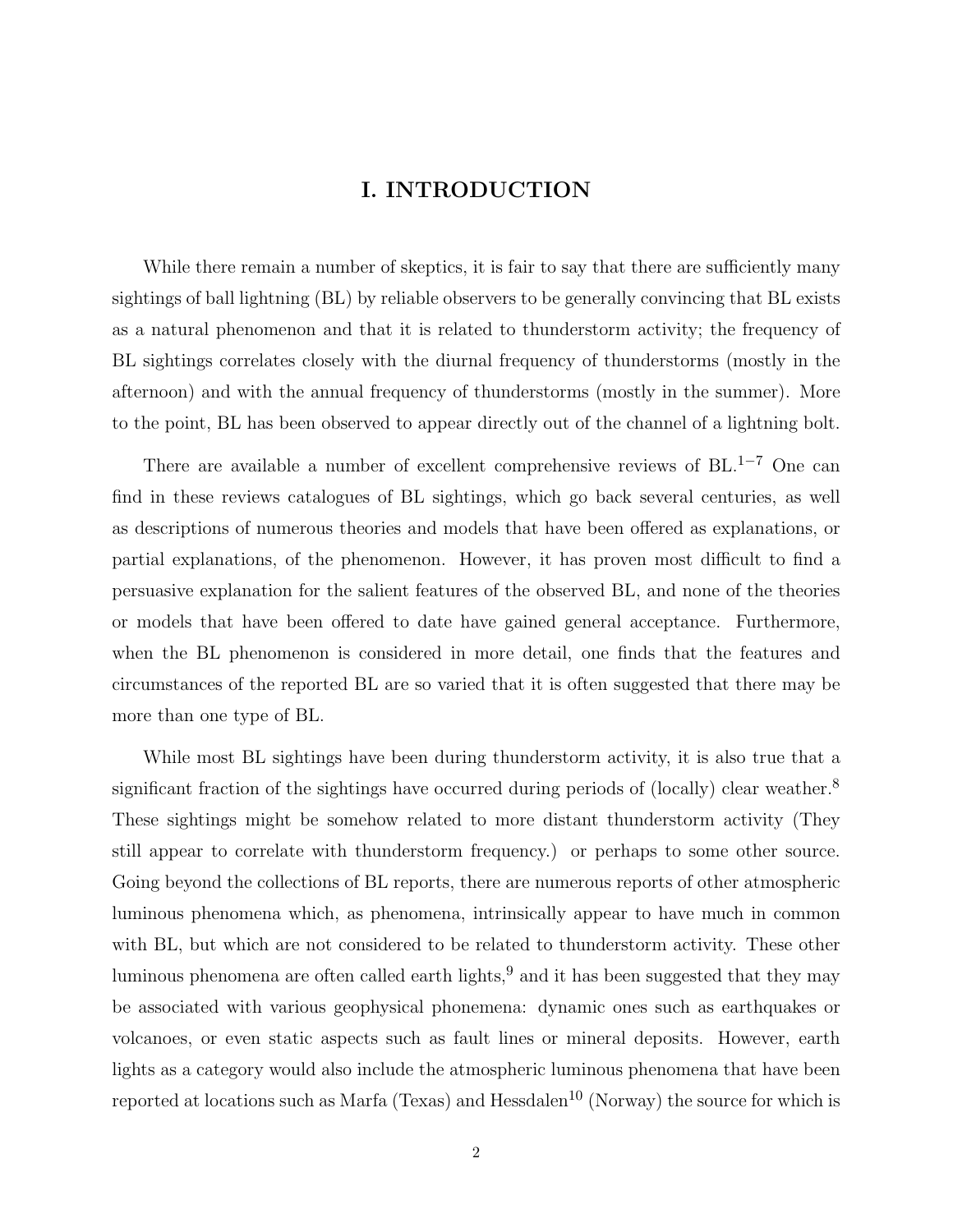# I. INTRODUCTION

While there remain a number of skeptics, it is fair to say that there are sufficiently many sightings of ball lightning (BL) by reliable observers to be generally convincing that BL exists as a natural phenomenon and that it is related to thunderstorm activity; the frequency of BL sightings correlates closely with the diurnal frequency of thunderstorms (mostly in the afternoon) and with the annual frequency of thunderstorms (mostly in the summer). More to the point, BL has been observed to appear directly out of the channel of a lightning bolt.

There are available a number of excellent comprehensive reviews of BL.[1–7] One can find in these reviews catalogues of BL sightings, which go back several centuries, as well as descriptions of numerous theories and models that have been offered as explanations, or partial explanations, of the phenomenon. However, it has proven most difficult to find a persuasive explanation for the salient features of the observed BL, and none of the theories or models that have been offered to date have gained general acceptance. Furthermore, when the BL phenomenon is considered in more detail, one finds that the features and circumstances of the reported BL are so varied that it is often suggested that there may be more than one type of BL.

While most BL sightings have been during thunderstorm activity, it is also true that a significant fraction of the sightings have occurred during periods of (locally) clear weather.[8] These sightings might be somehow related to more distant thunderstorm activity (They still appear to correlate with thunderstorm frequency.) or perhaps to some other source. Going beyond the collections of BL reports, there are numerous reports of other atmospheric luminous phenomena which, as phenomena, intrinsically appear to have much in common with BL, but which are not considered to be related to thunderstorm activity. These other luminous phenomena are often called earth lights,[9] and it has been suggested that they may be associated with various geophysical phonemena: dynamic ones such as earthquakes or volcanoes, or even static aspects such as fault lines or mineral deposits. However, earth lights as a category would also include the atmospheric luminous phenomena that have been reported at locations such as Marfa (Texas) and Hessdalen[10] (Norway) the source for which is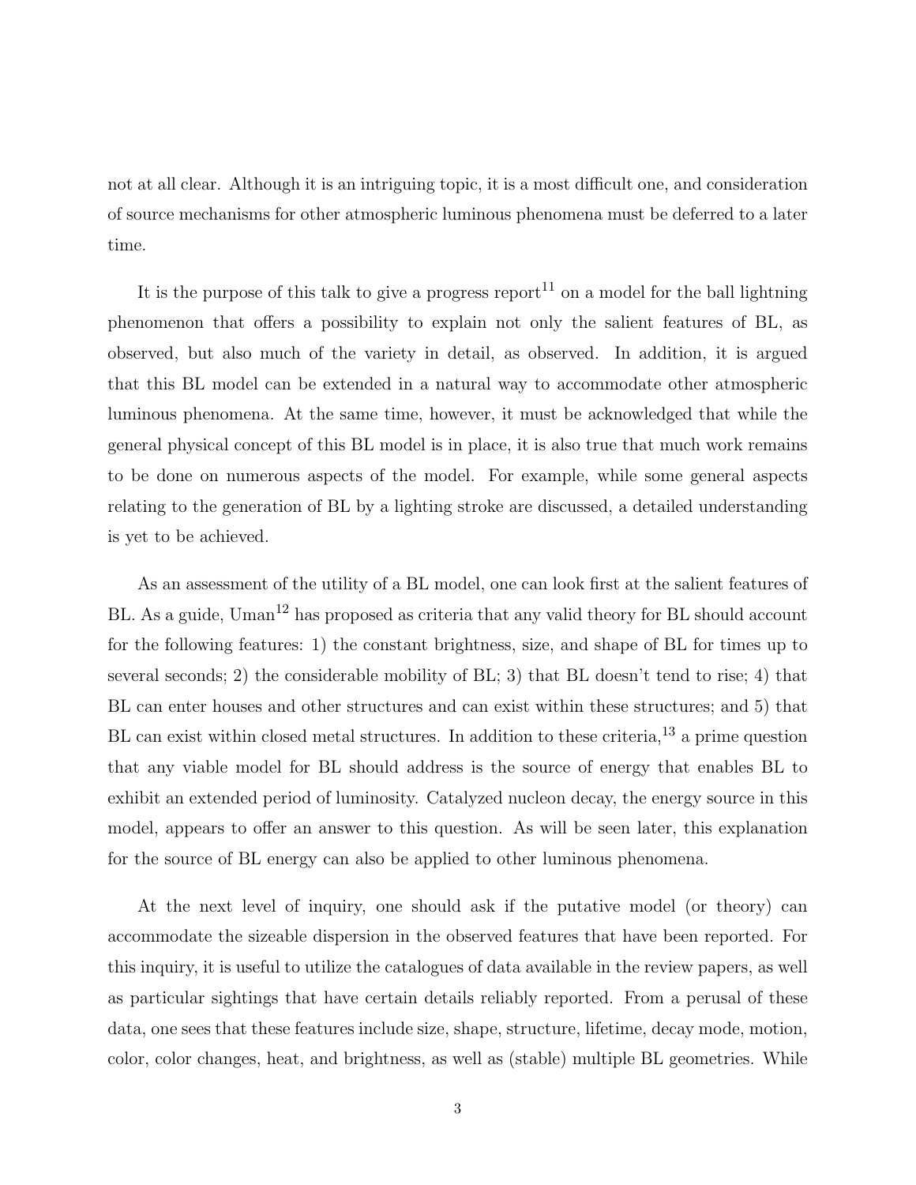not at all clear. Although it is an intriguing topic, it is a most difficult one, and consideration of source mechanisms for other atmospheric luminous phenomena must be deferred to a later time.

It is the purpose of this talk to give a progress report[11] on a model for the ball lightning phenomenon that offers a possibility to explain not only the salient features of BL, as observed, but also much of the variety in detail, as observed. In addition, it is argued that this BL model can be extended in a natural way to accommodate other atmospheric luminous phenomena. At the same time, however, it must be acknowledged that while the general physical concept of this BL model is in place, it is also true that much work remains to be done on numerous aspects of the model. For example, while some general aspects relating to the generation of BL by a lighting stroke are discussed, a detailed understanding is yet to be achieved.

As an assessment of the utility of a BL model, one can look first at the salient features of BL. As a guide, Uman[12] has proposed as criteria that any valid theory for BL should account for the following features: 1) the constant brightness, size, and shape of BL for times up to several seconds; 2) the considerable mobility of BL; 3) that BL doesn't tend to rise; 4) that BL can enter houses and other structures and can exist within these structures; and 5) that BL can exist within closed metal structures. In addition to these criteria,[13] a prime question that any viable model for BL should address is the source of energy that enables BL to exhibit an extended period of luminosity. Catalyzed nucleon decay, the energy source in this model, appears to offer an answer to this question. As will be seen later, this explanation for the source of BL energy can also be applied to other luminous phenomena.

At the next level of inquiry, one should ask if the putative model (or theory) can accommodate the sizeable dispersion in the observed features that have been reported. For this inquiry, it is useful to utilize the catalogues of data available in the review papers, as well as particular sightings that have certain details reliably reported. From a perusal of these data, one sees that these features include size, shape, structure, lifetime, decay mode, motion, color, color changes, heat, and brightness, as well as (stable) multiple BL geometries. While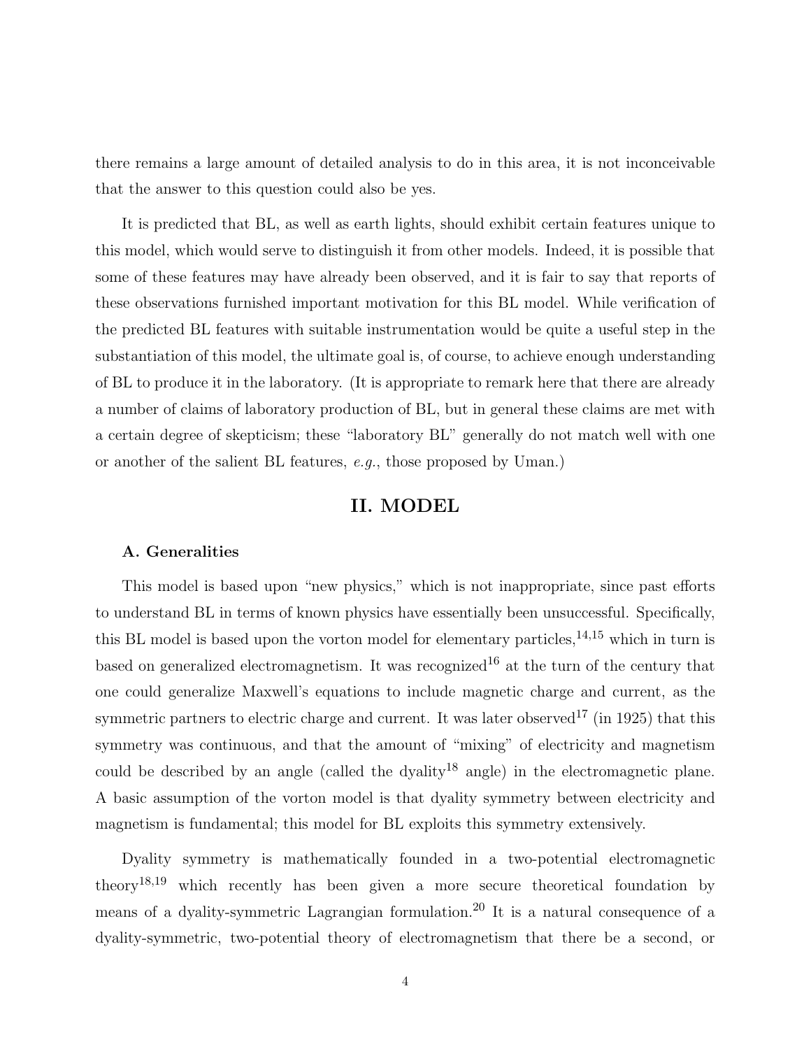there remains a large amount of detailed analysis to do in this area, it is not inconceivable that the answer to this question could also be yes.

It is predicted that BL, as well as earth lights, should exhibit certain features unique to this model, which would serve to distinguish it from other models. Indeed, it is possible that some of these features may have already been observed, and it is fair to say that reports of these observations furnished important motivation for this BL model. While verification of the predicted BL features with suitable instrumentation would be quite a useful step in the substantiation of this model, the ultimate goal is, of course, to achieve enough understanding of BL to produce it in the laboratory. (It is appropriate to remark here that there are already a number of claims of laboratory production of BL, but in general these claims are met with a certain degree of skepticism; these "laboratory BL" generally do not match well with one or another of the salient BL features, *e.g.*, those proposed by Uman.)

## II. MODEL

### A. Generalities

This model is based upon "new physics," which is not inappropriate, since past efforts to understand BL in terms of known physics have essentially been unsuccessful. Specifically, this BL model is based upon the vorton model for elementary particles,[14,15] which in turn is based on generalized electromagnetism. It was recognized[16] at the turn of the century that one could generalize Maxwell's equations to include magnetic charge and current, as the symmetric partners to electric charge and current. It was later observed[17] (in 1925) that this symmetry was continuous, and that the amount of "mixing" of electricity and magnetism could be described by an angle (called the dyality[18] angle) in the electromagnetic plane. A basic assumption of the vorton model is that dyality symmetry between electricity and magnetism is fundamental; this model for BL exploits this symmetry extensively.

Dyality symmetry is mathematically founded in a two-potential electromagnetic theory[18,19] which recently has been given a more secure theoretical foundation by means of a dyality-symmetric Lagrangian formulation.[20] It is a natural consequence of a dyality-symmetric, two-potential theory of electromagnetism that there be a second, or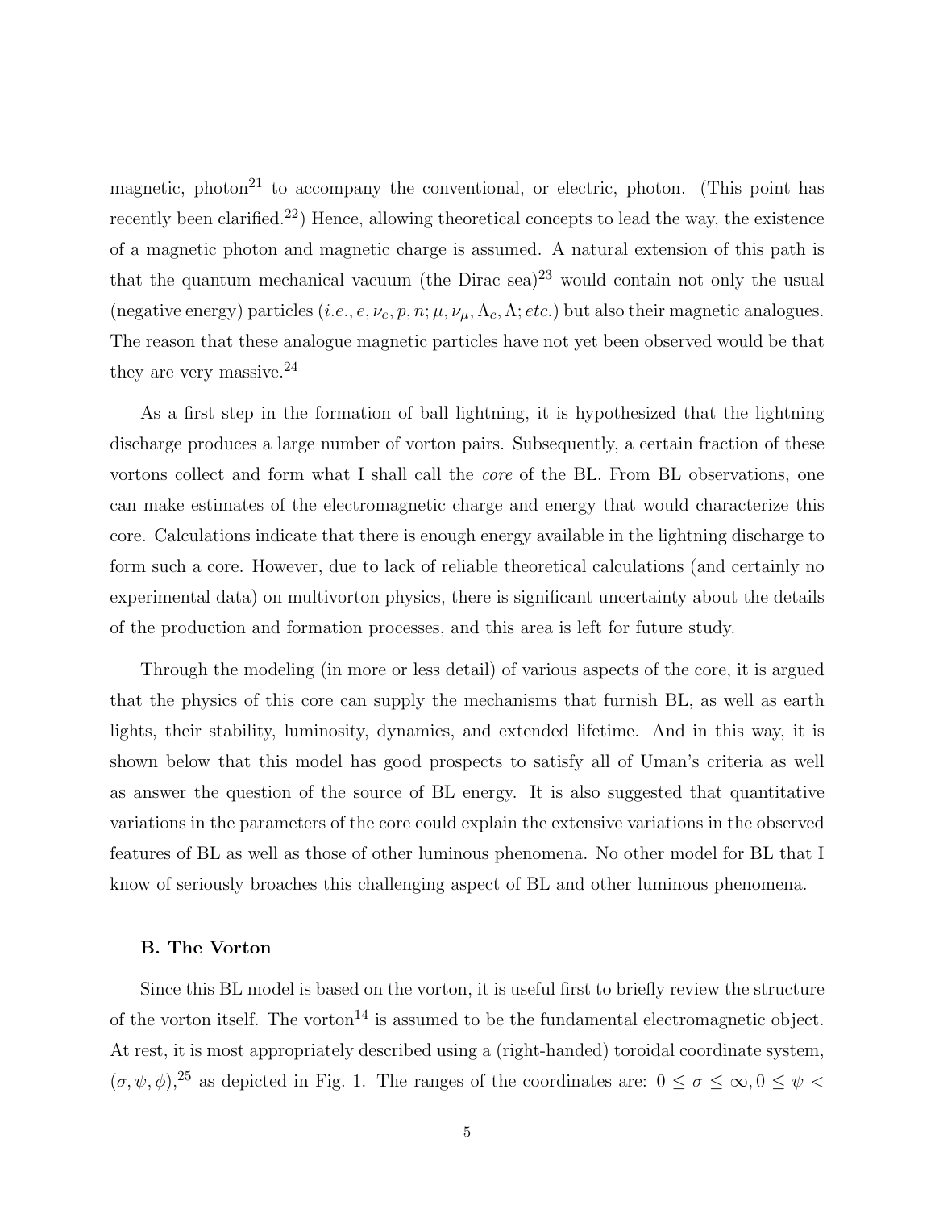magnetic, photon[21] to accompany the conventional, or electric, photon. (This point has recently been clarified.[22]) Hence, allowing theoretical concepts to lead the way, the existence of a magnetic photon and magnetic charge is assumed. A natural extension of this path is that the quantum mechanical vacuum (the Dirac sea)[23] would contain not only the usual (negative energy) particles (*i.e.*, $e, \nu_e, p, n; \mu, \nu_\mu, \Lambda_c, \Lambda$; *etc.*) but also their magnetic analogues. The reason that these analogue magnetic particles have not yet been observed would be that they are very massive.[24]

As a first step in the formation of ball lightning, it is hypothesized that the lightning discharge produces a large number of vorton pairs. Subsequently, a certain fraction of these vortons collect and form what I shall call the *core* of the BL. From BL observations, one can make estimates of the electromagnetic charge and energy that would characterize this core. Calculations indicate that there is enough energy available in the lightning discharge to form such a core. However, due to lack of reliable theoretical calculations (and certainly no experimental data) on multivorton physics, there is significant uncertainty about the details of the production and formation processes, and this area is left for future study.

Through the modeling (in more or less detail) of various aspects of the core, it is argued that the physics of this core can supply the mechanisms that furnish BL, as well as earth lights, their stability, luminosity, dynamics, and extended lifetime. And in this way, it is shown below that this model has good prospects to satisfy all of Uman's criteria as well as answer the question of the source of BL energy. It is also suggested that quantitative variations in the parameters of the core could explain the extensive variations in the observed features of BL as well as those of other luminous phenomena. No other model for BL that I know of seriously broaches this challenging aspect of BL and other luminous phenomena.

### B. The Vorton

Since this BL model is based on the vorton, it is useful first to briefly review the structure of the vorton itself. The vorton[14] is assumed to be the fundamental electromagnetic object. At rest, it is most appropriately described using a (right-handed) toroidal coordinate system, $(\sigma, \psi, \phi)$,[25] as depicted in Fig. 1. The ranges of the coordinates are: $0 \leq \sigma \leq \infty, 0 \leq \psi <$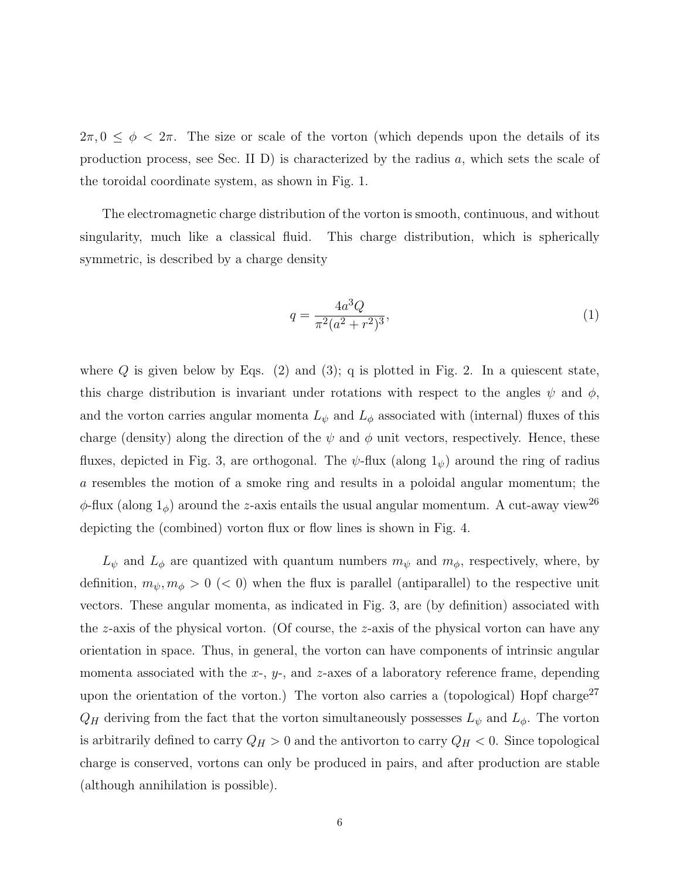$2\pi, 0 \leq \phi < 2\pi$. The size or scale of the vorton (which depends upon the details of its production process, see Sec. II D) is characterized by the radius $a$, which sets the scale of the toroidal coordinate system, as shown in Fig. 1.

The electromagnetic charge distribution of the vorton is smooth, continuous, and without singularity, much like a classical fluid. This charge distribution, which is spherically symmetric, is described by a charge density

$$q = \frac{4a^3 Q}{\pi^2 (a^2 + r^2)^3}, \tag{1}$$

where $Q$ is given below by Eqs. (2) and (3); q is plotted in Fig. 2. In a quiescent state, this charge distribution is invariant under rotations with respect to the angles $\psi$ and $\phi$, and the vorton carries angular momenta $L_\psi$ and $L_\phi$ associated with (internal) fluxes of this charge (density) along the direction of the $\psi$ and $\phi$ unit vectors, respectively. Hence, these fluxes, depicted in Fig. 3, are orthogonal. The $\psi$-flux (along $1_\psi$) around the ring of radius $a$ resembles the motion of a smoke ring and results in a poloidal angular momentum; the $\phi$-flux (along $1_\phi$) around the $z$-axis entails the usual angular momentum. A cut-away view[26] depicting the (combined) vorton flux or flow lines is shown in Fig. 4.

$L_\psi$ and $L_\phi$ are quantized with quantum numbers $m_\psi$ and $m_\phi$, respectively, where, by definition, $m_\psi, m_\phi > 0$ ($< 0$) when the flux is parallel (antiparallel) to the respective unit vectors. These angular momenta, as indicated in Fig. 3, are (by definition) associated with the $z$-axis of the physical vorton. (Of course, the $z$-axis of the physical vorton can have any orientation in space. Thus, in general, the vorton can have components of intrinsic angular momenta associated with the $x$-, $y$-, and $z$-axes of a laboratory reference frame, depending upon the orientation of the vorton.) The vorton also carries a (topological) Hopf charge[27] $Q_H$ deriving from the fact that the vorton simultaneously possesses $L_\psi$ and $L_\phi$. The vorton is arbitrarily defined to carry $Q_H > 0$ and the antivorton to carry $Q_H < 0$. Since topological charge is conserved, vortons can only be produced in pairs, and after production are stable (although annihilation is possible).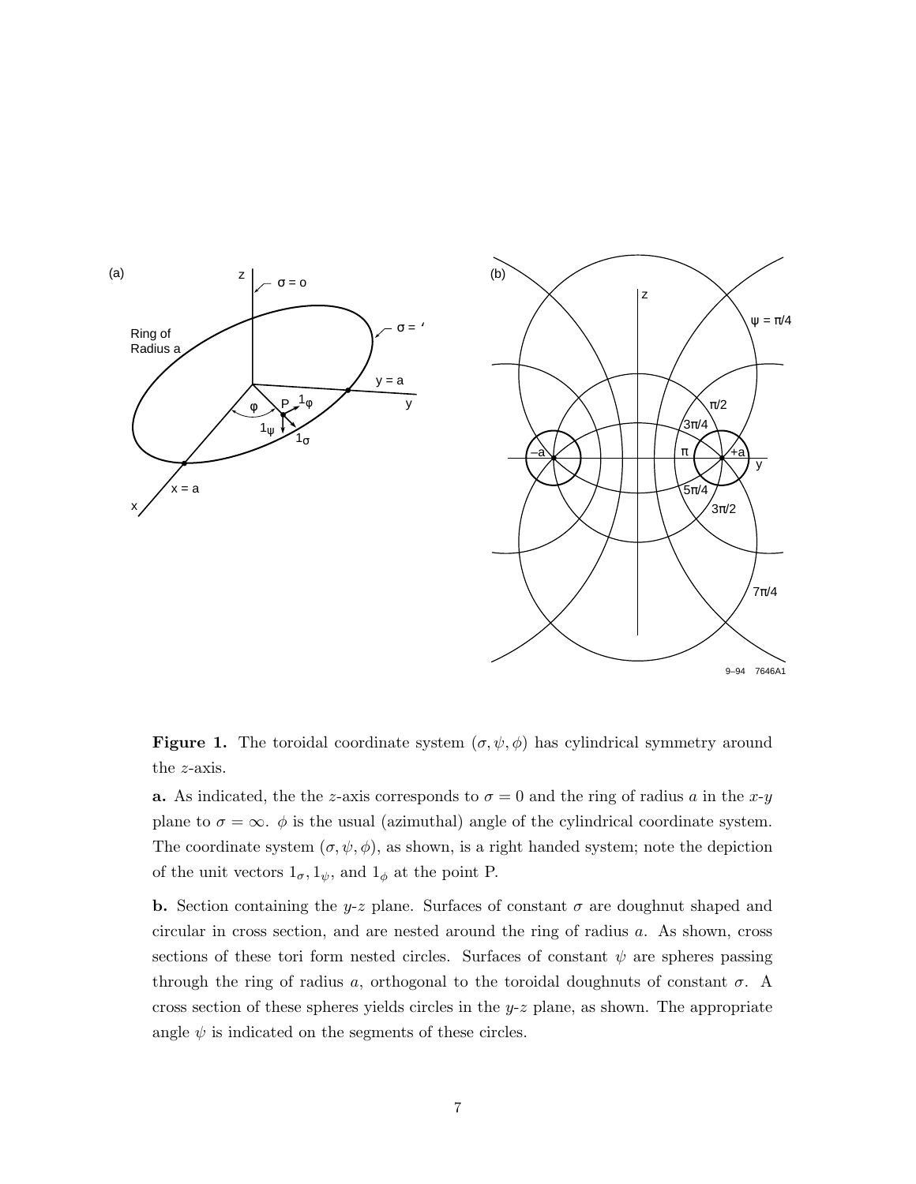**Figure 1.** The toroidal coordinate system $(\sigma, \psi, \phi)$ has cylindrical symmetry around the $z$-axis.

**a.** As indicated, the the $z$-axis corresponds to $\sigma = 0$ and the ring of radius $a$ in the $x$-$y$ plane to $\sigma = \infty$. $\phi$ is the usual (azimuthal) angle of the cylindrical coordinate system. The coordinate system $(\sigma, \psi, \phi)$, as shown, is a right handed system; note the depiction of the unit vectors $1_\sigma, 1_\psi$, and $1_\phi$ at the point P.

**b.** Section containing the $y$-$z$ plane. Surfaces of constant $\sigma$ are doughnut shaped and circular in cross section, and are nested around the ring of radius $a$. As shown, cross sections of these tori form nested circles. Surfaces of constant $\psi$ are spheres passing through the ring of radius $a$, orthogonal to the toroidal doughnuts of constant $\sigma$. A cross section of these spheres yields circles in the $y$-$z$ plane, as shown. The appropriate angle $\psi$ is indicated on the segments of these circles.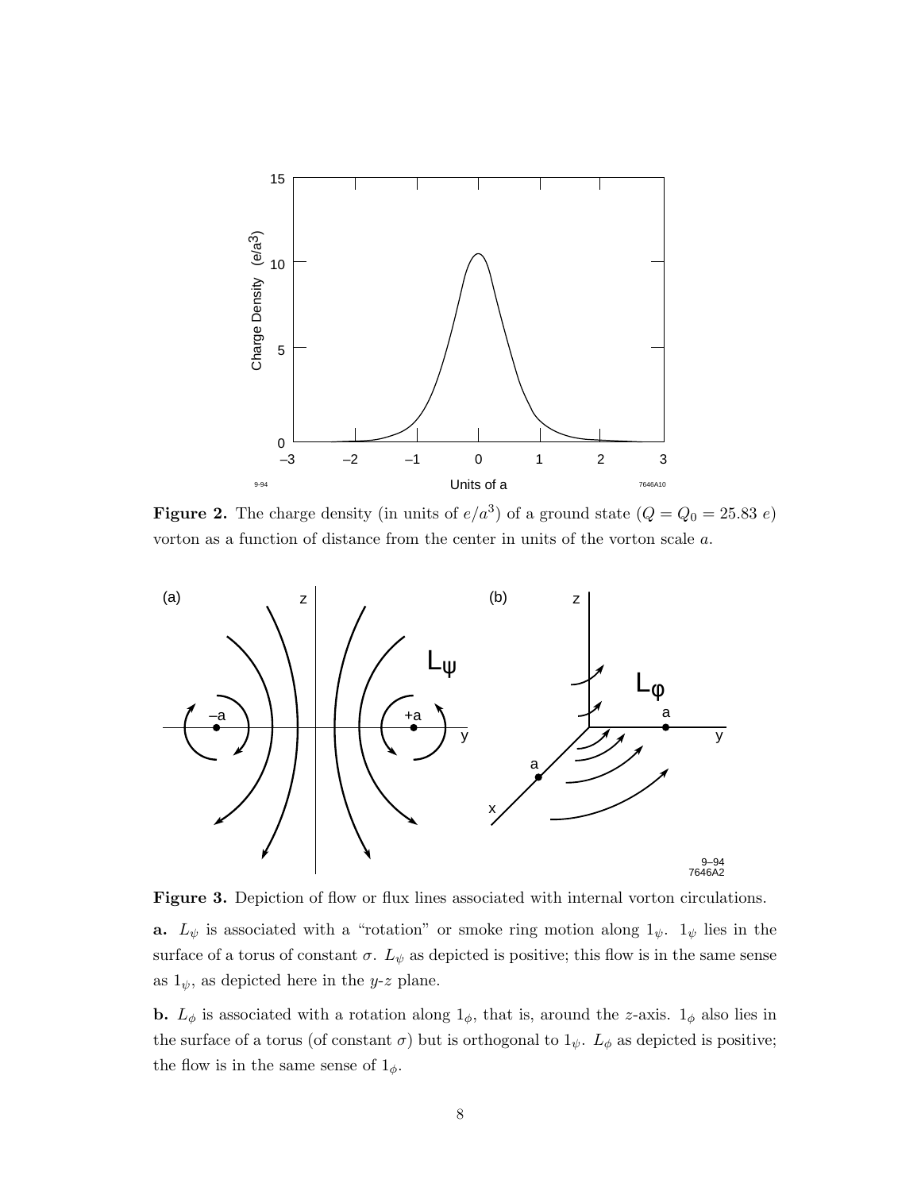**Figure 2.** The charge density (in units of $e/a^3$) of a ground state ($Q = Q_0 = 25.83\ e$) vorton as a function of distance from the center in units of the vorton scale $a$.

**Figure 3.** Depiction of flow or flux lines associated with internal vorton circulations.

**a.** $L_\psi$ is associated with a "rotation" or smoke ring motion along $1_\psi$. $1_\psi$ lies in the surface of a torus of constant $\sigma$. $L_\psi$ as depicted is positive; this flow is in the same sense as $1_\psi$, as depicted here in the $y$-$z$ plane.

**b.** $L_\phi$ is associated with a rotation along $1_\phi$, that is, around the $z$-axis. $1_\phi$ also lies in the surface of a torus (of constant $\sigma$) but is orthogonal to $1_\psi$. $L_\phi$ as depicted is positive; the flow is in the same sense of $1_\phi$.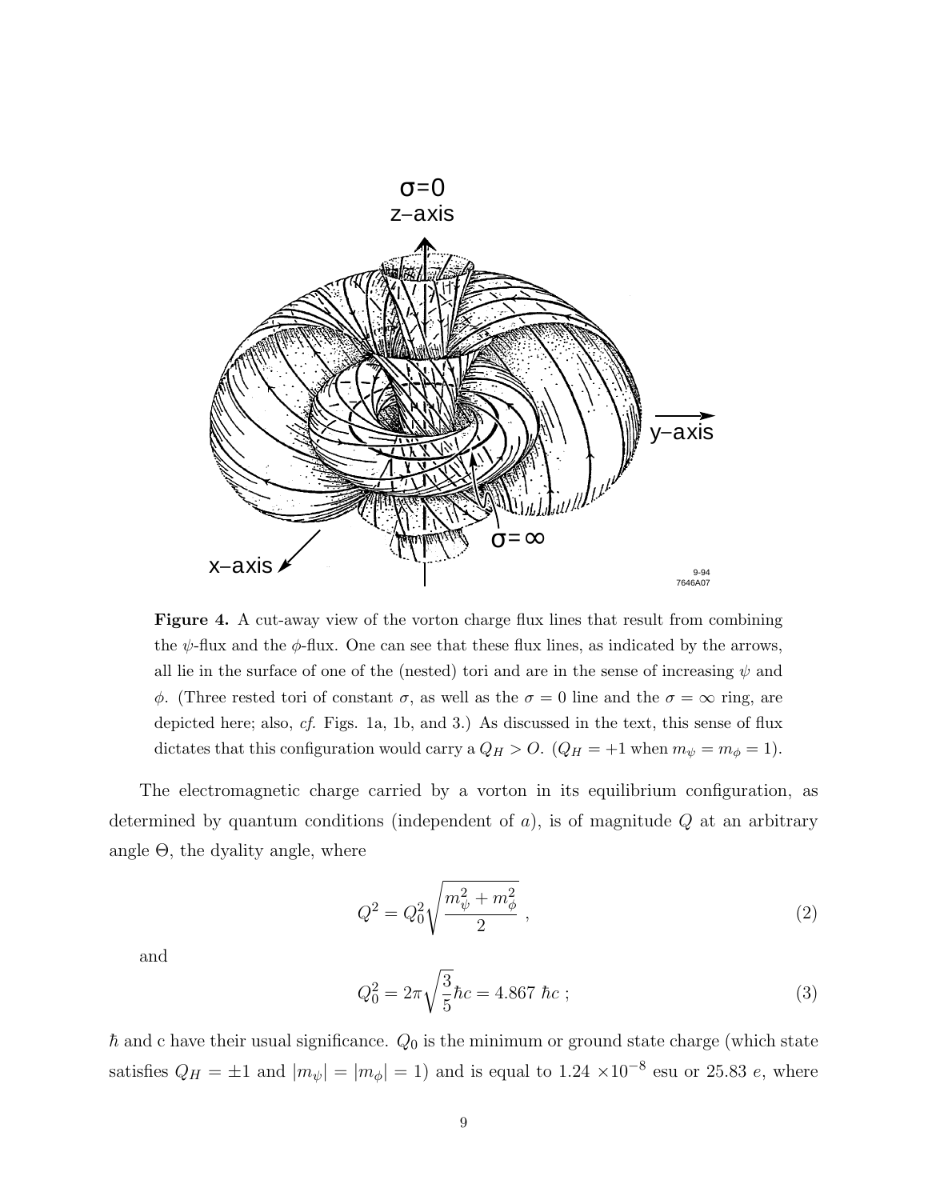**Figure 4.** A cut-away view of the vorton charge flux lines that result from combining the $\psi$-flux and the $\phi$-flux. One can see that these flux lines, as indicated by the arrows, all lie in the surface of one of the (nested) tori and are in the sense of increasing $\psi$ and $\phi$. (Three rested tori of constant $\sigma$, as well as the $\sigma = 0$ line and the $\sigma = \infty$ ring, are depicted here; also, *cf.* Figs. 1a, 1b, and 3.) As discussed in the text, this sense of flux dictates that this configuration would carry a $Q_H > O$. ($Q_H = +1$ when $m_\psi = m_\phi = 1$).

The electromagnetic charge carried by a vorton in its equilibrium configuration, as determined by quantum conditions (independent of $a$), is of magnitude $Q$ at an arbitrary angle $\Theta$, the dyality angle, where

$$Q^2 = Q_0^2 \sqrt{\frac{m_\psi^2 + m_\phi^2}{2}} \; , \tag{2}$$

and

$$Q_0^2 = 2\pi \sqrt{\frac{3}{5}} \hbar c = 4.867 \; \hbar c \; ; \tag{3}$$

$\hbar$ and c have their usual significance. $Q_0$ is the minimum or ground state charge (which state satisfies $Q_H = \pm 1$ and $|m_\psi| = |m_\phi| = 1$) and is equal to $1.24 \times 10^{-8}$ esu or 25.83 $e$, where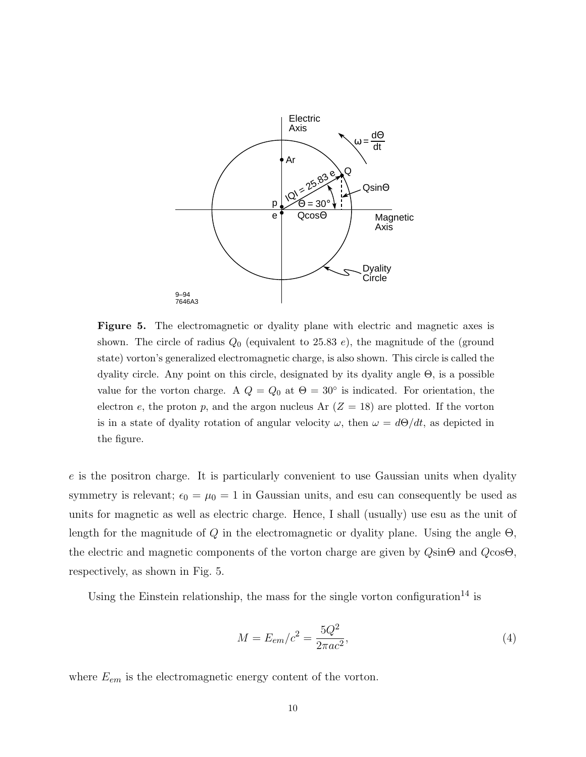**Figure 5.** The electromagnetic or dyality plane with electric and magnetic axes is shown. The circle of radius $Q_0$ (equivalent to 25.83 $e$), the magnitude of the (ground state) vorton's generalized electromagnetic charge, is also shown. This circle is called the dyality circle. Any point on this circle, designated by its dyality angle $\Theta$, is a possible value for the vorton charge. A $Q = Q_0$ at $\Theta = 30°$ is indicated. For orientation, the electron $e$, the proton $p$, and the argon nucleus Ar ($Z = 18$) are plotted. If the vorton is in a state of dyality rotation of angular velocity $\omega$, then $\omega = d\Theta/dt$, as depicted in the figure.

$e$ is the positron charge. It is particularly convenient to use Gaussian units when dyality symmetry is relevant; $\epsilon_0 = \mu_0 = 1$ in Gaussian units, and esu can consequently be used as units for magnetic as well as electric charge. Hence, I shall (usually) use esu as the unit of length for the magnitude of $Q$ in the electromagnetic or dyality plane. Using the angle $\Theta$, the electric and magnetic components of the vorton charge are given by $Q\sin\Theta$ and $Q\cos\Theta$, respectively, as shown in Fig. 5.

Using the Einstein relationship, the mass for the single vorton configuration[14] is

$$M = E_{em}/c^2 = \frac{5Q^2}{2\pi ac^2}, \tag{4}$$

where $E_{em}$ is the electromagnetic energy content of the vorton.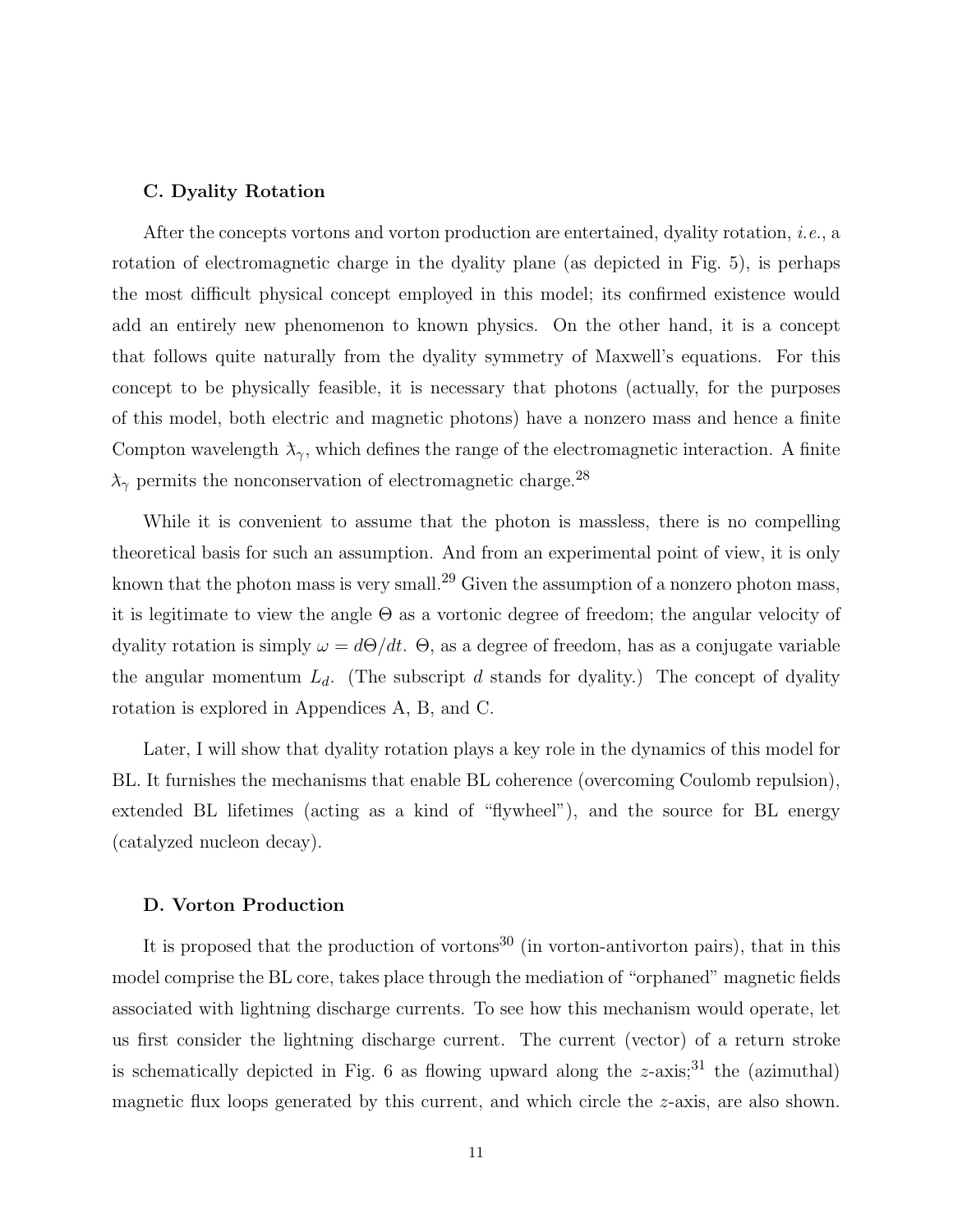### C. Dyality Rotation

After the concepts vortons and vorton production are entertained, dyality rotation, *i.e.*, a rotation of electromagnetic charge in the dyality plane (as depicted in Fig. 5), is perhaps the most difficult physical concept employed in this model; its confirmed existence would add an entirely new phenomenon to known physics. On the other hand, it is a concept that follows quite naturally from the dyality symmetry of Maxwell's equations. For this concept to be physically feasible, it is necessary that photons (actually, for the purposes of this model, both electric and magnetic photons) have a nonzero mass and hence a finite Compton wavelength $\lambda_\gamma$, which defines the range of the electromagnetic interaction. A finite $\lambda_\gamma$ permits the nonconservation of electromagnetic charge.[28]

While it is convenient to assume that the photon is massless, there is no compelling theoretical basis for such an assumption. And from an experimental point of view, it is only known that the photon mass is very small.[29] Given the assumption of a nonzero photon mass, it is legitimate to view the angle $\Theta$ as a vortonic degree of freedom; the angular velocity of dyality rotation is simply $\omega = d\Theta/dt$. $\Theta$, as a degree of freedom, has as a conjugate variable the angular momentum $L_d$. (The subscript $d$ stands for dyality.) The concept of dyality rotation is explored in Appendices A, B, and C.

Later, I will show that dyality rotation plays a key role in the dynamics of this model for BL. It furnishes the mechanisms that enable BL coherence (overcoming Coulomb repulsion), extended BL lifetimes (acting as a kind of "flywheel"), and the source for BL energy (catalyzed nucleon decay).

### D. Vorton Production

It is proposed that the production of vortons[30] (in vorton-antivorton pairs), that in this model comprise the BL core, takes place through the mediation of "orphaned" magnetic fields associated with lightning discharge currents. To see how this mechanism would operate, let us first consider the lightning discharge current. The current (vector) of a return stroke is schematically depicted in Fig. 6 as flowing upward along the $z$-axis;[31] the (azimuthal) magnetic flux loops generated by this current, and which circle the $z$-axis, are also shown.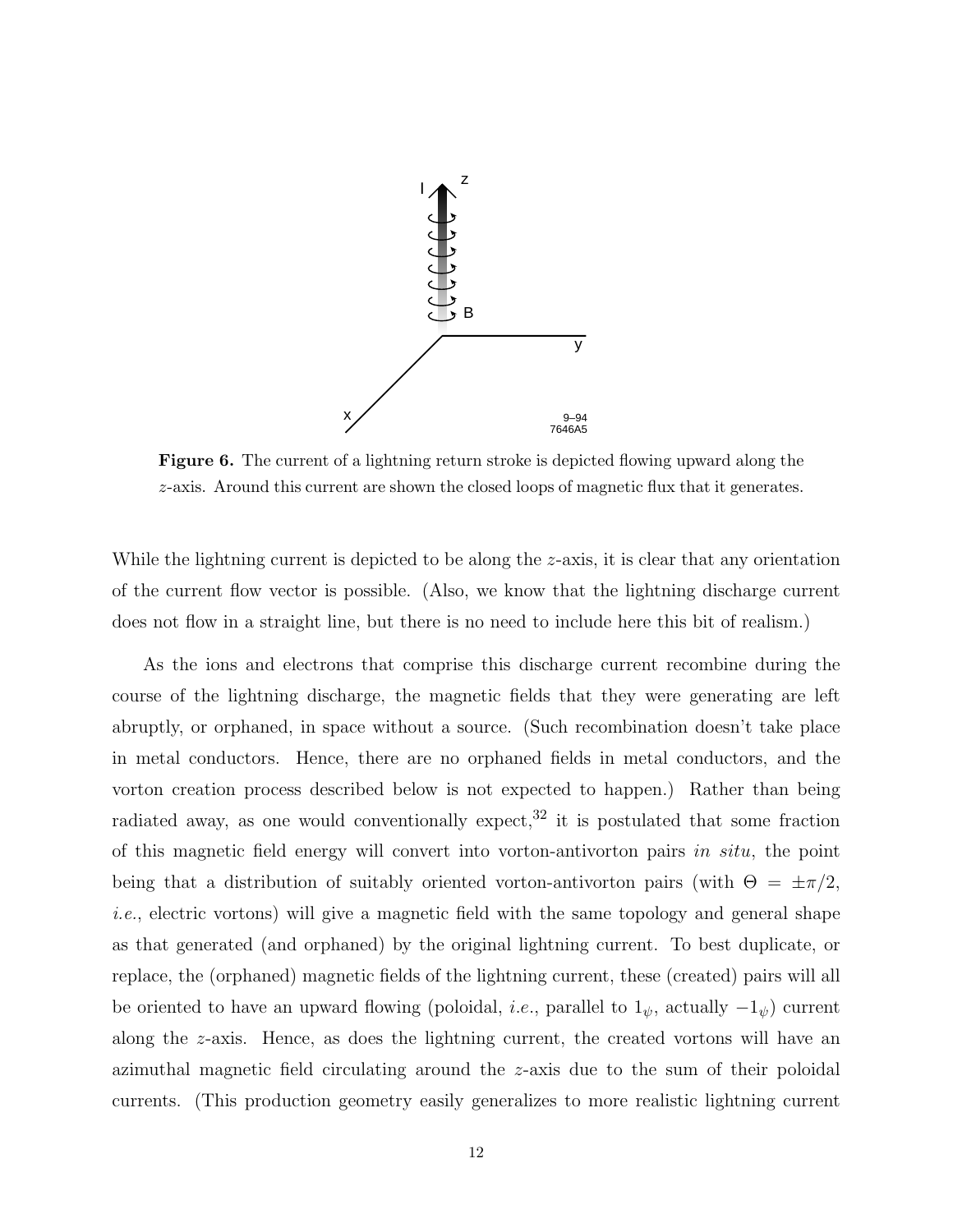**Figure 6.** The current of a lightning return stroke is depicted flowing upward along the $z$-axis. Around this current are shown the closed loops of magnetic flux that it generates.

While the lightning current is depicted to be along the $z$-axis, it is clear that any orientation of the current flow vector is possible. (Also, we know that the lightning discharge current does not flow in a straight line, but there is no need to include here this bit of realism.)

As the ions and electrons that comprise this discharge current recombine during the course of the lightning discharge, the magnetic fields that they were generating are left abruptly, or orphaned, in space without a source. (Such recombination doesn't take place in metal conductors. Hence, there are no orphaned fields in metal conductors, and the vorton creation process described below is not expected to happen.) Rather than being radiated away, as one would conventionally expect,[32] it is postulated that some fraction of this magnetic field energy will convert into vorton-antivorton pairs *in situ*, the point being that a distribution of suitably oriented vorton-antivorton pairs (with $\Theta = \pm\pi/2$, *i.e.*, electric vortons) will give a magnetic field with the same topology and general shape as that generated (and orphaned) by the original lightning current. To best duplicate, or replace, the (orphaned) magnetic fields of the lightning current, these (created) pairs will all be oriented to have an upward flowing (poloidal, *i.e.*, parallel to $1_\psi$, actually $-1_\psi$) current along the $z$-axis. Hence, as does the lightning current, the created vortons will have an azimuthal magnetic field circulating around the $z$-axis due to the sum of their poloidal currents. (This production geometry easily generalizes to more realistic lightning current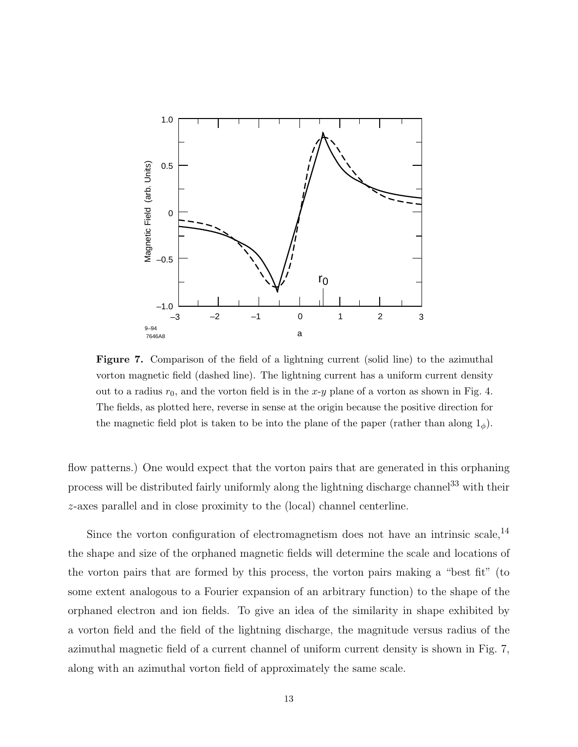**Figure 7.** Comparison of the field of a lightning current (solid line) to the azimuthal vorton magnetic field (dashed line). The lightning current has a uniform current density out to a radius $r_0$, and the vorton field is in the $x$-$y$ plane of a vorton as shown in Fig. 4. The fields, as plotted here, reverse in sense at the origin because the positive direction for the magnetic field plot is taken to be into the plane of the paper (rather than along $1_\phi$).

flow patterns.) One would expect that the vorton pairs that are generated in this orphaning process will be distributed fairly uniformly along the lightning discharge channel[33] with their $z$-axes parallel and in close proximity to the (local) channel centerline.

Since the vorton configuration of electromagnetism does not have an intrinsic scale,[14] the shape and size of the orphaned magnetic fields will determine the scale and locations of the vorton pairs that are formed by this process, the vorton pairs making a "best fit" (to some extent analogous to a Fourier expansion of an arbitrary function) to the shape of the orphaned electron and ion fields. To give an idea of the similarity in shape exhibited by a vorton field and the field of the lightning discharge, the magnitude versus radius of the azimuthal magnetic field of a current channel of uniform current density is shown in Fig. 7, along with an azimuthal vorton field of approximately the same scale.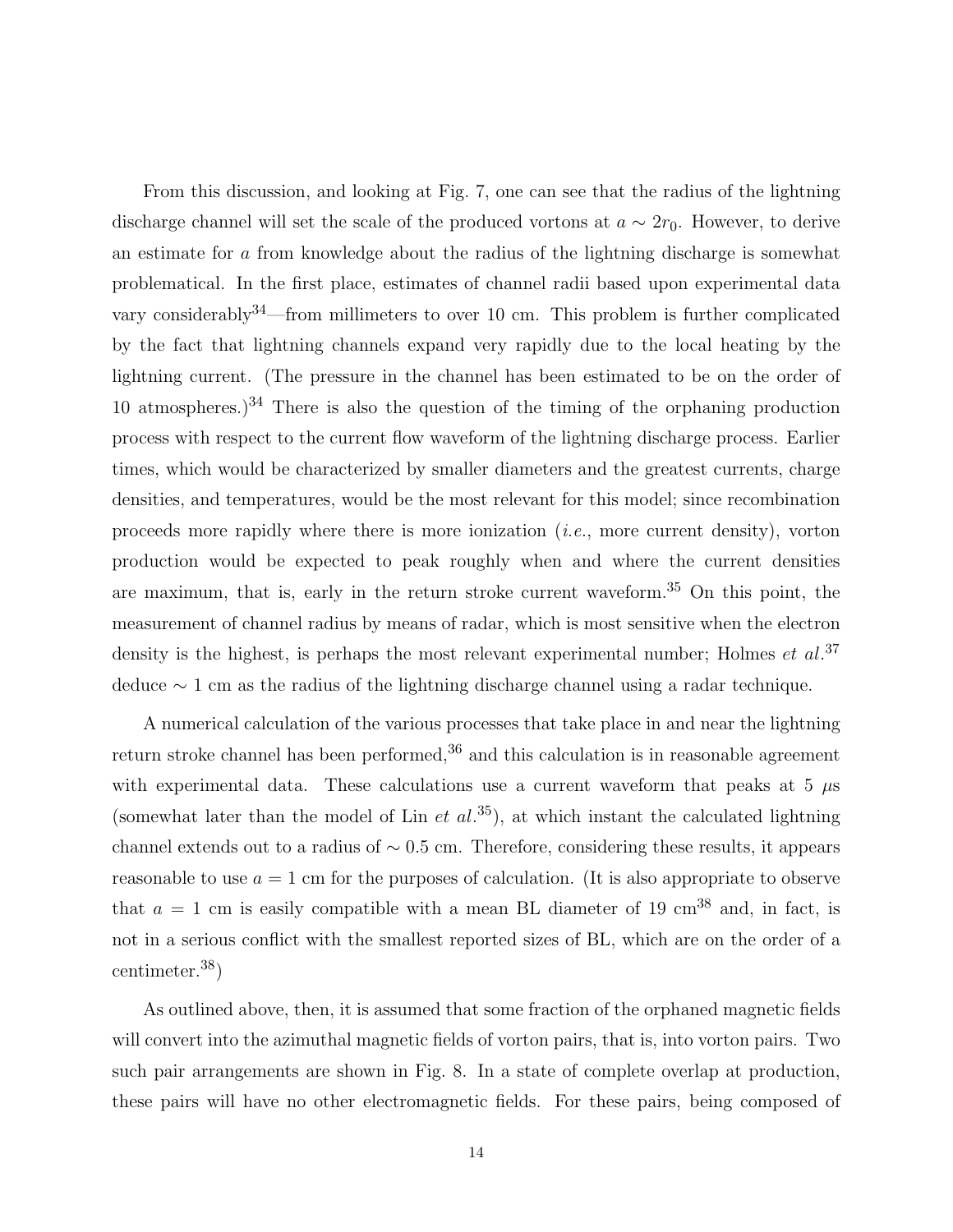From this discussion, and looking at Fig. 7, one can see that the radius of the lightning discharge channel will set the scale of the produced vortons at $a \sim 2r_0$. However, to derive an estimate for $a$ from knowledge about the radius of the lightning discharge is somewhat problematical. In the first place, estimates of channel radii based upon experimental data vary considerably[34]—from millimeters to over 10 cm. This problem is further complicated by the fact that lightning channels expand very rapidly due to the local heating by the lightning current. (The pressure in the channel has been estimated to be on the order of 10 atmospheres.)[34] There is also the question of the timing of the orphaning production process with respect to the current flow waveform of the lightning discharge process. Earlier times, which would be characterized by smaller diameters and the greatest currents, charge densities, and temperatures, would be the most relevant for this model; since recombination proceeds more rapidly where there is more ionization (*i.e.*, more current density), vorton production would be expected to peak roughly when and where the current densities are maximum, that is, early in the return stroke current waveform.[35] On this point, the measurement of channel radius by means of radar, which is most sensitive when the electron density is the highest, is perhaps the most relevant experimental number; Holmes *et al.*[37] deduce $\sim 1$ cm as the radius of the lightning discharge channel using a radar technique.

A numerical calculation of the various processes that take place in and near the lightning return stroke channel has been performed,[36] and this calculation is in reasonable agreement with experimental data. These calculations use a current waveform that peaks at 5 $\mu$s (somewhat later than the model of Lin *et al.*[35]), at which instant the calculated lightning channel extends out to a radius of $\sim 0.5$ cm. Therefore, considering these results, it appears reasonable to use $a = 1$ cm for the purposes of calculation. (It is also appropriate to observe that $a = 1$ cm is easily compatible with a mean BL diameter of 19 cm[38] and, in fact, is not in a serious conflict with the smallest reported sizes of BL, which are on the order of a centimeter.[38])

As outlined above, then, it is assumed that some fraction of the orphaned magnetic fields will convert into the azimuthal magnetic fields of vorton pairs, that is, into vorton pairs. Two such pair arrangements are shown in Fig. 8. In a state of complete overlap at production, these pairs will have no other electromagnetic fields. For these pairs, being composed of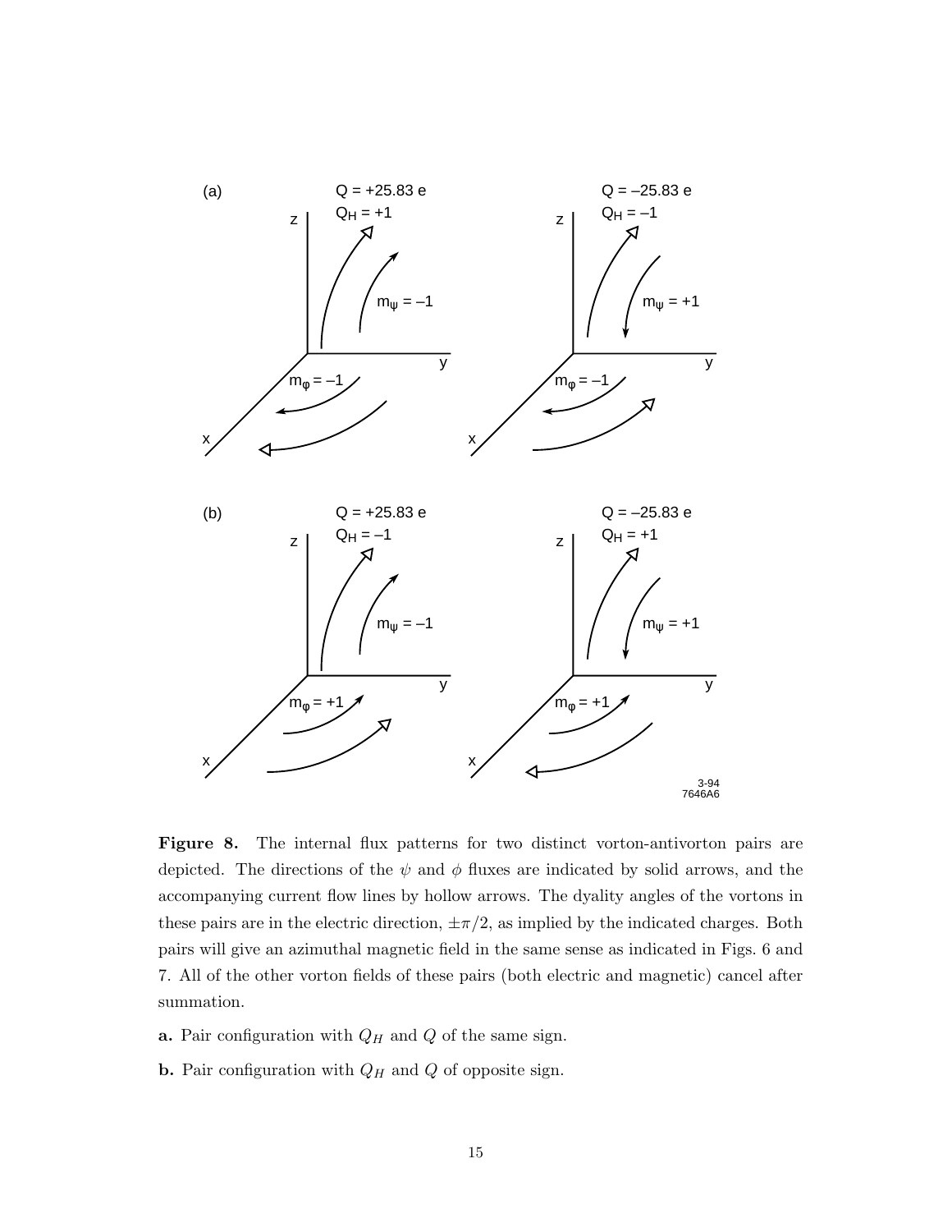**Figure 8.** The internal flux patterns for two distinct vorton-antivorton pairs are depicted. The directions of the $\psi$ and $\phi$ fluxes are indicated by solid arrows, and the accompanying current flow lines by hollow arrows. The dyality angles of the vortons in these pairs are in the electric direction, $\pm\pi/2$, as implied by the indicated charges. Both pairs will give an azimuthal magnetic field in the same sense as indicated in Figs. 6 and 7. All of the other vorton fields of these pairs (both electric and magnetic) cancel after summation.

**a.** Pair configuration with $Q_H$ and $Q$ of the same sign.

**b.** Pair configuration with $Q_H$ and $Q$ of opposite sign.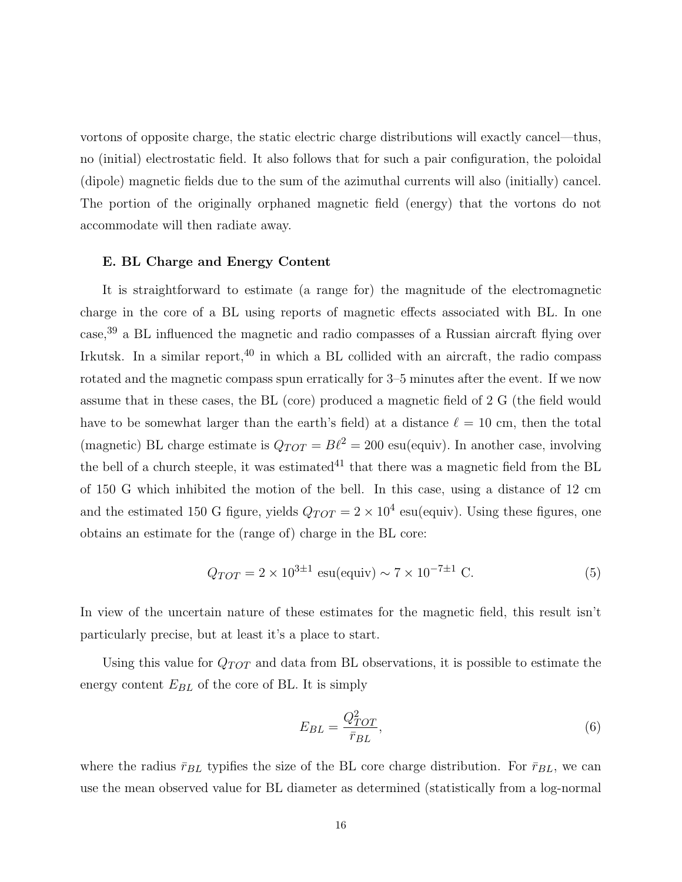vortons of opposite charge, the static electric charge distributions will exactly cancel—thus, no (initial) electrostatic field. It also follows that for such a pair configuration, the poloidal (dipole) magnetic fields due to the sum of the azimuthal currents will also (initially) cancel. The portion of the originally orphaned magnetic field (energy) that the vortons do not accommodate will then radiate away.

### E. BL Charge and Energy Content

It is straightforward to estimate (a range for) the magnitude of the electromagnetic charge in the core of a BL using reports of magnetic effects associated with BL. In one case,[39] a BL influenced the magnetic and radio compasses of a Russian aircraft flying over Irkutsk. In a similar report,[40] in which a BL collided with an aircraft, the radio compass rotated and the magnetic compass spun erratically for 3–5 minutes after the event. If we now assume that in these cases, the BL (core) produced a magnetic field of 2 G (the field would have to be somewhat larger than the earth's field) at a distance $\ell = 10$ cm, then the total (magnetic) BL charge estimate is $Q_{TOT} = B\ell^2 = 200$ esu(equiv). In another case, involving the bell of a church steeple, it was estimated[41] that there was a magnetic field from the BL of 150 G which inhibited the motion of the bell. In this case, using a distance of 12 cm and the estimated 150 G figure, yields $Q_{TOT} = 2 \times 10^4$ esu(equiv). Using these figures, one obtains an estimate for the (range of) charge in the BL core:

$$Q_{TOT} = 2 \times 10^{3 \pm 1} \text{ esu(equiv)} \sim 7 \times 10^{-7 \pm 1} \text{ C}. \tag{5}$$

In view of the uncertain nature of these estimates for the magnetic field, this result isn't particularly precise, but at least it's a place to start.

Using this value for $Q_{TOT}$ and data from BL observations, it is possible to estimate the energy content $E_{BL}$ of the core of BL. It is simply

$$E_{BL} = \frac{Q_{TOT}^2}{\bar{r}_{BL}}, \tag{6}$$

where the radius $\bar{r}_{BL}$ typifies the size of the BL core charge distribution. For $\bar{r}_{BL}$, we can use the mean observed value for BL diameter as determined (statistically from a log-normal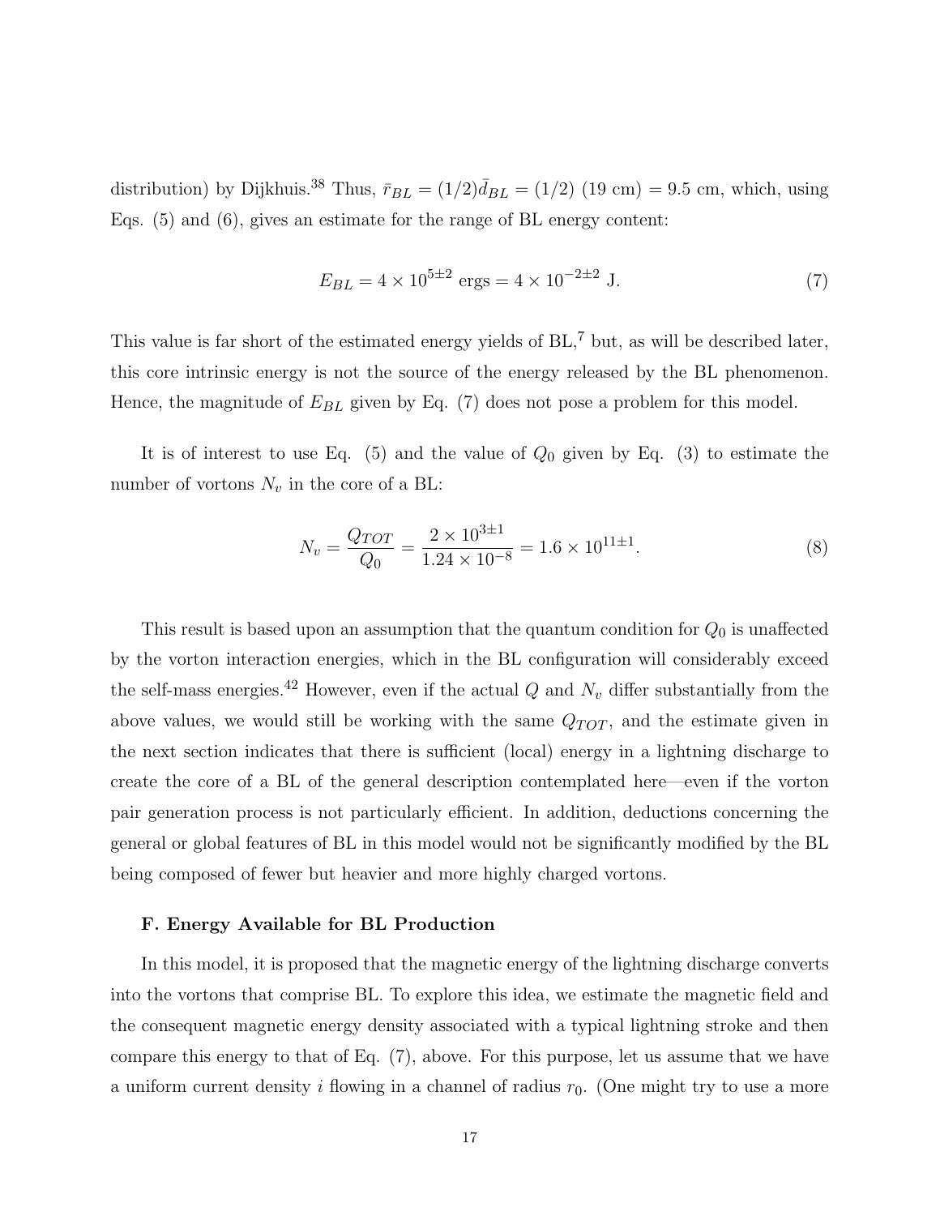distribution) by Dijkhuis.[38] Thus, $\bar{r}_{BL} = (1/2)\bar{d}_{BL} = (1/2)$ (19 cm) = 9.5 cm, which, using Eqs. (5) and (6), gives an estimate for the range of BL energy content:

$$E_{BL} = 4 \times 10^{5\pm 2} \text{ ergs} = 4 \times 10^{-2\pm 2} \text{ J}. \tag{7}$$

This value is far short of the estimated energy yields of BL,[7] but, as will be described later, this core intrinsic energy is not the source of the energy released by the BL phenomenon. Hence, the magnitude of $E_{BL}$ given by Eq. (7) does not pose a problem for this model.

It is of interest to use Eq. (5) and the value of $Q_0$ given by Eq. (3) to estimate the number of vortons $N_v$ in the core of a BL:

$$N_v = \frac{Q_{TOT}}{Q_0} = \frac{2 \times 10^{3\pm 1}}{1.24 \times 10^{-8}} = 1.6 \times 10^{11\pm 1}. \tag{8}$$

This result is based upon an assumption that the quantum condition for $Q_0$ is unaffected by the vorton interaction energies, which in the BL configuration will considerably exceed the self-mass energies.[42] However, even if the actual $Q$ and $N_v$ differ substantially from the above values, we would still be working with the same $Q_{TOT}$, and the estimate given in the next section indicates that there is sufficient (local) energy in a lightning discharge to create the core of a BL of the general description contemplated here—even if the vorton pair generation process is not particularly efficient. In addition, deductions concerning the general or global features of BL in this model would not be significantly modified by the BL being composed of fewer but heavier and more highly charged vortons.

### F. Energy Available for BL Production

In this model, it is proposed that the magnetic energy of the lightning discharge converts into the vortons that comprise BL. To explore this idea, we estimate the magnetic field and the consequent magnetic energy density associated with a typical lightning stroke and then compare this energy to that of Eq. (7), above. For this purpose, let us assume that we have a uniform current density $i$ flowing in a channel of radius $r_0$. (One might try to use a more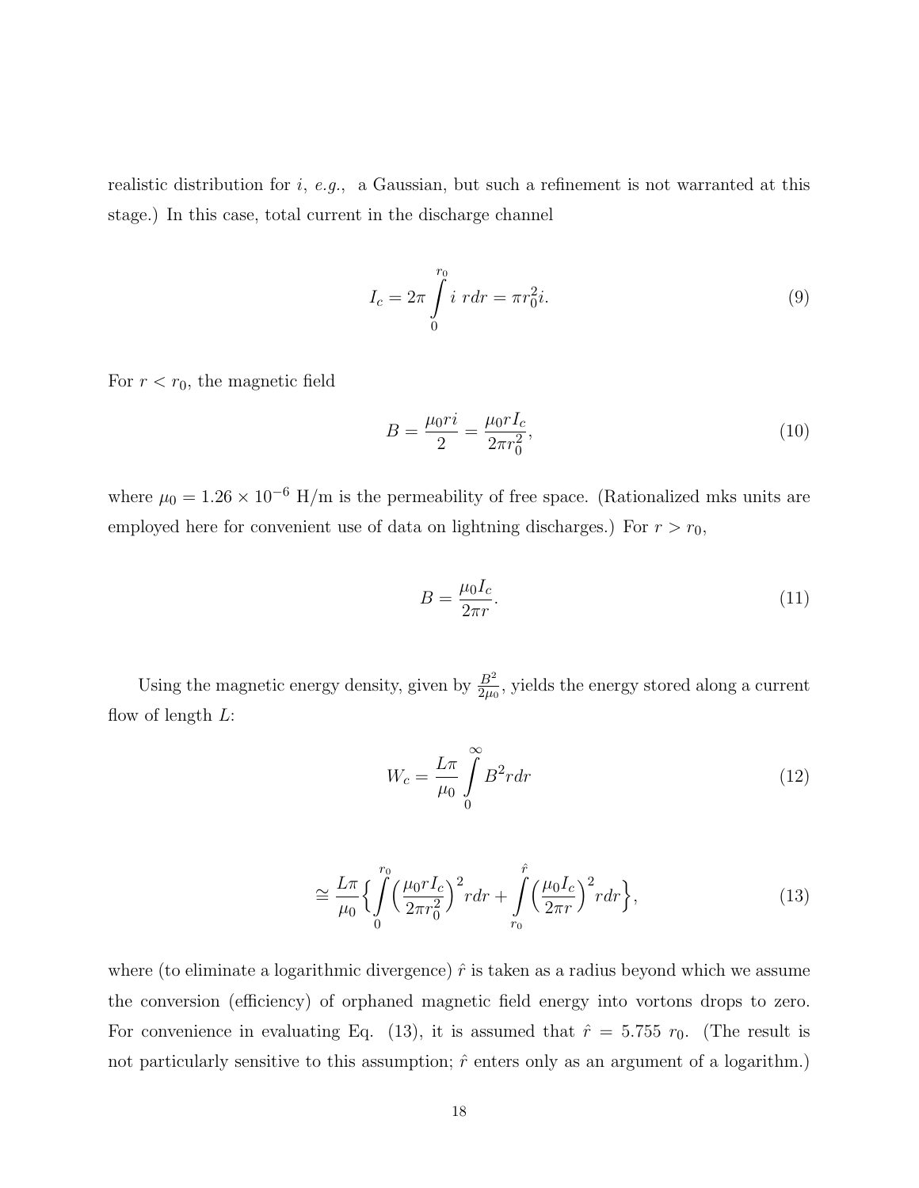realistic distribution for $i$, *e.g.*, a Gaussian, but such a refinement is not warranted at this stage.) In this case, total current in the discharge channel

$$I_c = 2\pi \int_0^{r_0} i \; r dr = \pi r_0^2 i. \tag{9}$$

For $r < r_0$, the magnetic field

$$B = \frac{\mu_0 r i}{2} = \frac{\mu_0 r I_c}{2\pi r_0^2}, \tag{10}$$

where $\mu_0 = 1.26 \times 10^{-6}$ H/m is the permeability of free space. (Rationalized mks units are employed here for convenient use of data on lightning discharges.) For $r > r_0$,

$$B = \frac{\mu_0 I_c}{2\pi r}. \tag{11}$$

Using the magnetic energy density, given by $\frac{B^2}{2\mu_0}$, yields the energy stored along a current flow of length $L$:

$$W_c = \frac{L\pi}{\mu_0} \int_0^{\infty} B^2 r dr \tag{12}$$

$$\cong \frac{L\pi}{\mu_0} \Big\{ \int_0^{r_0} \Big( \frac{\mu_0 r I_c}{2\pi r_0^2} \Big)^2 r dr + \int_{r_0}^{\hat{r}} \Big( \frac{\mu_0 I_c}{2\pi r} \Big)^2 r dr \Big\}, \tag{13}$$

where (to eliminate a logarithmic divergence) $\hat{r}$ is taken as a radius beyond which we assume the conversion (efficiency) of orphaned magnetic field energy into vortons drops to zero. For convenience in evaluating Eq. (13), it is assumed that $\hat{r} = 5.755 \; r_0$. (The result is not particularly sensitive to this assumption; $\hat{r}$ enters only as an argument of a logarithm.)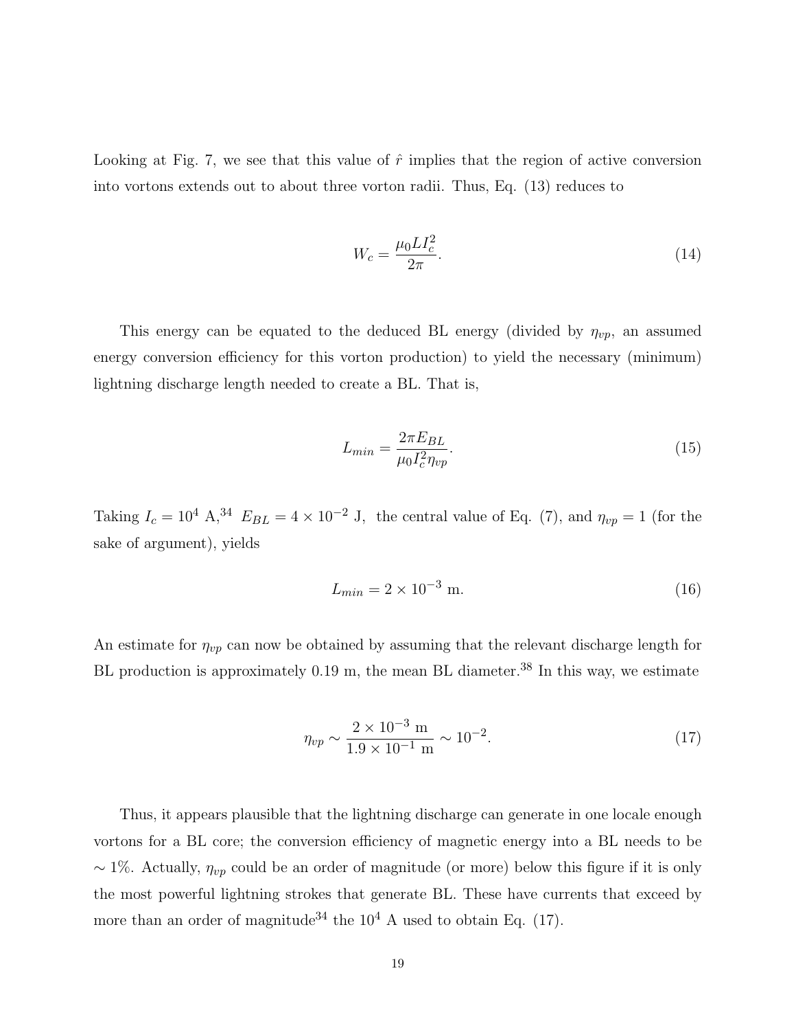Looking at Fig. 7, we see that this value of $\hat{r}$ implies that the region of active conversion into vortons extends out to about three vorton radii. Thus, Eq. (13) reduces to

$$W_c = \frac{\mu_0 L I_c^2}{2\pi}. \tag{14}$$

This energy can be equated to the deduced BL energy (divided by $\eta_{vp}$, an assumed energy conversion efficiency for this vorton production) to yield the necessary (minimum) lightning discharge length needed to create a BL. That is,

$$L_{min} = \frac{2\pi E_{BL}}{\mu_0 I_c^2 \eta_{vp}}. \tag{15}$$

Taking $I_c = 10^4$ A,[34] $E_{BL} = 4 \times 10^{-2}$ J, the central value of Eq. (7), and $\eta_{vp} = 1$ (for the sake of argument), yields

$$L_{min} = 2 \times 10^{-3} \text{ m}. \tag{16}$$

An estimate for $\eta_{vp}$ can now be obtained by assuming that the relevant discharge length for BL production is approximately 0.19 m, the mean BL diameter.[38] In this way, we estimate

$$\eta_{vp} \sim \frac{2 \times 10^{-3} \text{ m}}{1.9 \times 10^{-1} \text{ m}} \sim 10^{-2}. \tag{17}$$

Thus, it appears plausible that the lightning discharge can generate in one locale enough vortons for a BL core; the conversion efficiency of magnetic energy into a BL needs to be $\sim 1\%$. Actually, $\eta_{vp}$ could be an order of magnitude (or more) below this figure if it is only the most powerful lightning strokes that generate BL. These have currents that exceed by more than an order of magnitude[34] the $10^4$ A used to obtain Eq. (17).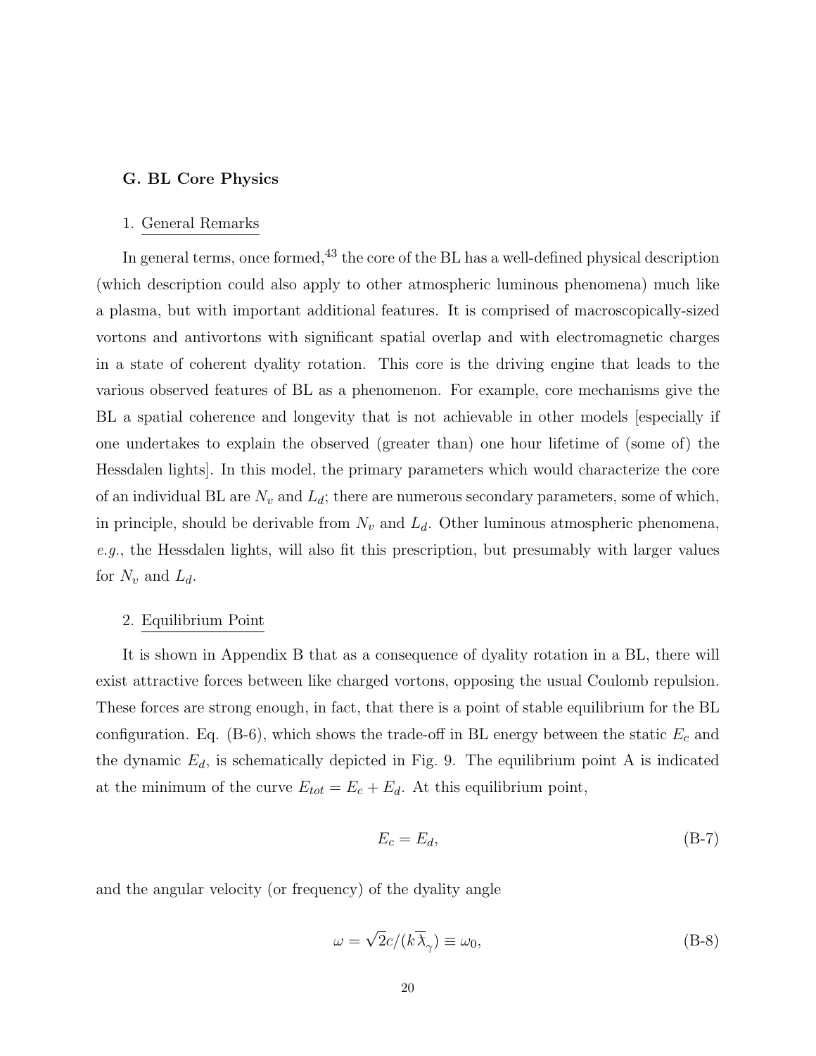### G. BL Core Physics

#### 1. General Remarks

In general terms, once formed,[43] the core of the BL has a well-defined physical description (which description could also apply to other atmospheric luminous phenomena) much like a plasma, but with important additional features. It is comprised of macroscopically-sized vortons and antivortons with significant spatial overlap and with electromagnetic charges in a state of coherent dyality rotation. This core is the driving engine that leads to the various observed features of BL as a phenomenon. For example, core mechanisms give the BL a spatial coherence and longevity that is not achievable in other models [especially if one undertakes to explain the observed (greater than) one hour lifetime of (some of) the Hessdalen lights]. In this model, the primary parameters which would characterize the core of an individual BL are $N_v$ and $L_d$; there are numerous secondary parameters, some of which, in principle, should be derivable from $N_v$ and $L_d$. Other luminous atmospheric phenomena, *e.g.*, the Hessdalen lights, will also fit this prescription, but presumably with larger values for $N_v$ and $L_d$.

#### 2. Equilibrium Point

It is shown in Appendix B that as a consequence of dyality rotation in a BL, there will exist attractive forces between like charged vortons, opposing the usual Coulomb repulsion. These forces are strong enough, in fact, that there is a point of stable equilibrium for the BL configuration. Eq. (B-6), which shows the trade-off in BL energy between the static $E_c$ and the dynamic $E_d$, is schematically depicted in Fig. 9. The equilibrium point A is indicated at the minimum of the curve $E_{tot} = E_c + E_d$. At this equilibrium point,

$$E_c = E_d, \tag{B-7}$$

and the angular velocity (or frequency) of the dyality angle

$$\omega = \sqrt{2}c/(k\overline{\lambda}_{\gamma}) \equiv \omega_0, \tag{B-8}$$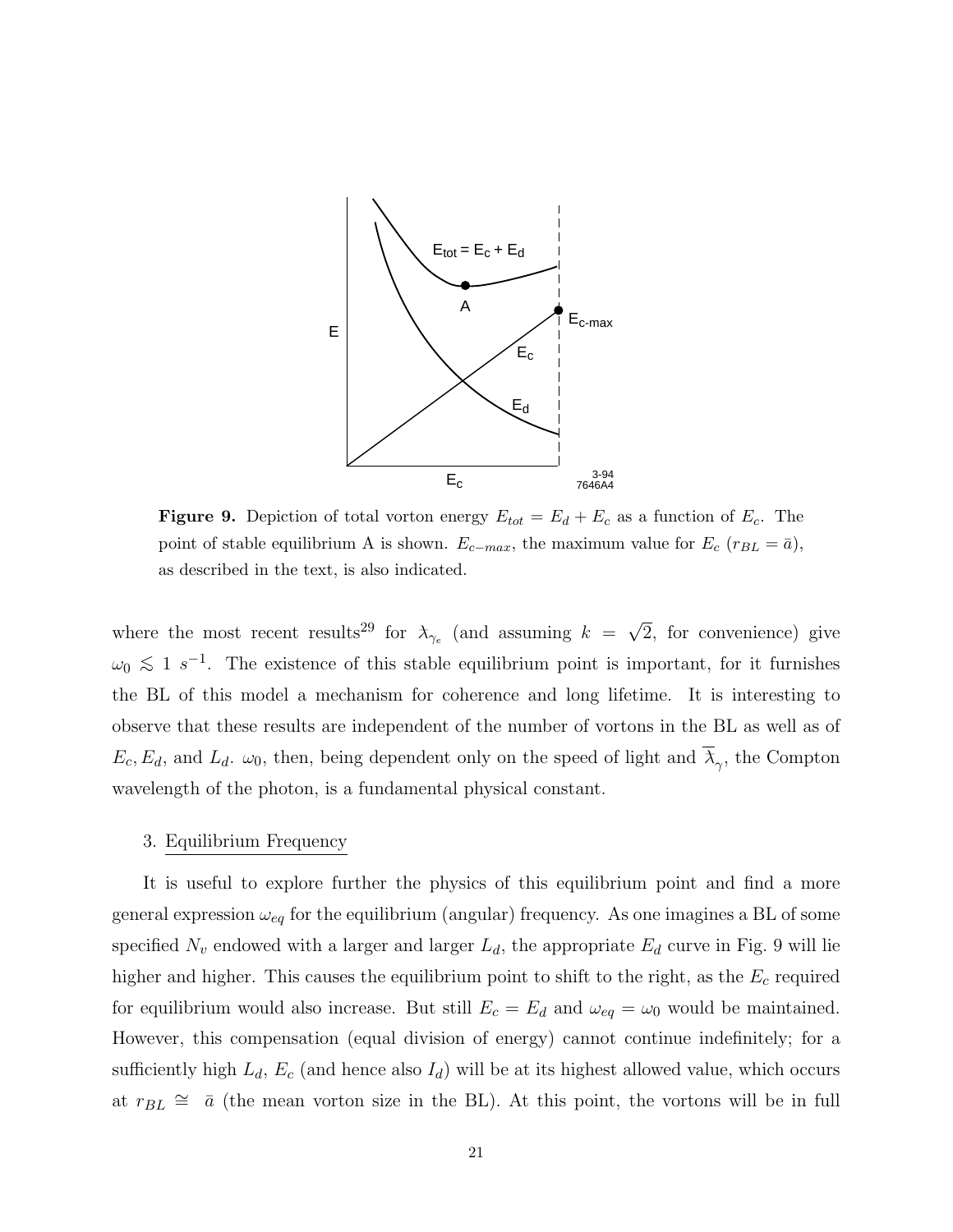**Figure 9.** Depiction of total vorton energy $E_{tot} = E_d + E_c$ as a function of $E_c$. The point of stable equilibrium A is shown. $E_{c-max}$, the maximum value for $E_c$ ($r_{BL} = \bar{a}$), as described in the text, is also indicated.

where the most recent results[29] for $\lambda_{\gamma_e}$ (and assuming $k = \sqrt{2}$, for convenience) give $\omega_0 \lesssim 1\ s^{-1}$. The existence of this stable equilibrium point is important, for it furnishes the BL of this model a mechanism for coherence and long lifetime. It is interesting to observe that these results are independent of the number of vortons in the BL as well as of $E_c, E_d$, and $L_d$. $\omega_0$, then, being dependent only on the speed of light and $\overline{\lambda}_{\gamma}$, the Compton wavelength of the photon, is a fundamental physical constant.

3. Equilibrium Frequency

It is useful to explore further the physics of this equilibrium point and find a more general expression $\omega_{eq}$ for the equilibrium (angular) frequency. As one imagines a BL of some specified $N_v$ endowed with a larger and larger $L_d$, the appropriate $E_d$ curve in Fig. 9 will lie higher and higher. This causes the equilibrium point to shift to the right, as the $E_c$ required for equilibrium would also increase. But still $E_c = E_d$ and $\omega_{eq} = \omega_0$ would be maintained. However, this compensation (equal division of energy) cannot continue indefinitely; for a sufficiently high $L_d$, $E_c$ (and hence also $I_d$) will be at its highest allowed value, which occurs at $r_{BL} \cong \bar{a}$ (the mean vorton size in the BL). At this point, the vortons will be in full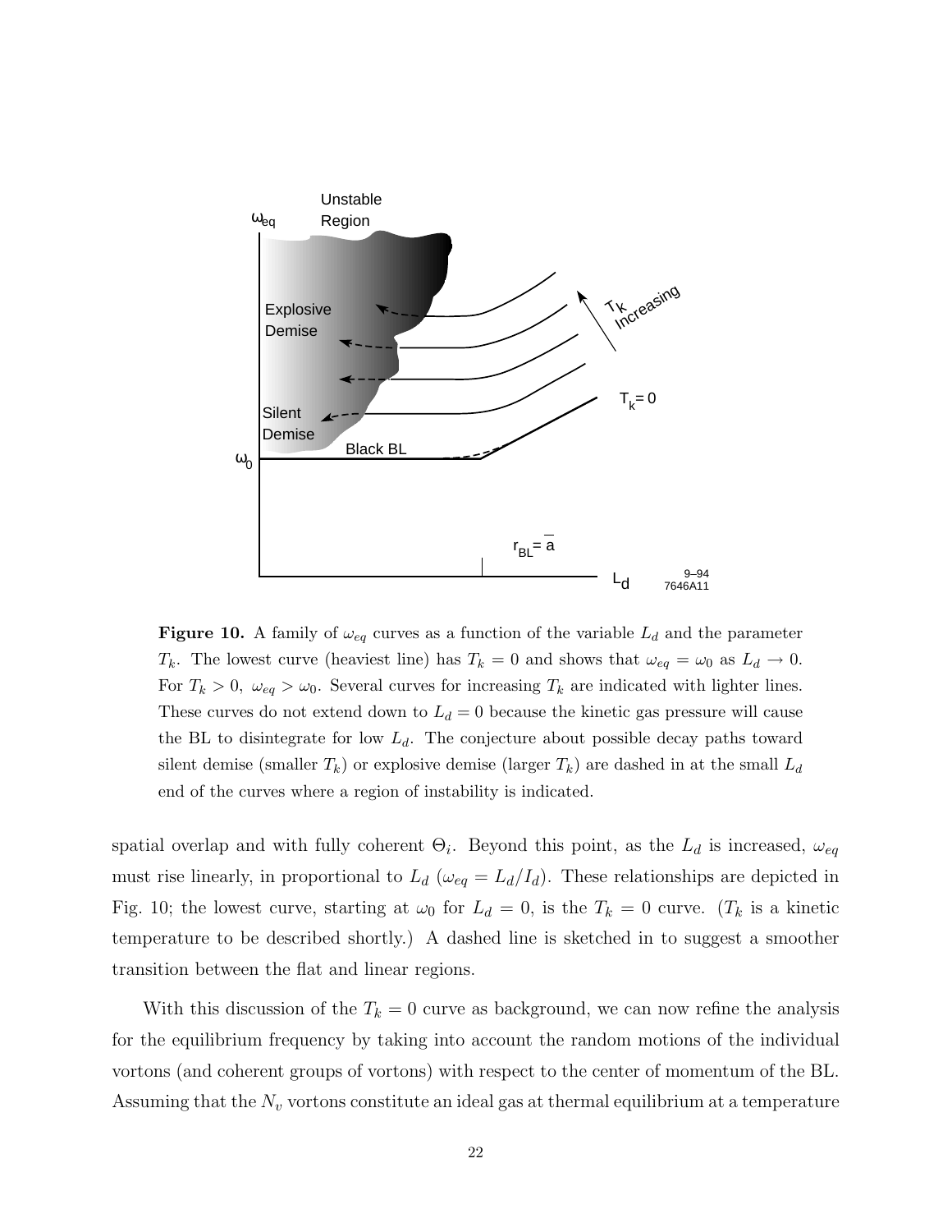**Figure 10.** A family of $\omega_{eq}$ curves as a function of the variable $L_d$ and the parameter $T_k$. The lowest curve (heaviest line) has $T_k = 0$ and shows that $\omega_{eq} = \omega_0$ as $L_d \to 0$. For $T_k > 0$, $\omega_{eq} > \omega_0$. Several curves for increasing $T_k$ are indicated with lighter lines. These curves do not extend down to $L_d = 0$ because the kinetic gas pressure will cause the BL to disintegrate for low $L_d$. The conjecture about possible decay paths toward silent demise (smaller $T_k$) or explosive demise (larger $T_k$) are dashed in at the small $L_d$ end of the curves where a region of instability is indicated.

spatial overlap and with fully coherent $\Theta_i$. Beyond this point, as the $L_d$ is increased, $\omega_{eq}$ must rise linearly, in proportional to $L_d$ ($\omega_{eq} = L_d/I_d$). These relationships are depicted in Fig. 10; the lowest curve, starting at $\omega_0$ for $L_d = 0$, is the $T_k = 0$ curve. ($T_k$ is a kinetic temperature to be described shortly.) A dashed line is sketched in to suggest a smoother transition between the flat and linear regions.

With this discussion of the $T_k = 0$ curve as background, we can now refine the analysis for the equilibrium frequency by taking into account the random motions of the individual vortons (and coherent groups of vortons) with respect to the center of momentum of the BL. Assuming that the $N_v$ vortons constitute an ideal gas at thermal equilibrium at a temperature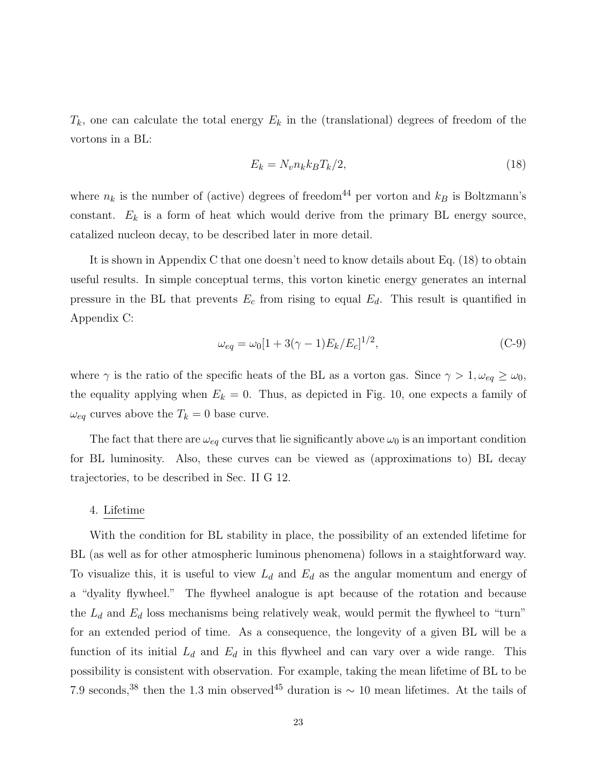$T_k$, one can calculate the total energy $E_k$ in the (translational) degrees of freedom of the vortons in a BL:

$$E_k = N_v n_k k_B T_k / 2, \tag{18}$$

where $n_k$ is the number of (active) degrees of freedom[44] per vorton and $k_B$ is Boltzmann's constant. $E_k$ is a form of heat which would derive from the primary BL energy source, catalized nucleon decay, to be described later in more detail.

It is shown in Appendix C that one doesn't need to know details about Eq. (18) to obtain useful results. In simple conceptual terms, this vorton kinetic energy generates an internal pressure in the BL that prevents $E_c$ from rising to equal $E_d$. This result is quantified in Appendix C:

$$\omega_{eq} = \omega_0 [1 + 3(\gamma - 1) E_k / E_c]^{1/2}, \tag{C-9}$$

where $\gamma$ is the ratio of the specific heats of the BL as a vorton gas. Since $\gamma > 1, \omega_{eq} \geq \omega_0$, the equality applying when $E_k = 0$. Thus, as depicted in Fig. 10, one expects a family of $\omega_{eq}$ curves above the $T_k = 0$ base curve.

The fact that there are $\omega_{eq}$ curves that lie significantly above $\omega_0$ is an important condition for BL luminosity. Also, these curves can be viewed as (approximations to) BL decay trajectories, to be described in Sec. II G 12.

### 4. Lifetime

With the condition for BL stability in place, the possibility of an extended lifetime for BL (as well as for other atmospheric luminous phenomena) follows in a staightforward way. To visualize this, it is useful to view $L_d$ and $E_d$ as the angular momentum and energy of a "dyality flywheel." The flywheel analogue is apt because of the rotation and because the $L_d$ and $E_d$ loss mechanisms being relatively weak, would permit the flywheel to "turn" for an extended period of time. As a consequence, the longevity of a given BL will be a function of its initial $L_d$ and $E_d$ in this flywheel and can vary over a wide range. This possibility is consistent with observation. For example, taking the mean lifetime of BL to be 7.9 seconds,[38] then the 1.3 min observed[45] duration is $\sim$ 10 mean lifetimes. At the tails of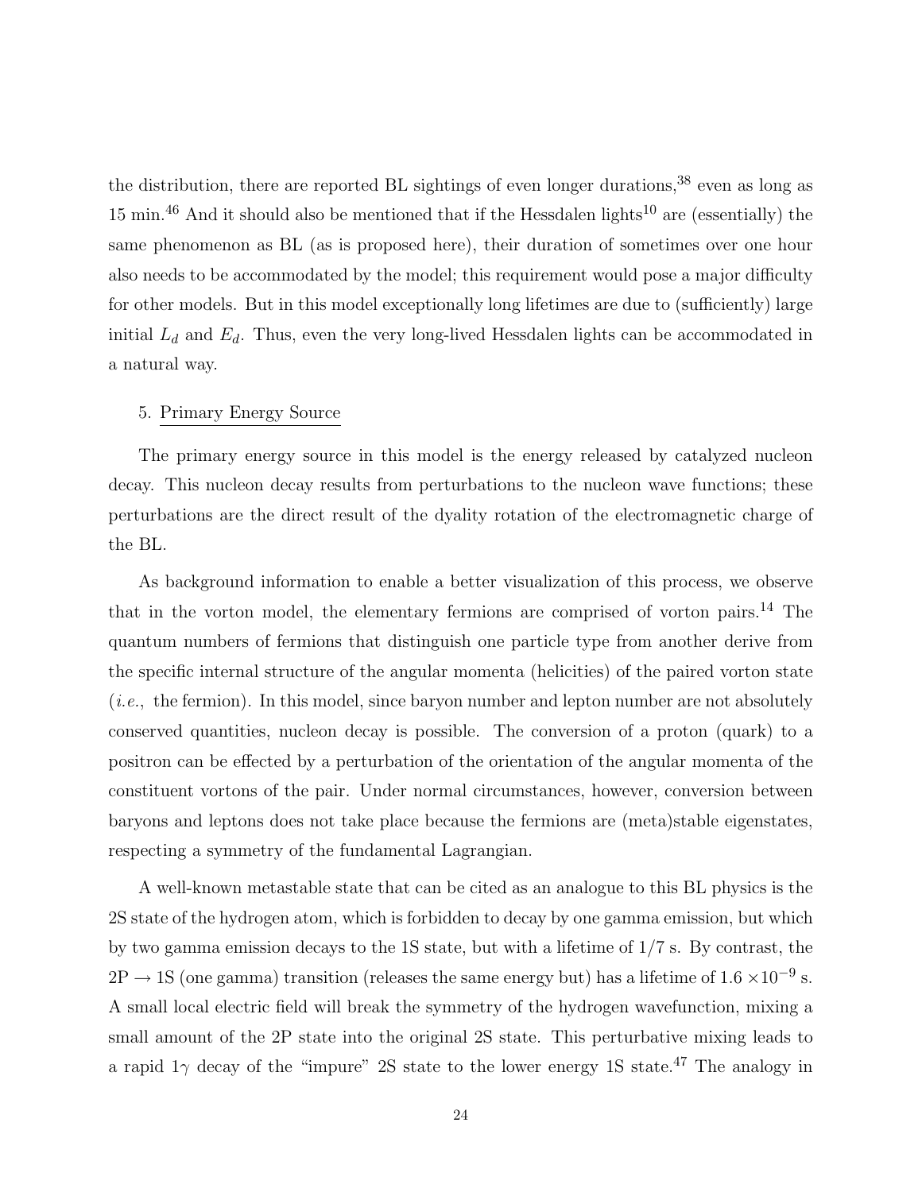the distribution, there are reported BL sightings of even longer durations,[38] even as long as 15 min.[46] And it should also be mentioned that if the Hessdalen lights[10] are (essentially) the same phenomenon as BL (as is proposed here), their duration of sometimes over one hour also needs to be accommodated by the model; this requirement would pose a major difficulty for other models. But in this model exceptionally long lifetimes are due to (sufficiently) large initial $L_d$ and $E_d$. Thus, even the very long-lived Hessdalen lights can be accommodated in a natural way.

5. Primary Energy Source

The primary energy source in this model is the energy released by catalyzed nucleon decay. This nucleon decay results from perturbations to the nucleon wave functions; these perturbations are the direct result of the dyality rotation of the electromagnetic charge of the BL.

As background information to enable a better visualization of this process, we observe that in the vorton model, the elementary fermions are comprised of vorton pairs.[14] The quantum numbers of fermions that distinguish one particle type from another derive from the specific internal structure of the angular momenta (helicities) of the paired vorton state (*i.e.*, the fermion). In this model, since baryon number and lepton number are not absolutely conserved quantities, nucleon decay is possible. The conversion of a proton (quark) to a positron can be effected by a perturbation of the orientation of the angular momenta of the constituent vortons of the pair. Under normal circumstances, however, conversion between baryons and leptons does not take place because the fermions are (meta)stable eigenstates, respecting a symmetry of the fundamental Lagrangian.

A well-known metastable state that can be cited as an analogue to this BL physics is the 2S state of the hydrogen atom, which is forbidden to decay by one gamma emission, but which by two gamma emission decays to the 1S state, but with a lifetime of 1/7 s. By contrast, the 2P $\rightarrow$ 1S (one gamma) transition (releases the same energy but) has a lifetime of $1.6 \times 10^{-9}$ s. A small local electric field will break the symmetry of the hydrogen wavefunction, mixing a small amount of the 2P state into the original 2S state. This perturbative mixing leads to a rapid $1\gamma$ decay of the "impure" 2S state to the lower energy 1S state.[47] The analogy in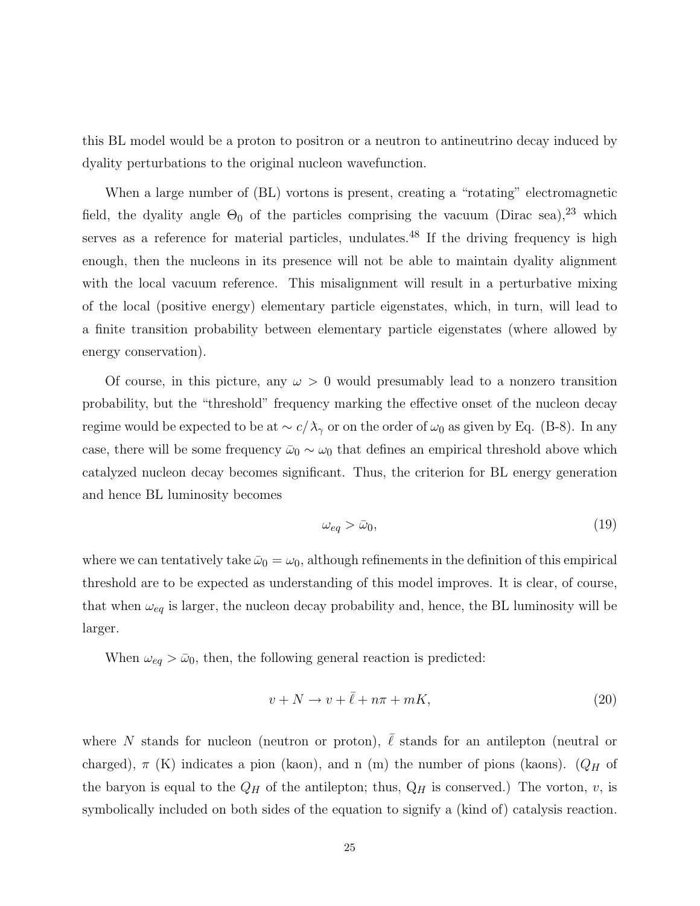this BL model would be a proton to positron or a neutron to antineutrino decay induced by dyality perturbations to the original nucleon wavefunction.

When a large number of (BL) vortons is present, creating a "rotating" electromagnetic field, the dyality angle $\Theta_0$ of the particles comprising the vacuum (Dirac sea),[23] which serves as a reference for material particles, undulates.[48] If the driving frequency is high enough, then the nucleons in its presence will not be able to maintain dyality alignment with the local vacuum reference. This misalignment will result in a perturbative mixing of the local (positive energy) elementary particle eigenstates, which, in turn, will lead to a finite transition probability between elementary particle eigenstates (where allowed by energy conservation).

Of course, in this picture, any $\omega > 0$ would presumably lead to a nonzero transition probability, but the "threshold" frequency marking the effective onset of the nucleon decay regime would be expected to be at $\sim c/\lambda_\gamma$ or on the order of $\omega_0$ as given by Eq. (B-8). In any case, there will be some frequency $\bar{\omega}_0 \sim \omega_0$ that defines an empirical threshold above which catalyzed nucleon decay becomes significant. Thus, the criterion for BL energy generation and hence BL luminosity becomes

$$\omega_{eq} > \bar{\omega}_0, \tag{19}$$

where we can tentatively take $\bar{\omega}_0 = \omega_0$, although refinements in the definition of this empirical threshold are to be expected as understanding of this model improves. It is clear, of course, that when $\omega_{eq}$ is larger, the nucleon decay probability and, hence, the BL luminosity will be larger.

When $\omega_{eq} > \bar{\omega}_0$, then, the following general reaction is predicted:

$$v + N \rightarrow v + \bar{\ell} + n\pi + mK, \tag{20}$$

where $N$ stands for nucleon (neutron or proton), $\bar{\ell}$ stands for an antilepton (neutral or charged), $\pi$ (K) indicates a pion (kaon), and n (m) the number of pions (kaons). ($Q_H$ of the baryon is equal to the $Q_H$ of the antilepton; thus, $Q_H$ is conserved.) The vorton, $v$, is symbolically included on both sides of the equation to signify a (kind of) catalysis reaction.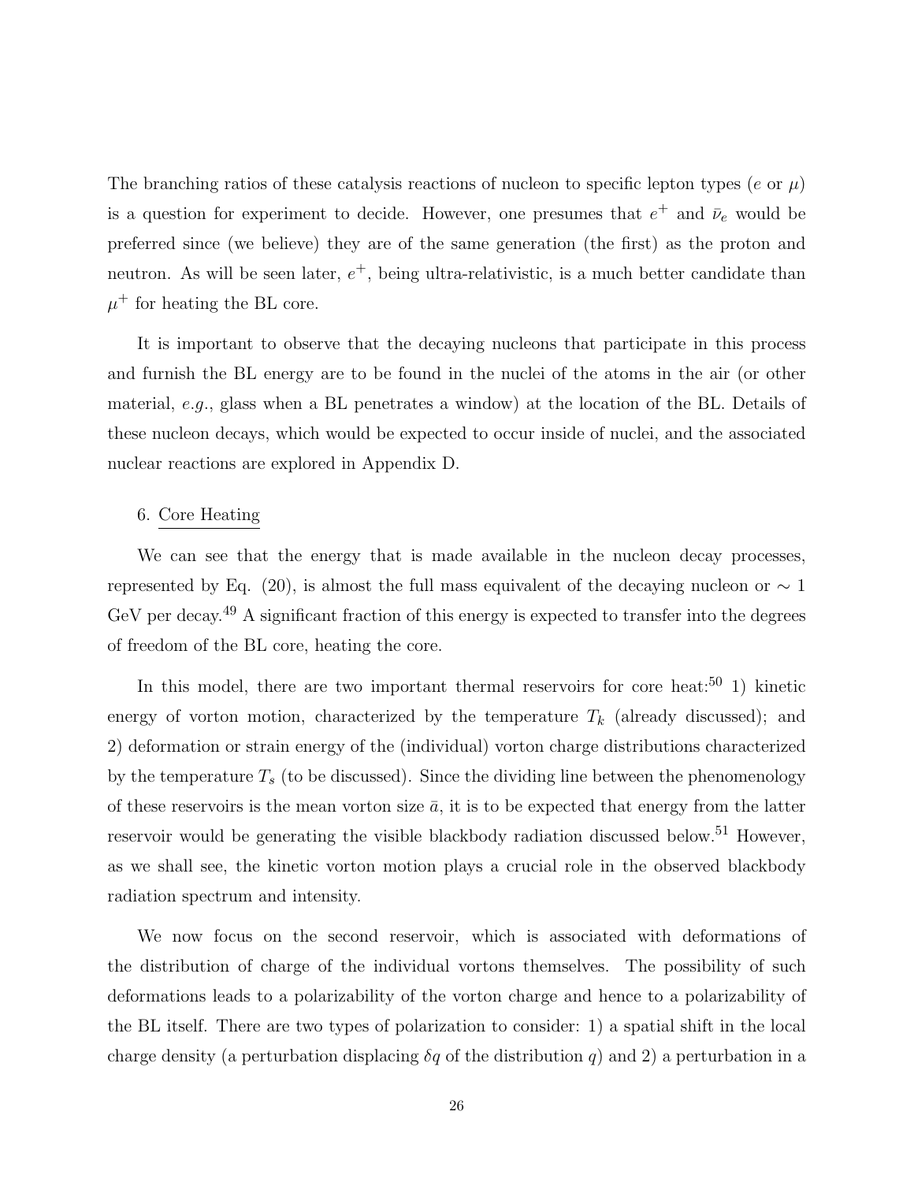The branching ratios of these catalysis reactions of nucleon to specific lepton types ($e$ or $\mu$) is a question for experiment to decide. However, one presumes that $e^+$ and $\bar{\nu}_e$ would be preferred since (we believe) they are of the same generation (the first) as the proton and neutron. As will be seen later, $e^+$, being ultra-relativistic, is a much better candidate than $\mu^+$ for heating the BL core.

It is important to observe that the decaying nucleons that participate in this process and furnish the BL energy are to be found in the nuclei of the atoms in the air (or other material, *e.g.*, glass when a BL penetrates a window) at the location of the BL. Details of these nucleon decays, which would be expected to occur inside of nuclei, and the associated nuclear reactions are explored in Appendix D.

6. Core Heating

We can see that the energy that is made available in the nucleon decay processes, represented by Eq. (20), is almost the full mass equivalent of the decaying nucleon or $\sim 1$ GeV per decay.[49] A significant fraction of this energy is expected to transfer into the degrees of freedom of the BL core, heating the core.

In this model, there are two important thermal reservoirs for core heat:[50] 1) kinetic energy of vorton motion, characterized by the temperature $T_k$ (already discussed); and 2) deformation or strain energy of the (individual) vorton charge distributions characterized by the temperature $T_s$ (to be discussed). Since the dividing line between the phenomenology of these reservoirs is the mean vorton size $\bar{a}$, it is to be expected that energy from the latter reservoir would be generating the visible blackbody radiation discussed below.[51] However, as we shall see, the kinetic vorton motion plays a crucial role in the observed blackbody radiation spectrum and intensity.

We now focus on the second reservoir, which is associated with deformations of the distribution of charge of the individual vortons themselves. The possibility of such deformations leads to a polarizability of the vorton charge and hence to a polarizability of the BL itself. There are two types of polarization to consider: 1) a spatial shift in the local charge density (a perturbation displacing $\delta q$ of the distribution $q$) and 2) a perturbation in a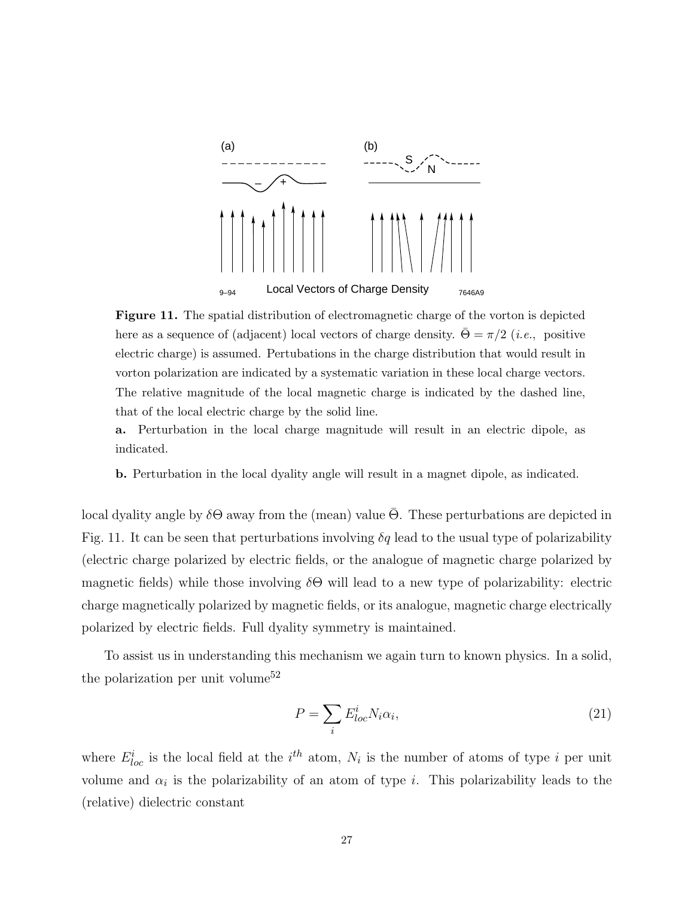**Figure 11.** The spatial distribution of electromagnetic charge of the vorton is depicted here as a sequence of (adjacent) local vectors of charge density. $\bar{\Theta} = \pi/2$ (*i.e.*, positive electric charge) is assumed. Pertubations in the charge distribution that would result in vorton polarization are indicated by a systematic variation in these local charge vectors. The relative magnitude of the local magnetic charge is indicated by the dashed line, that of the local electric charge by the solid line.

**a.** Perturbation in the local charge magnitude will result in an electric dipole, as indicated.

**b.** Perturbation in the local dyality angle will result in a magnet dipole, as indicated.

local dyality angle by $\delta\Theta$ away from the (mean) value $\bar{\Theta}$. These perturbations are depicted in Fig. 11. It can be seen that perturbations involving $\delta q$ lead to the usual type of polarizability (electric charge polarized by electric fields, or the analogue of magnetic charge polarized by magnetic fields) while those involving $\delta\Theta$ will lead to a new type of polarizability: electric charge magnetically polarized by magnetic fields, or its analogue, magnetic charge electrically polarized by electric fields. Full dyality symmetry is maintained.

To assist us in understanding this mechanism we again turn to known physics. In a solid, the polarization per unit volume[52]

$$P = \sum_i E^i_{loc} N_i \alpha_i, \tag{21}$$

where $E^i_{loc}$ is the local field at the $i^{th}$ atom, $N_i$ is the number of atoms of type $i$ per unit volume and $\alpha_i$ is the polarizability of an atom of type $i$. This polarizability leads to the (relative) dielectric constant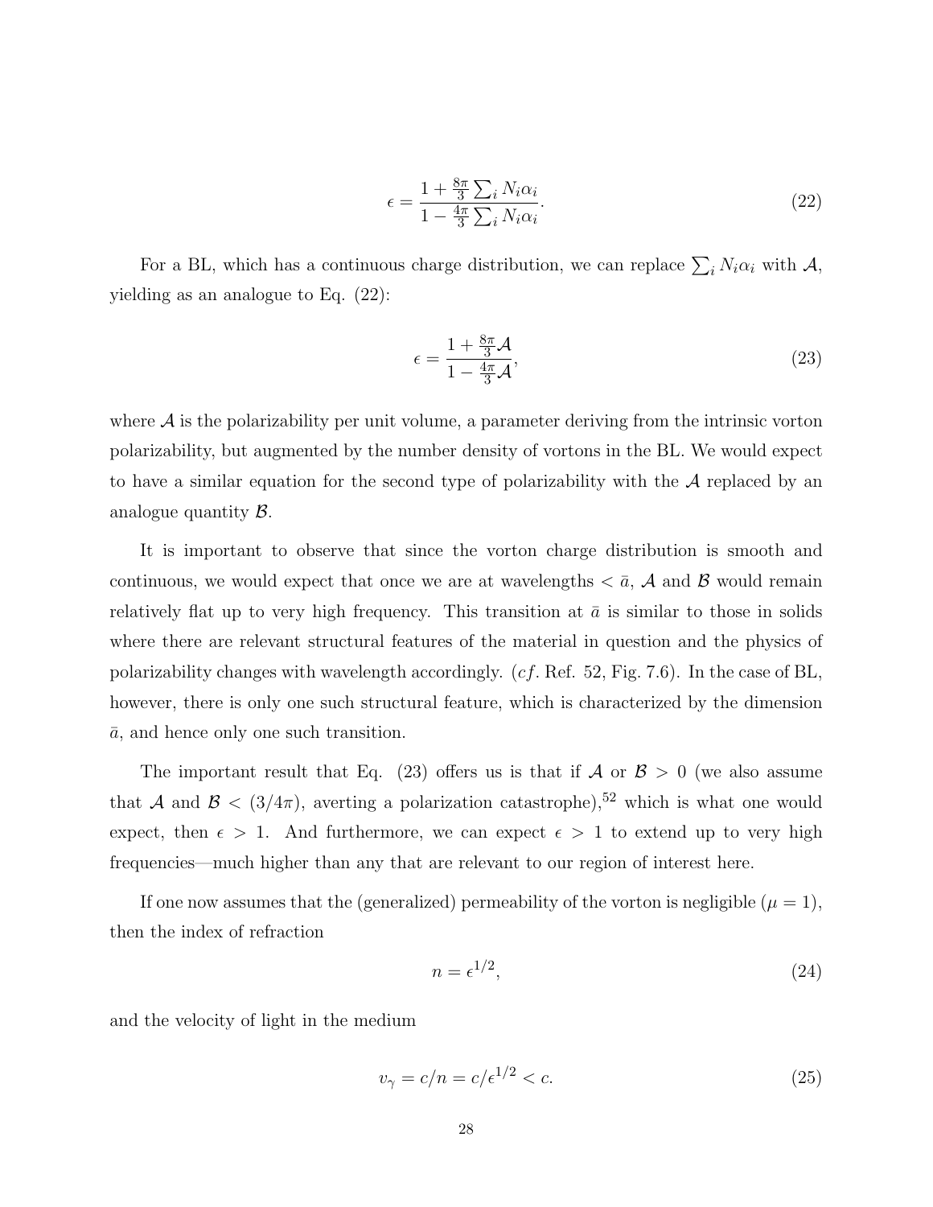$$\epsilon = \frac{1 + \frac{8\pi}{3}\sum_i N_i \alpha_i}{1 - \frac{4\pi}{3}\sum_i N_i \alpha_i}. \tag{22}$$

For a BL, which has a continuous charge distribution, we can replace $\sum_i N_i \alpha_i$ with $\mathcal{A}$, yielding as an analogue to Eq. (22):

$$\epsilon = \frac{1 + \frac{8\pi}{3}\mathcal{A}}{1 - \frac{4\pi}{3}\mathcal{A}}, \tag{23}$$

where $\mathcal{A}$ is the polarizability per unit volume, a parameter deriving from the intrinsic vorton polarizability, but augmented by the number density of vortons in the BL. We would expect to have a similar equation for the second type of polarizability with the $\mathcal{A}$ replaced by an analogue quantity $\mathcal{B}$.

It is important to observe that since the vorton charge distribution is smooth and continuous, we would expect that once we are at wavelengths $< \bar{a}$, $\mathcal{A}$ and $\mathcal{B}$ would remain relatively flat up to very high frequency. This transition at $\bar{a}$ is similar to those in solids where there are relevant structural features of the material in question and the physics of polarizability changes with wavelength accordingly. (*cf*. Ref. 52, Fig. 7.6). In the case of BL, however, there is only one such structural feature, which is characterized by the dimension $\bar{a}$, and hence only one such transition.

The important result that Eq. (23) offers us is that if $\mathcal{A}$ or $\mathcal{B} > 0$ (we also assume that $\mathcal{A}$ and $\mathcal{B} < (3/4\pi)$, averting a polarization catastrophe),[52] which is what one would expect, then $\epsilon > 1$. And furthermore, we can expect $\epsilon > 1$ to extend up to very high frequencies—much higher than any that are relevant to our region of interest here.

If one now assumes that the (generalized) permeability of the vorton is negligible ($\mu = 1$), then the index of refraction

$$n = \epsilon^{1/2}, \tag{24}$$

and the velocity of light in the medium

$$v_\gamma = c/n = c/\epsilon^{1/2} < c. \tag{25}$$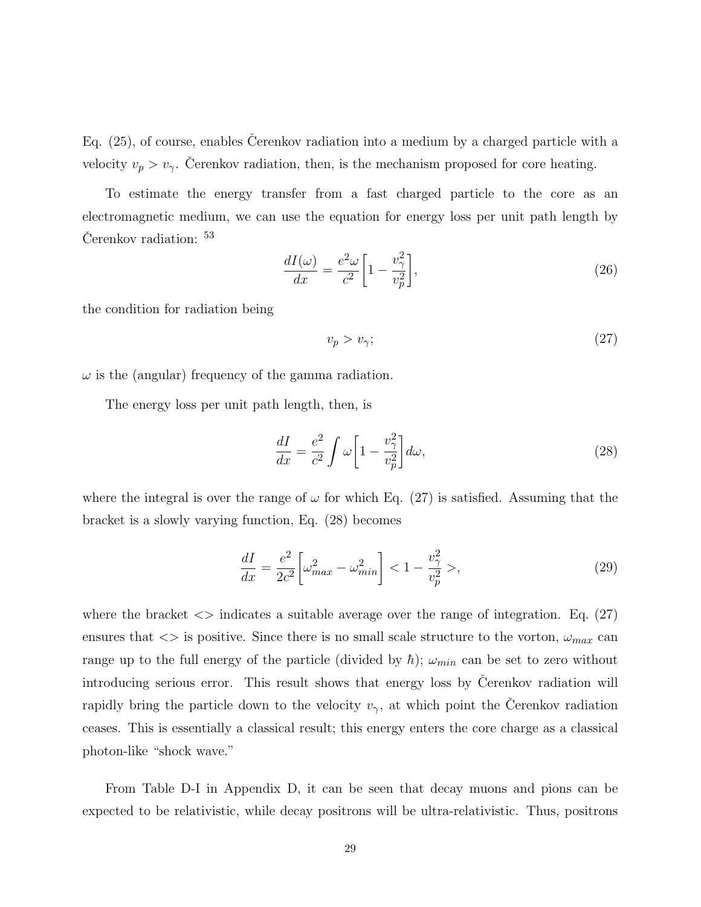Eq. (25), of course, enables Čerenkov radiation into a medium by a charged particle with a velocity $v_p > v_\gamma$. Čerenkov radiation, then, is the mechanism proposed for core heating.

To estimate the energy transfer from a fast charged particle to the core as an electromagnetic medium, we can use the equation for energy loss per unit path length by Čerenkov radiation: [53]

$$\frac{dI(\omega)}{dx} = \frac{e^2\omega}{c^2}\left[1 - \frac{v_\gamma^2}{v_p^2}\right], \tag{26}$$

the condition for radiation being

$$v_p > v_\gamma; \tag{27}$$

$\omega$ is the (angular) frequency of the gamma radiation.

The energy loss per unit path length, then, is

$$\frac{dI}{dx} = \frac{e^2}{c^2}\int \omega\left[1 - \frac{v_\gamma^2}{v_p^2}\right]d\omega, \tag{28}$$

where the integral is over the range of $\omega$ for which Eq. (27) is satisfied. Assuming that the bracket is a slowly varying function, Eq. (28) becomes

$$\frac{dI}{dx} = \frac{e^2}{2c^2}\left[\omega_{max}^2 - \omega_{min}^2\right] < 1 - \frac{v_\gamma^2}{v_p^2} >, \tag{29}$$

where the bracket $<>$ indicates a suitable average over the range of integration. Eq. (27) ensures that $<>$ is positive. Since there is no small scale structure to the vorton, $\omega_{max}$ can range up to the full energy of the particle (divided by $\hbar$); $\omega_{min}$ can be set to zero without introducing serious error. This result shows that energy loss by Čerenkov radiation will rapidly bring the particle down to the velocity $v_\gamma$, at which point the Čerenkov radiation ceases. This is essentially a classical result; this energy enters the core charge as a classical photon-like "shock wave."

From Table D-I in Appendix D, it can be seen that decay muons and pions can be expected to be relativistic, while decay positrons will be ultra-relativistic. Thus, positrons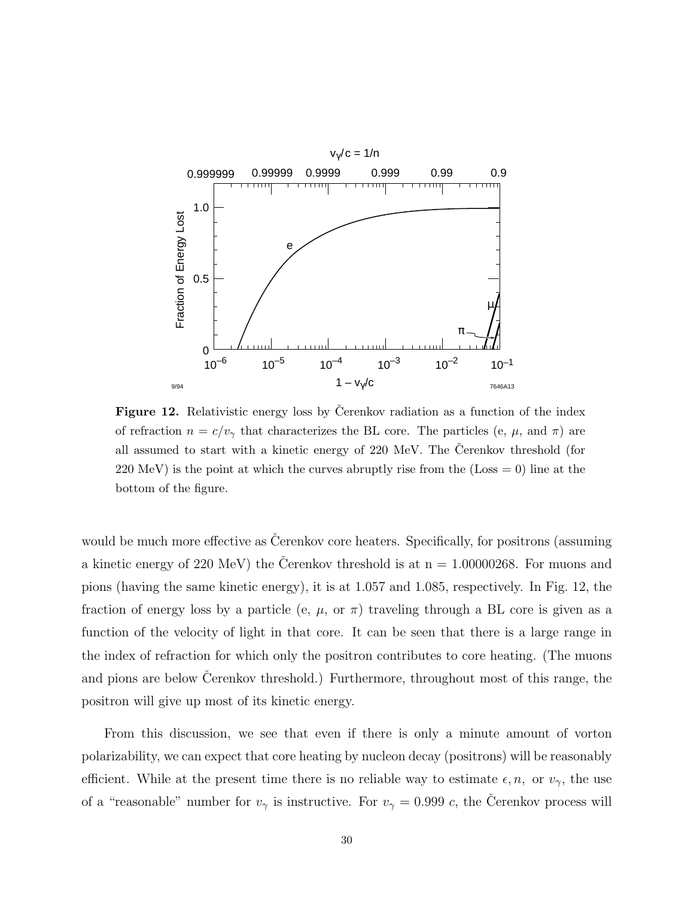**Figure 12.** Relativistic energy loss by Čerenkov radiation as a function of the index of refraction $n = c/v_\gamma$ that characterizes the BL core. The particles (e, $\mu$, and $\pi$) are all assumed to start with a kinetic energy of 220 MeV. The Čerenkov threshold (for 220 MeV) is the point at which the curves abruptly rise from the (Loss = 0) line at the bottom of the figure.

would be much more effective as Čerenkov core heaters. Specifically, for positrons (assuming a kinetic energy of 220 MeV) the Čerenkov threshold is at n = 1.00000268. For muons and pions (having the same kinetic energy), it is at 1.057 and 1.085, respectively. In Fig. 12, the fraction of energy loss by a particle (e, $\mu$, or $\pi$) traveling through a BL core is given as a function of the velocity of light in that core. It can be seen that there is a large range in the index of refraction for which only the positron contributes to core heating. (The muons and pions are below Čerenkov threshold.) Furthermore, throughout most of this range, the positron will give up most of its kinetic energy.

From this discussion, we see that even if there is only a minute amount of vorton polarizability, we can expect that core heating by nucleon decay (positrons) will be reasonably efficient. While at the present time there is no reliable way to estimate $\epsilon, n,$ or $v_\gamma$, the use of a "reasonable" number for $v_\gamma$ is instructive. For $v_\gamma = 0.999\ c$, the Čerenkov process will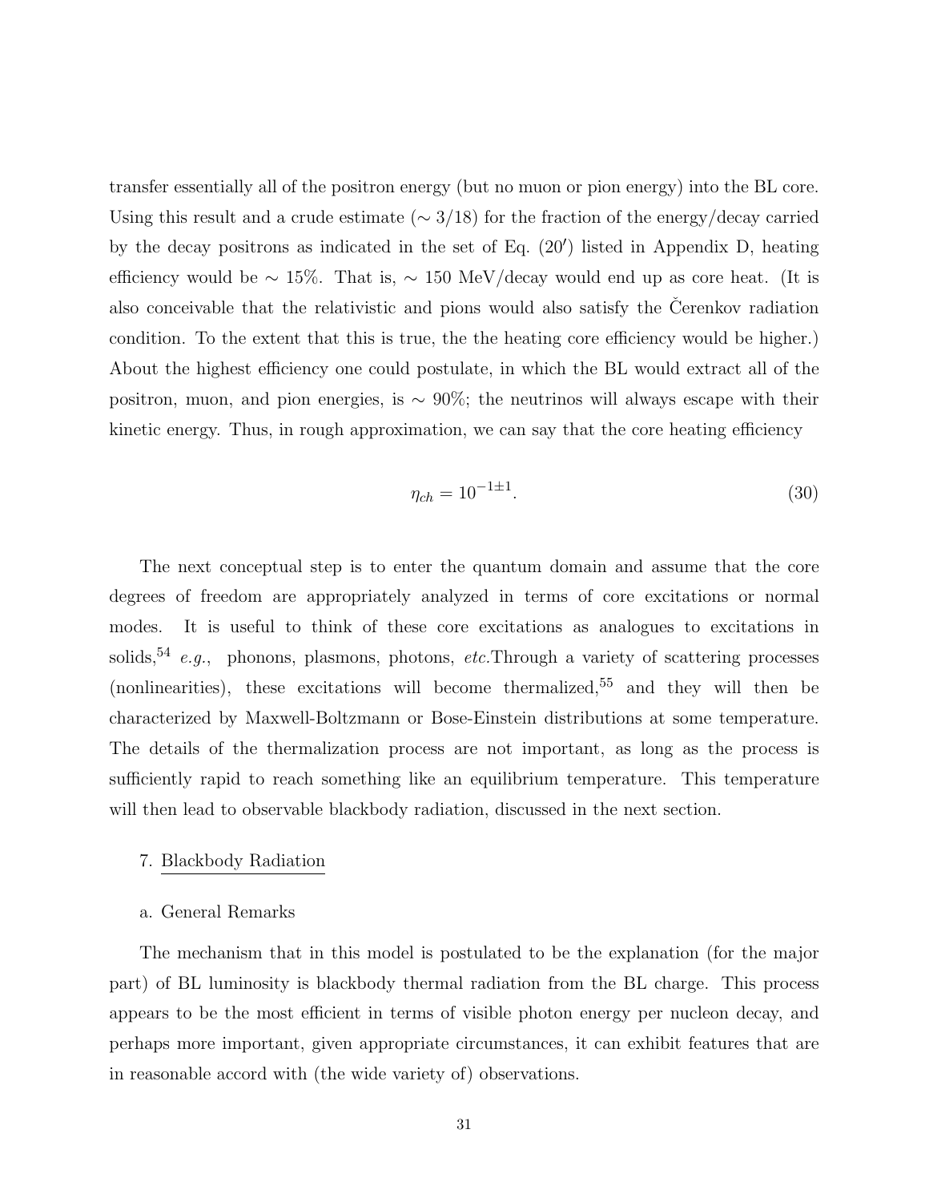transfer essentially all of the positron energy (but no muon or pion energy) into the BL core. Using this result and a crude estimate ($\sim 3/18$) for the fraction of the energy/decay carried by the decay positrons as indicated in the set of Eq. (20′) listed in Appendix D, heating efficiency would be $\sim 15\%$. That is, $\sim 150$ MeV/decay would end up as core heat. (It is also conceivable that the relativistic and pions would also satisfy the Čerenkov radiation condition. To the extent that this is true, the the heating core efficiency would be higher.) About the highest efficiency one could postulate, in which the BL would extract all of the positron, muon, and pion energies, is $\sim 90\%$; the neutrinos will always escape with their kinetic energy. Thus, in rough approximation, we can say that the core heating efficiency

$$\eta_{ch} = 10^{-1\pm1}. \tag{30}$$

The next conceptual step is to enter the quantum domain and assume that the core degrees of freedom are appropriately analyzed in terms of core excitations or normal modes. It is useful to think of these core excitations as analogues to excitations in solids,[54] *e.g.*, phonons, plasmons, photons, *etc.*Through a variety of scattering processes (nonlinearities), these excitations will become thermalized,[55] and they will then be characterized by Maxwell-Boltzmann or Bose-Einstein distributions at some temperature. The details of the thermalization process are not important, as long as the process is sufficiently rapid to reach something like an equilibrium temperature. This temperature will then lead to observable blackbody radiation, discussed in the next section.

## 7. Blackbody Radiation

### a. General Remarks

The mechanism that in this model is postulated to be the explanation (for the major part) of BL luminosity is blackbody thermal radiation from the BL charge. This process appears to be the most efficient in terms of visible photon energy per nucleon decay, and perhaps more important, given appropriate circumstances, it can exhibit features that are in reasonable accord with (the wide variety of) observations.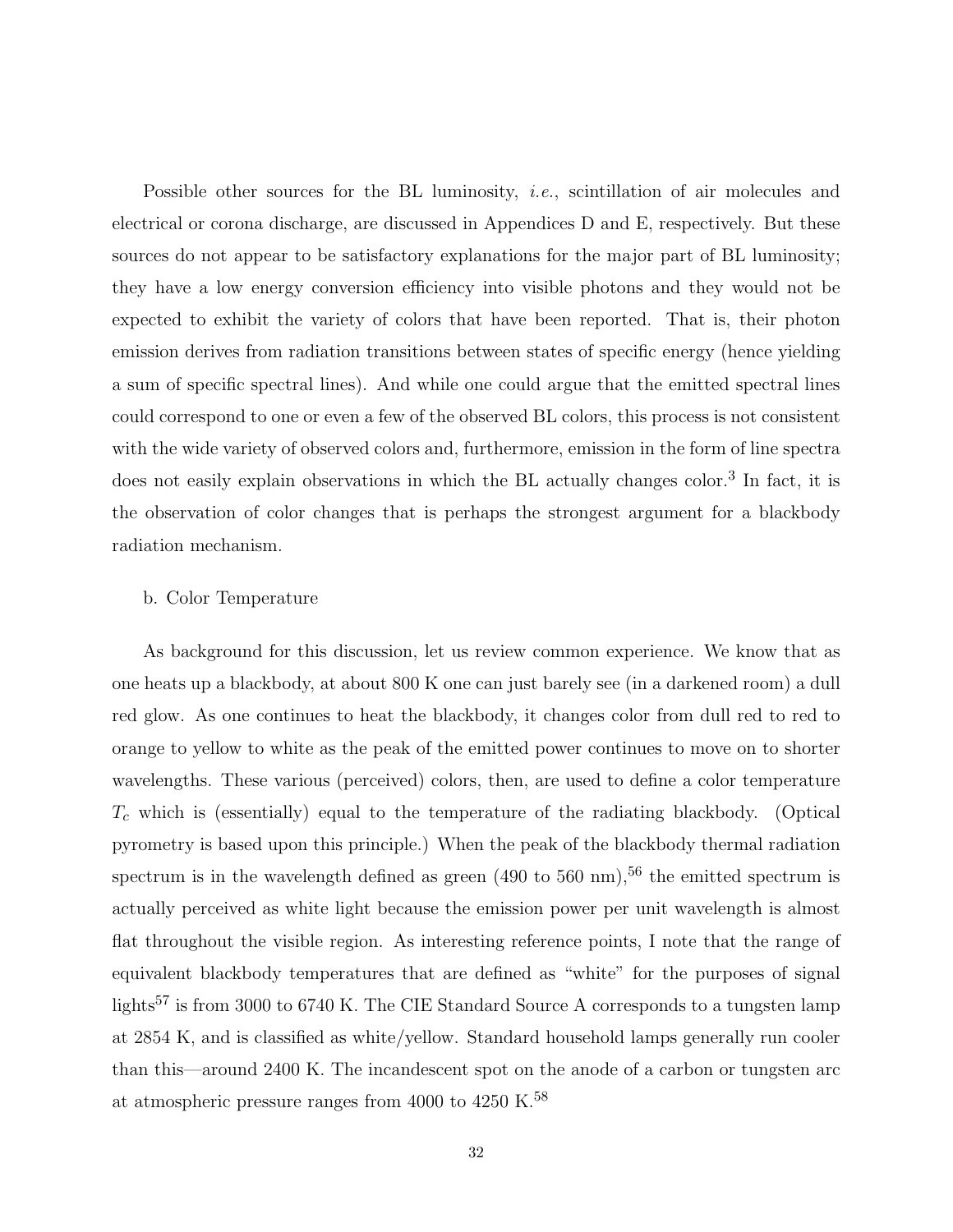Possible other sources for the BL luminosity, *i.e.*, scintillation of air molecules and electrical or corona discharge, are discussed in Appendices D and E, respectively. But these sources do not appear to be satisfactory explanations for the major part of BL luminosity; they have a low energy conversion efficiency into visible photons and they would not be expected to exhibit the variety of colors that have been reported. That is, their photon emission derives from radiation transitions between states of specific energy (hence yielding a sum of specific spectral lines). And while one could argue that the emitted spectral lines could correspond to one or even a few of the observed BL colors, this process is not consistent with the wide variety of observed colors and, furthermore, emission in the form of line spectra does not easily explain observations in which the BL actually changes color.[3] In fact, it is the observation of color changes that is perhaps the strongest argument for a blackbody radiation mechanism.

b. Color Temperature

As background for this discussion, let us review common experience. We know that as one heats up a blackbody, at about 800 K one can just barely see (in a darkened room) a dull red glow. As one continues to heat the blackbody, it changes color from dull red to red to orange to yellow to white as the peak of the emitted power continues to move on to shorter wavelengths. These various (perceived) colors, then, are used to define a color temperature $T_c$ which is (essentially) equal to the temperature of the radiating blackbody. (Optical pyrometry is based upon this principle.) When the peak of the blackbody thermal radiation spectrum is in the wavelength defined as green (490 to 560 nm),[56] the emitted spectrum is actually perceived as white light because the emission power per unit wavelength is almost flat throughout the visible region. As interesting reference points, I note that the range of equivalent blackbody temperatures that are defined as "white" for the purposes of signal lights[57] is from 3000 to 6740 K. The CIE Standard Source A corresponds to a tungsten lamp at 2854 K, and is classified as white/yellow. Standard household lamps generally run cooler than this—around 2400 K. The incandescent spot on the anode of a carbon or tungsten arc at atmospheric pressure ranges from 4000 to 4250 K.[58]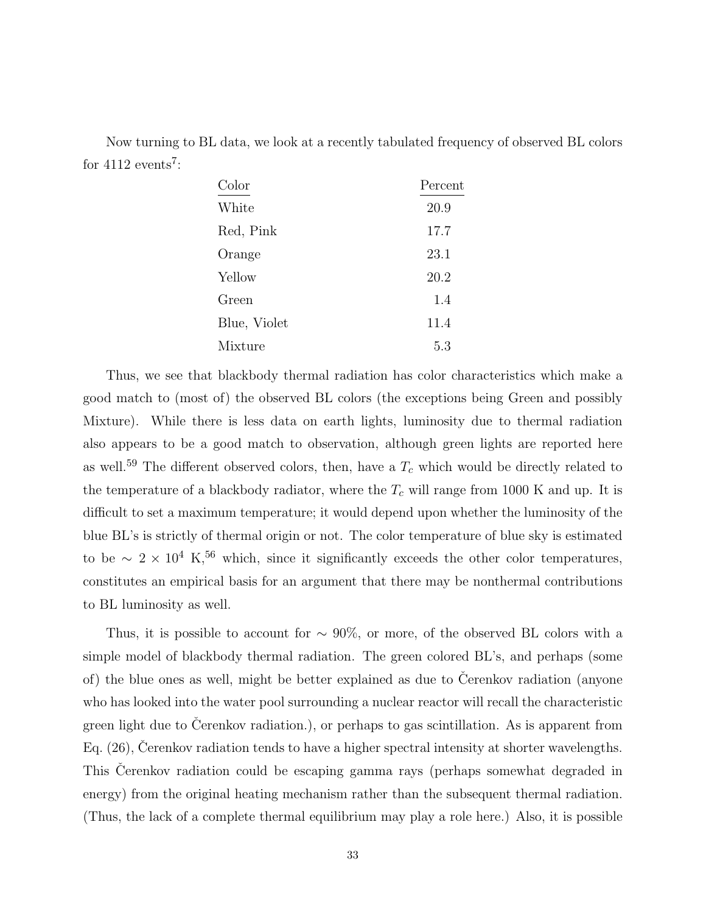Now turning to BL data, we look at a recently tabulated frequency of observed BL colors for 4112 events[7]:

| Color | Percent |
|---|---|
| White | 20.9 |
| Red, Pink | 17.7 |
| Orange | 23.1 |
| Yellow | 20.2 |
| Green | 1.4 |
| Blue, Violet | 11.4 |
| Mixture | 5.3 |

Thus, we see that blackbody thermal radiation has color characteristics which make a good match to (most of) the observed BL colors (the exceptions being Green and possibly Mixture). While there is less data on earth lights, luminosity due to thermal radiation also appears to be a good match to observation, although green lights are reported here as well.[59] The different observed colors, then, have a $T_c$ which would be directly related to the temperature of a blackbody radiator, where the $T_c$ will range from 1000 K and up. It is difficult to set a maximum temperature; it would depend upon whether the luminosity of the blue BL's is strictly of thermal origin or not. The color temperature of blue sky is estimated to be $\sim 2 \times 10^4$ K,[56] which, since it significantly exceeds the other color temperatures, constitutes an empirical basis for an argument that there may be nonthermal contributions to BL luminosity as well.

Thus, it is possible to account for $\sim 90\%$, or more, of the observed BL colors with a simple model of blackbody thermal radiation. The green colored BL's, and perhaps (some of) the blue ones as well, might be better explained as due to Čerenkov radiation (anyone who has looked into the water pool surrounding a nuclear reactor will recall the characteristic green light due to Čerenkov radiation.), or perhaps to gas scintillation. As is apparent from Eq. (26), Čerenkov radiation tends to have a higher spectral intensity at shorter wavelengths. This Čerenkov radiation could be escaping gamma rays (perhaps somewhat degraded in energy) from the original heating mechanism rather than the subsequent thermal radiation. (Thus, the lack of a complete thermal equilibrium may play a role here.) Also, it is possible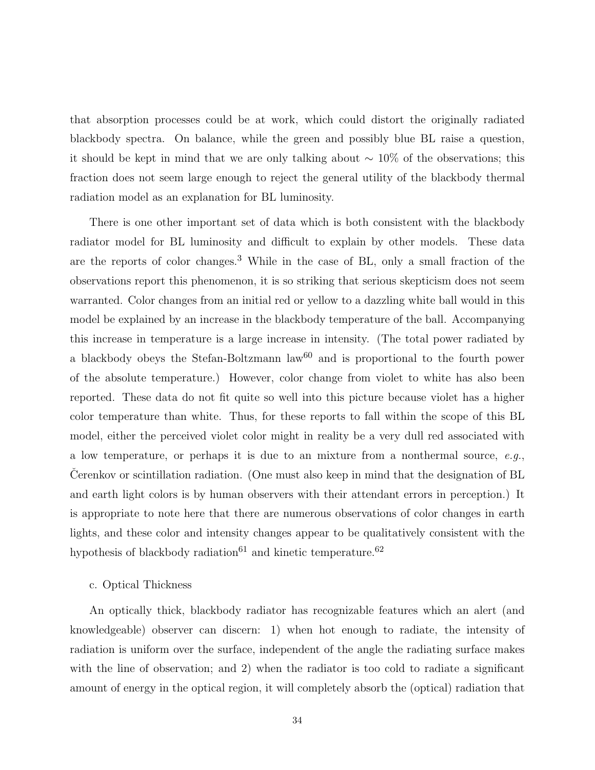that absorption processes could be at work, which could distort the originally radiated blackbody spectra. On balance, while the green and possibly blue BL raise a question, it should be kept in mind that we are only talking about $\sim 10\%$ of the observations; this fraction does not seem large enough to reject the general utility of the blackbody thermal radiation model as an explanation for BL luminosity.

There is one other important set of data which is both consistent with the blackbody radiator model for BL luminosity and difficult to explain by other models. These data are the reports of color changes.[3] While in the case of BL, only a small fraction of the observations report this phenomenon, it is so striking that serious skepticism does not seem warranted. Color changes from an initial red or yellow to a dazzling white ball would in this model be explained by an increase in the blackbody temperature of the ball. Accompanying this increase in temperature is a large increase in intensity. (The total power radiated by a blackbody obeys the Stefan-Boltzmann law[60] and is proportional to the fourth power of the absolute temperature.) However, color change from violet to white has also been reported. These data do not fit quite so well into this picture because violet has a higher color temperature than white. Thus, for these reports to fall within the scope of this BL model, either the perceived violet color might in reality be a very dull red associated with a low temperature, or perhaps it is due to an mixture from a nonthermal source, *e.g.*, Čerenkov or scintillation radiation. (One must also keep in mind that the designation of BL and earth light colors is by human observers with their attendant errors in perception.) It is appropriate to note here that there are numerous observations of color changes in earth lights, and these color and intensity changes appear to be qualitatively consistent with the hypothesis of blackbody radiation[61] and kinetic temperature.[62]

### c. Optical Thickness

An optically thick, blackbody radiator has recognizable features which an alert (and knowledgeable) observer can discern: 1) when hot enough to radiate, the intensity of radiation is uniform over the surface, independent of the angle the radiating surface makes with the line of observation; and 2) when the radiator is too cold to radiate a significant amount of energy in the optical region, it will completely absorb the (optical) radiation that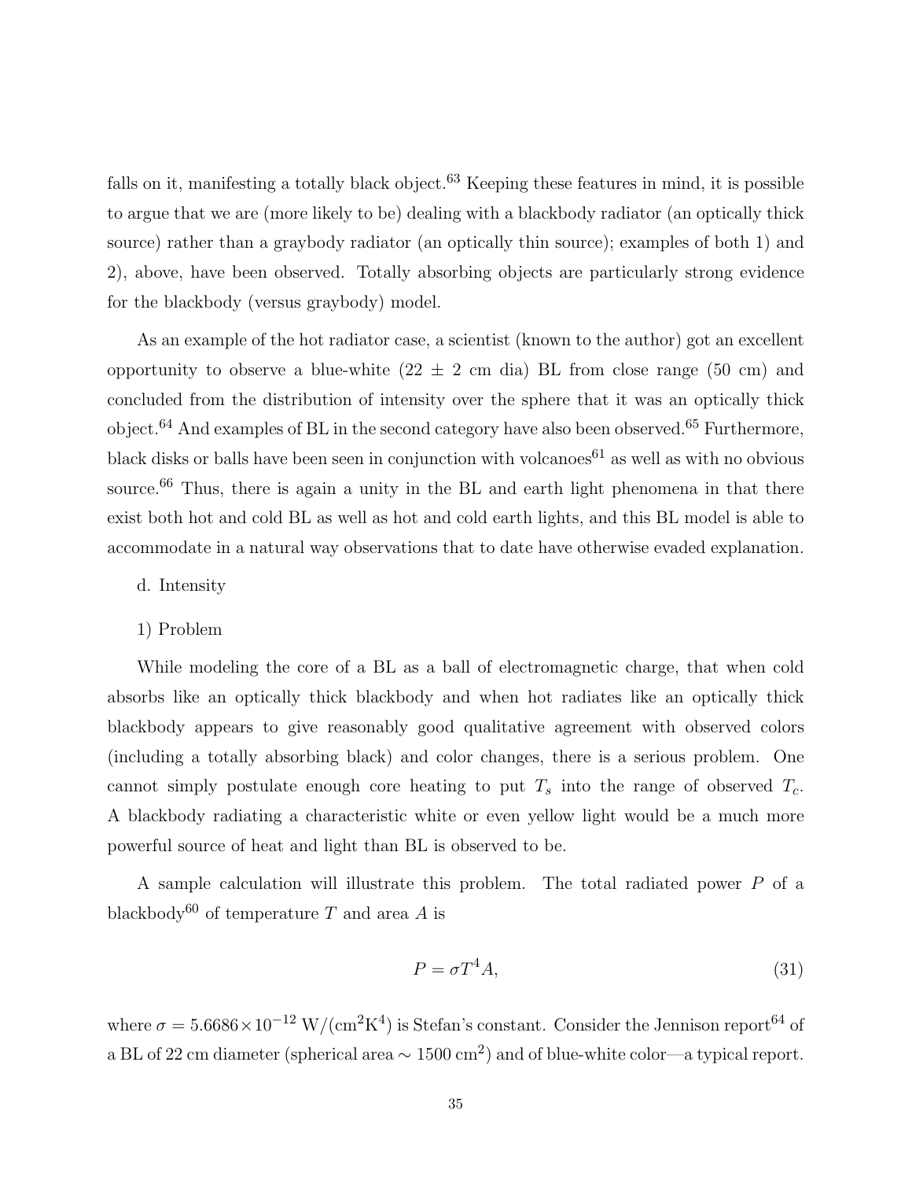falls on it, manifesting a totally black object.[63] Keeping these features in mind, it is possible to argue that we are (more likely to be) dealing with a blackbody radiator (an optically thick source) rather than a graybody radiator (an optically thin source); examples of both 1) and 2), above, have been observed. Totally absorbing objects are particularly strong evidence for the blackbody (versus graybody) model.

As an example of the hot radiator case, a scientist (known to the author) got an excellent opportunity to observe a blue-white (22 ± 2 cm dia) BL from close range (50 cm) and concluded from the distribution of intensity over the sphere that it was an optically thick object.[64] And examples of BL in the second category have also been observed.[65] Furthermore, black disks or balls have been seen in conjunction with volcanoes[61] as well as with no obvious source.[66] Thus, there is again a unity in the BL and earth light phenomena in that there exist both hot and cold BL as well as hot and cold earth lights, and this BL model is able to accommodate in a natural way observations that to date have otherwise evaded explanation.

d. Intensity

1) Problem

While modeling the core of a BL as a ball of electromagnetic charge, that when cold absorbs like an optically thick blackbody and when hot radiates like an optically thick blackbody appears to give reasonably good qualitative agreement with observed colors (including a totally absorbing black) and color changes, there is a serious problem. One cannot simply postulate enough core heating to put $T_s$ into the range of observed $T_c$. A blackbody radiating a characteristic white or even yellow light would be a much more powerful source of heat and light than BL is observed to be.

A sample calculation will illustrate this problem. The total radiated power $P$ of a blackbody[60] of temperature $T$ and area $A$ is

$$P = \sigma T^4 A, \tag{31}$$

where $\sigma = 5.6686 \times 10^{-12}$ W/(cm$^2$K$^4$) is Stefan's constant. Consider the Jennison report[64] of a BL of 22 cm diameter (spherical area $\sim 1500$ cm$^2$) and of blue-white color—a typical report.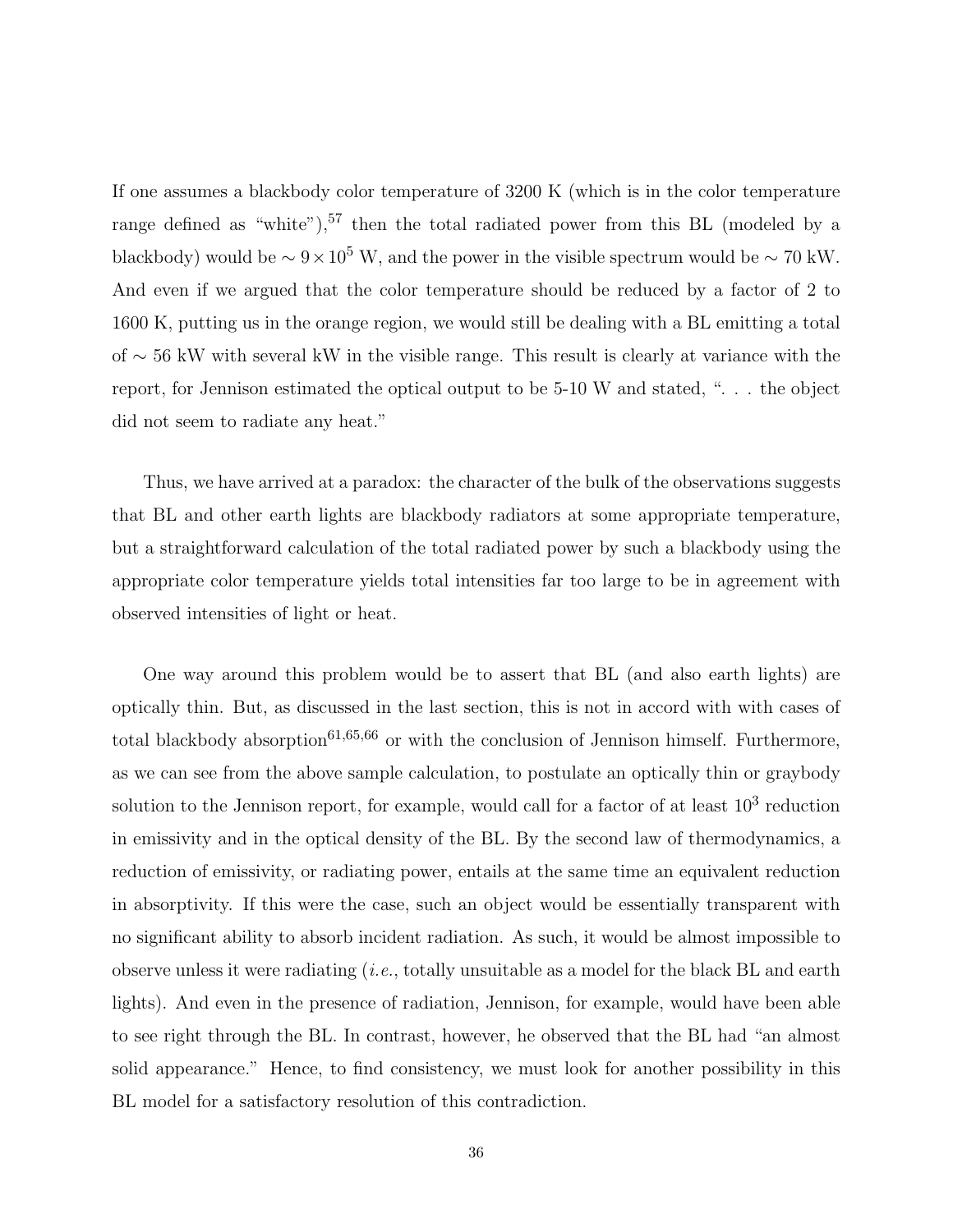If one assumes a blackbody color temperature of 3200 K (which is in the color temperature range defined as "white"),[57] then the total radiated power from this BL (modeled by a blackbody) would be $\sim 9 \times 10^5$ W, and the power in the visible spectrum would be $\sim 70$ kW. And even if we argued that the color temperature should be reduced by a factor of 2 to 1600 K, putting us in the orange region, we would still be dealing with a BL emitting a total of $\sim 56$ kW with several kW in the visible range. This result is clearly at variance with the report, for Jennison estimated the optical output to be 5-10 W and stated, ". . . the object did not seem to radiate any heat."

Thus, we have arrived at a paradox: the character of the bulk of the observations suggests that BL and other earth lights are blackbody radiators at some appropriate temperature, but a straightforward calculation of the total radiated power by such a blackbody using the appropriate color temperature yields total intensities far too large to be in agreement with observed intensities of light or heat.

One way around this problem would be to assert that BL (and also earth lights) are optically thin. But, as discussed in the last section, this is not in accord with with cases of total blackbody absorption[61,65,66] or with the conclusion of Jennison himself. Furthermore, as we can see from the above sample calculation, to postulate an optically thin or graybody solution to the Jennison report, for example, would call for a factor of at least $10^3$ reduction in emissivity and in the optical density of the BL. By the second law of thermodynamics, a reduction of emissivity, or radiating power, entails at the same time an equivalent reduction in absorptivity. If this were the case, such an object would be essentially transparent with no significant ability to absorb incident radiation. As such, it would be almost impossible to observe unless it were radiating (*i.e.*, totally unsuitable as a model for the black BL and earth lights). And even in the presence of radiation, Jennison, for example, would have been able to see right through the BL. In contrast, however, he observed that the BL had "an almost solid appearance." Hence, to find consistency, we must look for another possibility in this BL model for a satisfactory resolution of this contradiction.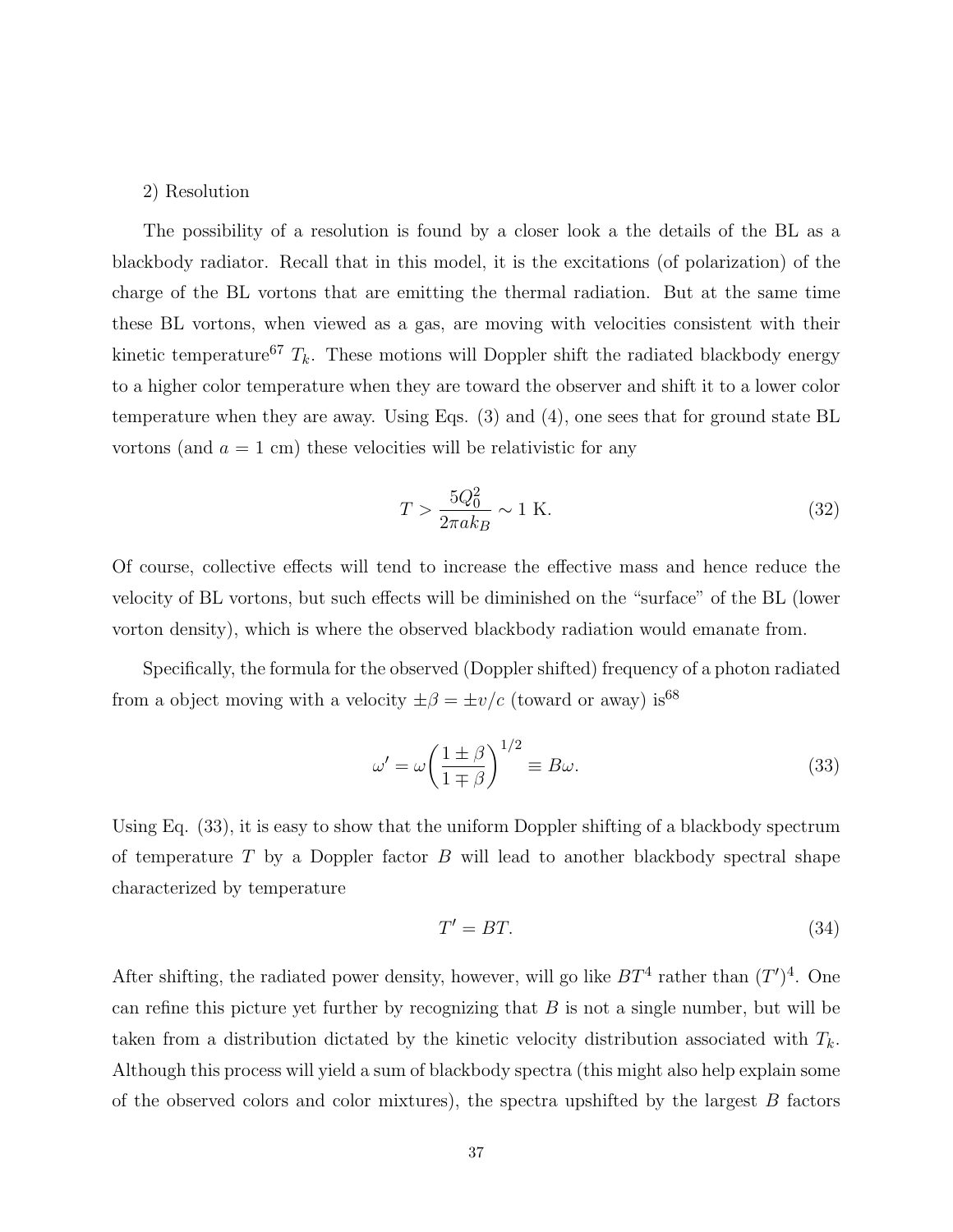2) Resolution

The possibility of a resolution is found by a closer look a the details of the BL as a blackbody radiator. Recall that in this model, it is the excitations (of polarization) of the charge of the BL vortons that are emitting the thermal radiation. But at the same time these BL vortons, when viewed as a gas, are moving with velocities consistent with their kinetic temperature[67] $T_k$. These motions will Doppler shift the radiated blackbody energy to a higher color temperature when they are toward the observer and shift it to a lower color temperature when they are away. Using Eqs. (3) and (4), one sees that for ground state BL vortons (and $a = 1$ cm) these velocities will be relativistic for any

$$T > \frac{5Q_0^2}{2\pi a k_B} \sim 1 \text{ K}. \tag{32}$$

Of course, collective effects will tend to increase the effective mass and hence reduce the velocity of BL vortons, but such effects will be diminished on the "surface" of the BL (lower vorton density), which is where the observed blackbody radiation would emanate from.

Specifically, the formula for the observed (Doppler shifted) frequency of a photon radiated from a object moving with a velocity $\pm\beta = \pm v/c$ (toward or away) is[68]

$$\omega' = \omega \left( \frac{1 \pm \beta}{1 \mp \beta} \right)^{1/2} \equiv B\omega. \tag{33}$$

Using Eq. (33), it is easy to show that the uniform Doppler shifting of a blackbody spectrum of temperature $T$ by a Doppler factor $B$ will lead to another blackbody spectral shape characterized by temperature

$$T' = BT. \tag{34}$$

After shifting, the radiated power density, however, will go like $BT^4$ rather than $(T')^4$. One can refine this picture yet further by recognizing that $B$ is not a single number, but will be taken from a distribution dictated by the kinetic velocity distribution associated with $T_k$. Although this process will yield a sum of blackbody spectra (this might also help explain some of the observed colors and color mixtures), the spectra upshifted by the largest $B$ factors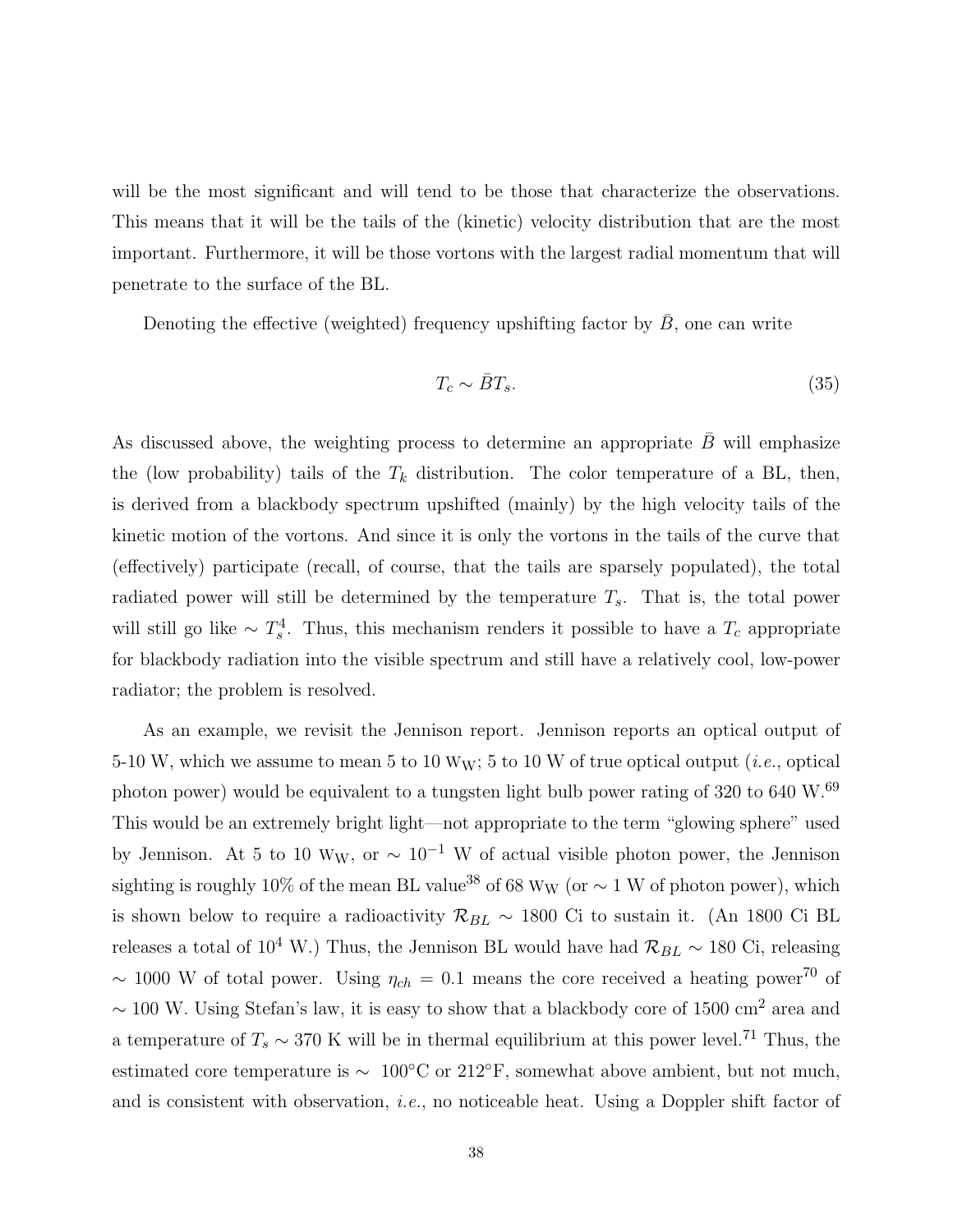will be the most significant and will tend to be those that characterize the observations. This means that it will be the tails of the (kinetic) velocity distribution that are the most important. Furthermore, it will be those vortons with the largest radial momentum that will penetrate to the surface of the BL.

Denoting the effective (weighted) frequency upshifting factor by $\bar{B}$, one can write

$$T_c \sim \bar{B} T_s. \tag{35}$$

As discussed above, the weighting process to determine an appropriate $\bar{B}$ will emphasize the (low probability) tails of the $T_k$ distribution. The color temperature of a BL, then, is derived from a blackbody spectrum upshifted (mainly) by the high velocity tails of the kinetic motion of the vortons. And since it is only the vortons in the tails of the curve that (effectively) participate (recall, of course, that the tails are sparsely populated), the total radiated power will still be determined by the temperature $T_s$. That is, the total power will still go like $\sim T_s^4$. Thus, this mechanism renders it possible to have a $T_c$ appropriate for blackbody radiation into the visible spectrum and still have a relatively cool, low-power radiator; the problem is resolved.

As an example, we revisit the Jennison report. Jennison reports an optical output of 5-10 W, which we assume to mean 5 to 10 $\mathrm{W_W}$; 5 to 10 W of true optical output (*i.e.*, optical photon power) would be equivalent to a tungsten light bulb power rating of 320 to 640 W.[69] This would be an extremely bright light—not appropriate to the term "glowing sphere" used by Jennison. At 5 to 10 $\mathrm{W_W}$, or $\sim 10^{-1}$ W of actual visible photon power, the Jennison sighting is roughly 10% of the mean BL value[38] of 68 $\mathrm{W_W}$ (or $\sim 1$ W of photon power), which is shown below to require a radioactivity $\mathcal{R}_{BL} \sim 1800$ Ci to sustain it. (An 1800 Ci BL releases a total of $10^4$ W.) Thus, the Jennison BL would have had $\mathcal{R}_{BL} \sim 180$ Ci, releasing $\sim 1000$ W of total power. Using $\eta_{ch} = 0.1$ means the core received a heating power[70] of $\sim 100$ W. Using Stefan's law, it is easy to show that a blackbody core of 1500 $\mathrm{cm}^2$ area and a temperature of $T_s \sim 370$ K will be in thermal equilibrium at this power level.[71] Thus, the estimated core temperature is $\sim$ 100°C or 212°F, somewhat above ambient, but not much, and is consistent with observation, *i.e.*, no noticeable heat. Using a Doppler shift factor of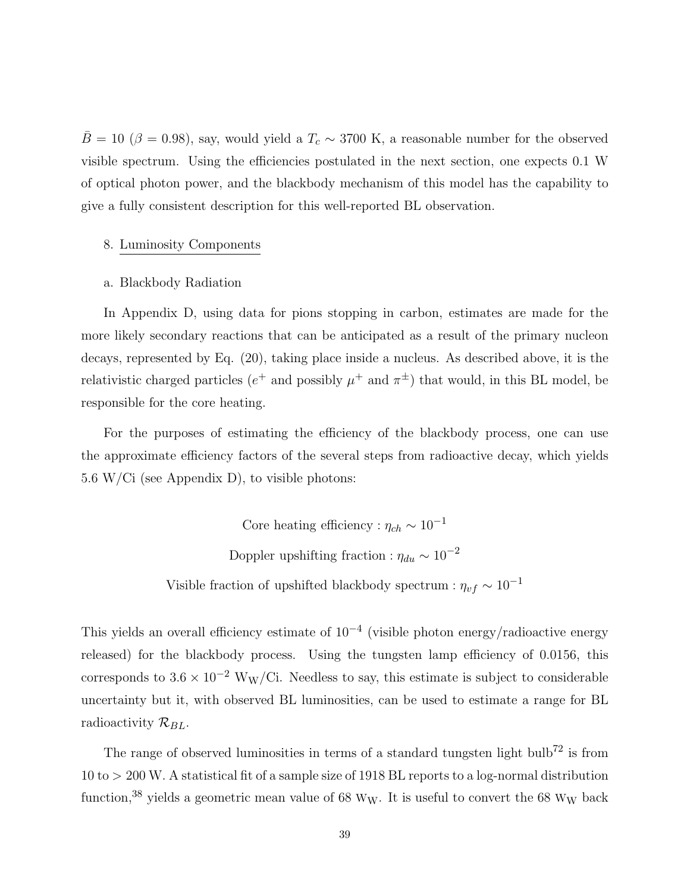$\bar{B} = 10$ ($\beta = 0.98$), say, would yield a $T_c \sim 3700$ K, a reasonable number for the observed visible spectrum. Using the efficiencies postulated in the next section, one expects 0.1 W of optical photon power, and the blackbody mechanism of this model has the capability to give a fully consistent description for this well-reported BL observation.

## 8. Luminosity Components

### a. Blackbody Radiation

In Appendix D, using data for pions stopping in carbon, estimates are made for the more likely secondary reactions that can be anticipated as a result of the primary nucleon decays, represented by Eq. (20), taking place inside a nucleus. As described above, it is the relativistic charged particles ($e^+$ and possibly $\mu^+$ and $\pi^\pm$) that would, in this BL model, be responsible for the core heating.

For the purposes of estimating the efficiency of the blackbody process, one can use the approximate efficiency factors of the several steps from radioactive decay, which yields 5.6 W/Ci (see Appendix D), to visible photons:

$$\text{Core heating efficiency} : \eta_{ch} \sim 10^{-1}$$

$$\text{Doppler upshifting fraction} : \eta_{du} \sim 10^{-2}$$

$$\text{Visible fraction of upshifted blackbody spectrum} : \eta_{vf} \sim 10^{-1}$$

This yields an overall efficiency estimate of $10^{-4}$ (visible photon energy/radioactive energy released) for the blackbody process. Using the tungsten lamp efficiency of 0.0156, this corresponds to $3.6 \times 10^{-2}$ $\mathrm{W_W}$/Ci. Needless to say, this estimate is subject to considerable uncertainty but it, with observed BL luminosities, can be used to estimate a range for BL radioactivity $\mathcal{R}_{BL}$.

The range of observed luminosities in terms of a standard tungsten light bulb[72] is from 10 to > 200 W. A statistical fit of a sample size of 1918 BL reports to a log-normal distribution function,[38] yields a geometric mean value of 68 $\mathrm{W_W}$. It is useful to convert the 68 $\mathrm{W_W}$ back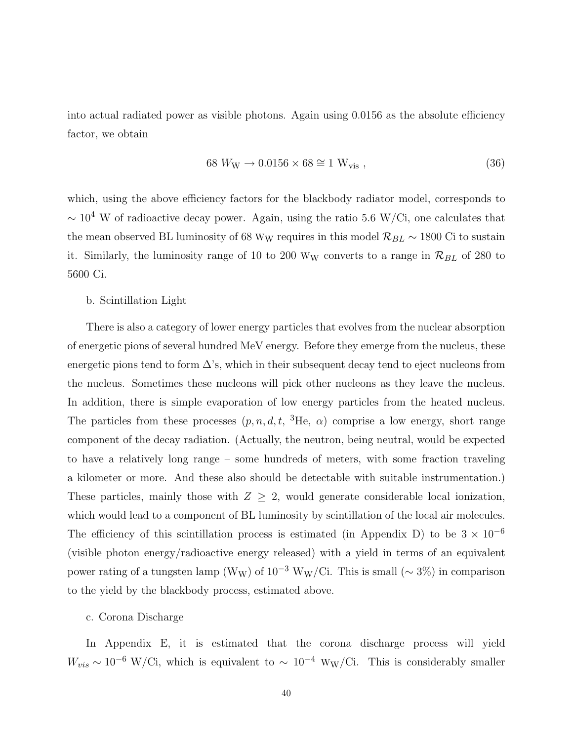into actual radiated power as visible photons. Again using 0.0156 as the absolute efficiency factor, we obtain

$$68 \; W_{\mathrm{W}} \rightarrow 0.0156 \times 68 \cong 1 \; \mathrm{W}_{\mathrm{vis}} \; , \tag{36}$$

which, using the above efficiency factors for the blackbody radiator model, corresponds to $\sim 10^4$ W of radioactive decay power. Again, using the ratio 5.6 W/Ci, one calculates that the mean observed BL luminosity of 68 $\mathrm{W_W}$ requires in this model $\mathcal{R}_{BL} \sim 1800$ Ci to sustain it. Similarly, the luminosity range of 10 to 200 $\mathrm{W_W}$ converts to a range in $\mathcal{R}_{BL}$ of 280 to 5600 Ci.

b. Scintillation Light

There is also a category of lower energy particles that evolves from the nuclear absorption of energetic pions of several hundred MeV energy. Before they emerge from the nucleus, these energetic pions tend to form $\Delta$'s, which in their subsequent decay tend to eject nucleons from the nucleus. Sometimes these nucleons will pick other nucleons as they leave the nucleus. In addition, there is simple evaporation of low energy particles from the heated nucleus. The particles from these processes ($p, n, d, t$, $^3$He, $\alpha$) comprise a low energy, short range component of the decay radiation. (Actually, the neutron, being neutral, would be expected to have a relatively long range – some hundreds of meters, with some fraction traveling a kilometer or more. And these also should be detectable with suitable instrumentation.) These particles, mainly those with $Z \geq 2$, would generate considerable local ionization, which would lead to a component of BL luminosity by scintillation of the local air molecules. The efficiency of this scintillation process is estimated (in Appendix D) to be $3 \times 10^{-6}$ (visible photon energy/radioactive energy released) with a yield in terms of an equivalent power rating of a tungsten lamp ($\mathrm{W_W}$) of $10^{-3}$ $\mathrm{W_W}$/Ci. This is small ($\sim 3\%$) in comparison to the yield by the blackbody process, estimated above.

c. Corona Discharge

In Appendix E, it is estimated that the corona discharge process will yield $W_{vis} \sim 10^{-6}$ W/Ci, which is equivalent to $\sim 10^{-4}$ $\mathrm{W_W}$/Ci. This is considerably smaller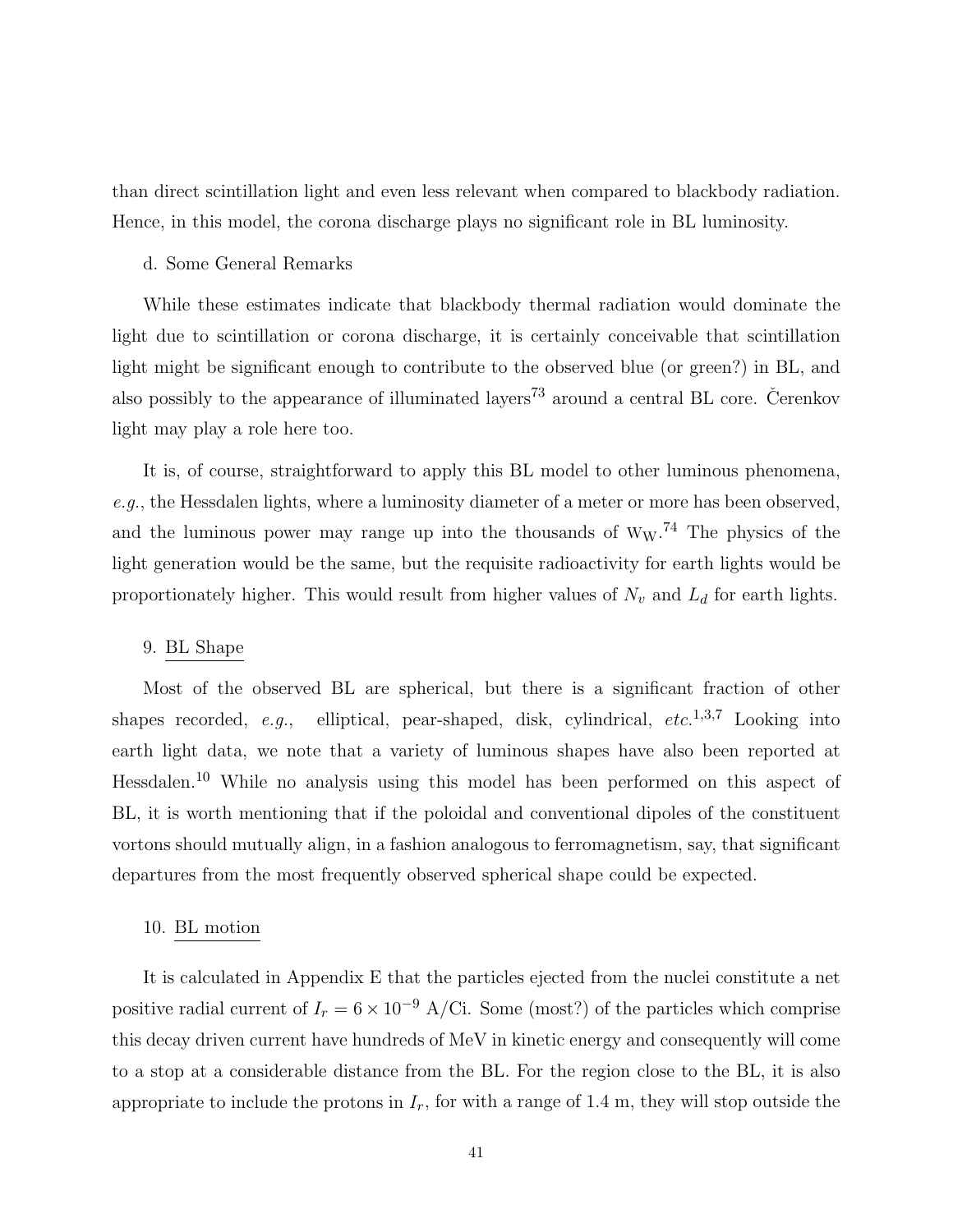than direct scintillation light and even less relevant when compared to blackbody radiation. Hence, in this model, the corona discharge plays no significant role in BL luminosity.

d. Some General Remarks

While these estimates indicate that blackbody thermal radiation would dominate the light due to scintillation or corona discharge, it is certainly conceivable that scintillation light might be significant enough to contribute to the observed blue (or green?) in BL, and also possibly to the appearance of illuminated layers[73] around a central BL core. Čerenkov light may play a role here too.

It is, of course, straightforward to apply this BL model to other luminous phenomena, *e.g.*, the Hessdalen lights, where a luminosity diameter of a meter or more has been observed, and the luminous power may range up into the thousands of $\mathrm{W_W}$.[74] The physics of the light generation would be the same, but the requisite radioactivity for earth lights would be proportionately higher. This would result from higher values of $N_v$ and $L_d$ for earth lights.

## 9. BL Shape

Most of the observed BL are spherical, but there is a significant fraction of other shapes recorded, *e.g.*, elliptical, pear-shaped, disk, cylindrical, *etc.*[1,3,7] Looking into earth light data, we note that a variety of luminous shapes have also been reported at Hessdalen.[10] While no analysis using this model has been performed on this aspect of BL, it is worth mentioning that if the poloidal and conventional dipoles of the constituent vortons should mutually align, in a fashion analogous to ferromagnetism, say, that significant departures from the most frequently observed spherical shape could be expected.

## 10. BL motion

It is calculated in Appendix E that the particles ejected from the nuclei constitute a net positive radial current of $I_r = 6 \times 10^{-9}$ A/Ci. Some (most?) of the particles which comprise this decay driven current have hundreds of MeV in kinetic energy and consequently will come to a stop at a considerable distance from the BL. For the region close to the BL, it is also appropriate to include the protons in $I_r$, for with a range of 1.4 m, they will stop outside the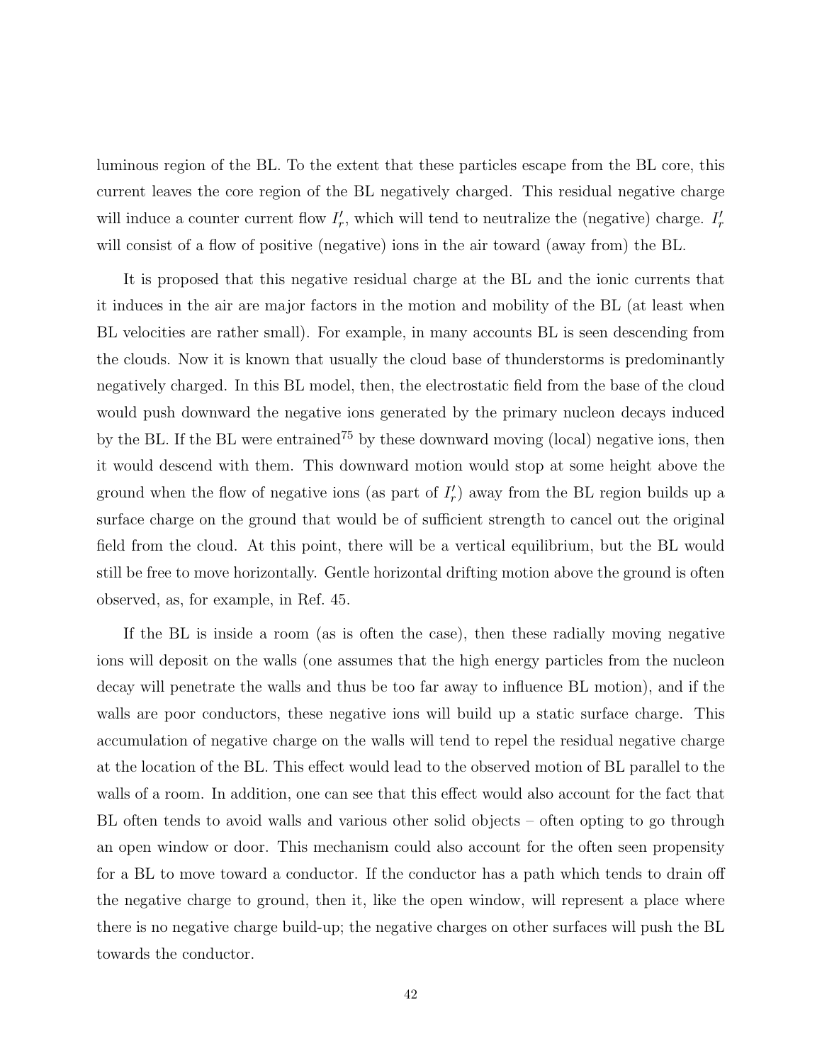luminous region of the BL. To the extent that these particles escape from the BL core, this current leaves the core region of the BL negatively charged. This residual negative charge will induce a counter current flow $I_r'$, which will tend to neutralize the (negative) charge. $I_r'$ will consist of a flow of positive (negative) ions in the air toward (away from) the BL.

It is proposed that this negative residual charge at the BL and the ionic currents that it induces in the air are major factors in the motion and mobility of the BL (at least when BL velocities are rather small). For example, in many accounts BL is seen descending from the clouds. Now it is known that usually the cloud base of thunderstorms is predominantly negatively charged. In this BL model, then, the electrostatic field from the base of the cloud would push downward the negative ions generated by the primary nucleon decays induced by the BL. If the BL were entrained[75] by these downward moving (local) negative ions, then it would descend with them. This downward motion would stop at some height above the ground when the flow of negative ions (as part of $I_r'$) away from the BL region builds up a surface charge on the ground that would be of sufficient strength to cancel out the original field from the cloud. At this point, there will be a vertical equilibrium, but the BL would still be free to move horizontally. Gentle horizontal drifting motion above the ground is often observed, as, for example, in Ref. 45.

If the BL is inside a room (as is often the case), then these radially moving negative ions will deposit on the walls (one assumes that the high energy particles from the nucleon decay will penetrate the walls and thus be too far away to influence BL motion), and if the walls are poor conductors, these negative ions will build up a static surface charge. This accumulation of negative charge on the walls will tend to repel the residual negative charge at the location of the BL. This effect would lead to the observed motion of BL parallel to the walls of a room. In addition, one can see that this effect would also account for the fact that BL often tends to avoid walls and various other solid objects – often opting to go through an open window or door. This mechanism could also account for the often seen propensity for a BL to move toward a conductor. If the conductor has a path which tends to drain off the negative charge to ground, then it, like the open window, will represent a place where there is no negative charge build-up; the negative charges on other surfaces will push the BL towards the conductor.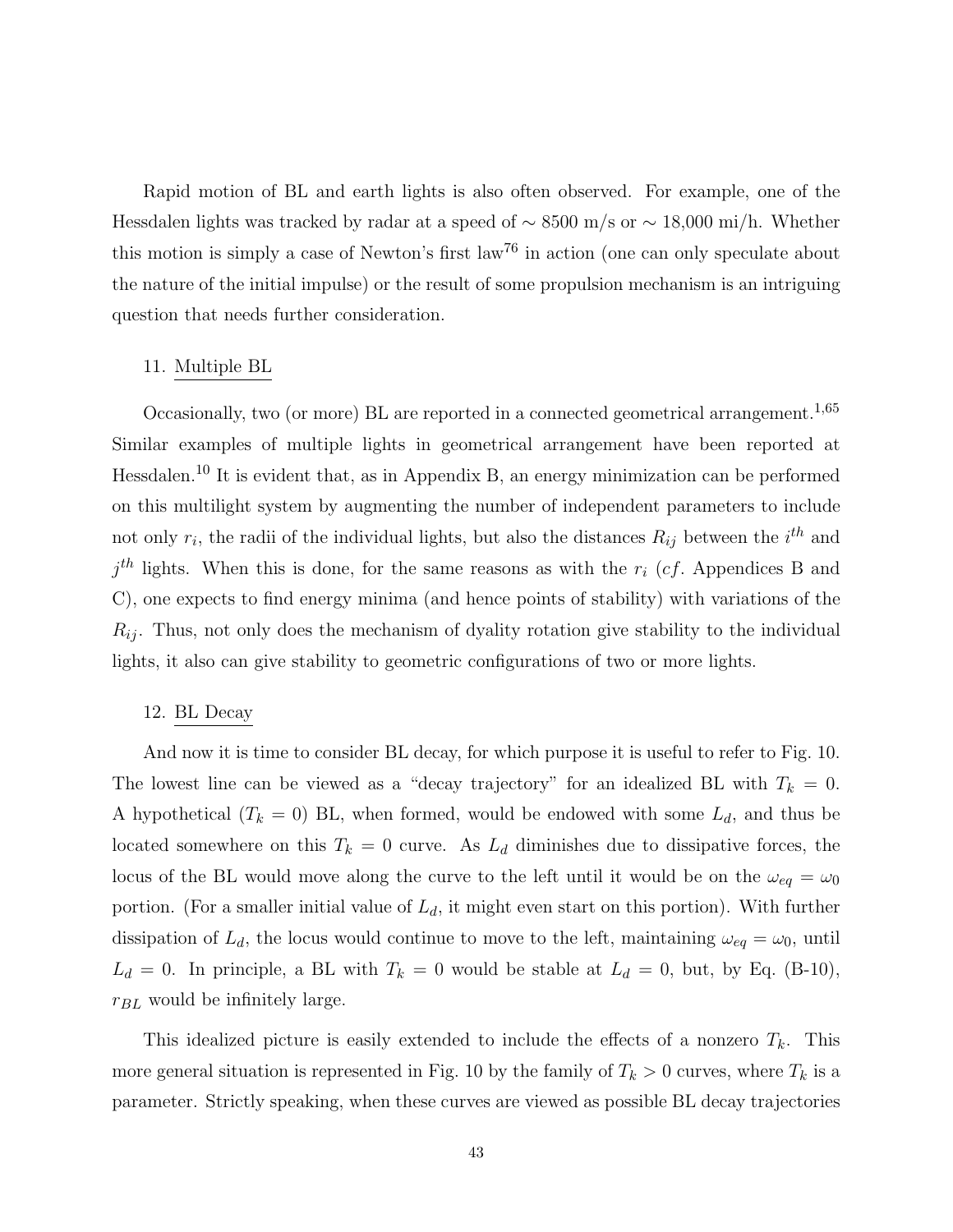Rapid motion of BL and earth lights is also often observed. For example, one of the Hessdalen lights was tracked by radar at a speed of $\sim 8500$ m/s or $\sim 18{,}000$ mi/h. Whether this motion is simply a case of Newton's first law[76] in action (one can only speculate about the nature of the initial impulse) or the result of some propulsion mechanism is an intriguing question that needs further consideration.

11. Multiple BL

Occasionally, two (or more) BL are reported in a connected geometrical arrangement.[1,65] Similar examples of multiple lights in geometrical arrangement have been reported at Hessdalen.[10] It is evident that, as in Appendix B, an energy minimization can be performed on this multilight system by augmenting the number of independent parameters to include not only $r_i$, the radii of the individual lights, but also the distances $R_{ij}$ between the $i^{th}$ and $j^{th}$ lights. When this is done, for the same reasons as with the $r_i$ (*cf*. Appendices B and C), one expects to find energy minima (and hence points of stability) with variations of the $R_{ij}$. Thus, not only does the mechanism of dyality rotation give stability to the individual lights, it also can give stability to geometric configurations of two or more lights.

12. BL Decay

And now it is time to consider BL decay, for which purpose it is useful to refer to Fig. 10. The lowest line can be viewed as a "decay trajectory" for an idealized BL with $T_k = 0$. A hypothetical ($T_k = 0$) BL, when formed, would be endowed with some $L_d$, and thus be located somewhere on this $T_k = 0$ curve. As $L_d$ diminishes due to dissipative forces, the locus of the BL would move along the curve to the left until it would be on the $\omega_{eq} = \omega_0$ portion. (For a smaller initial value of $L_d$, it might even start on this portion). With further dissipation of $L_d$, the locus would continue to move to the left, maintaining $\omega_{eq} = \omega_0$, until $L_d = 0$. In principle, a BL with $T_k = 0$ would be stable at $L_d = 0$, but, by Eq. (B-10), $r_{BL}$ would be infinitely large.

This idealized picture is easily extended to include the effects of a nonzero $T_k$. This more general situation is represented in Fig. 10 by the family of $T_k > 0$ curves, where $T_k$ is a parameter. Strictly speaking, when these curves are viewed as possible BL decay trajectories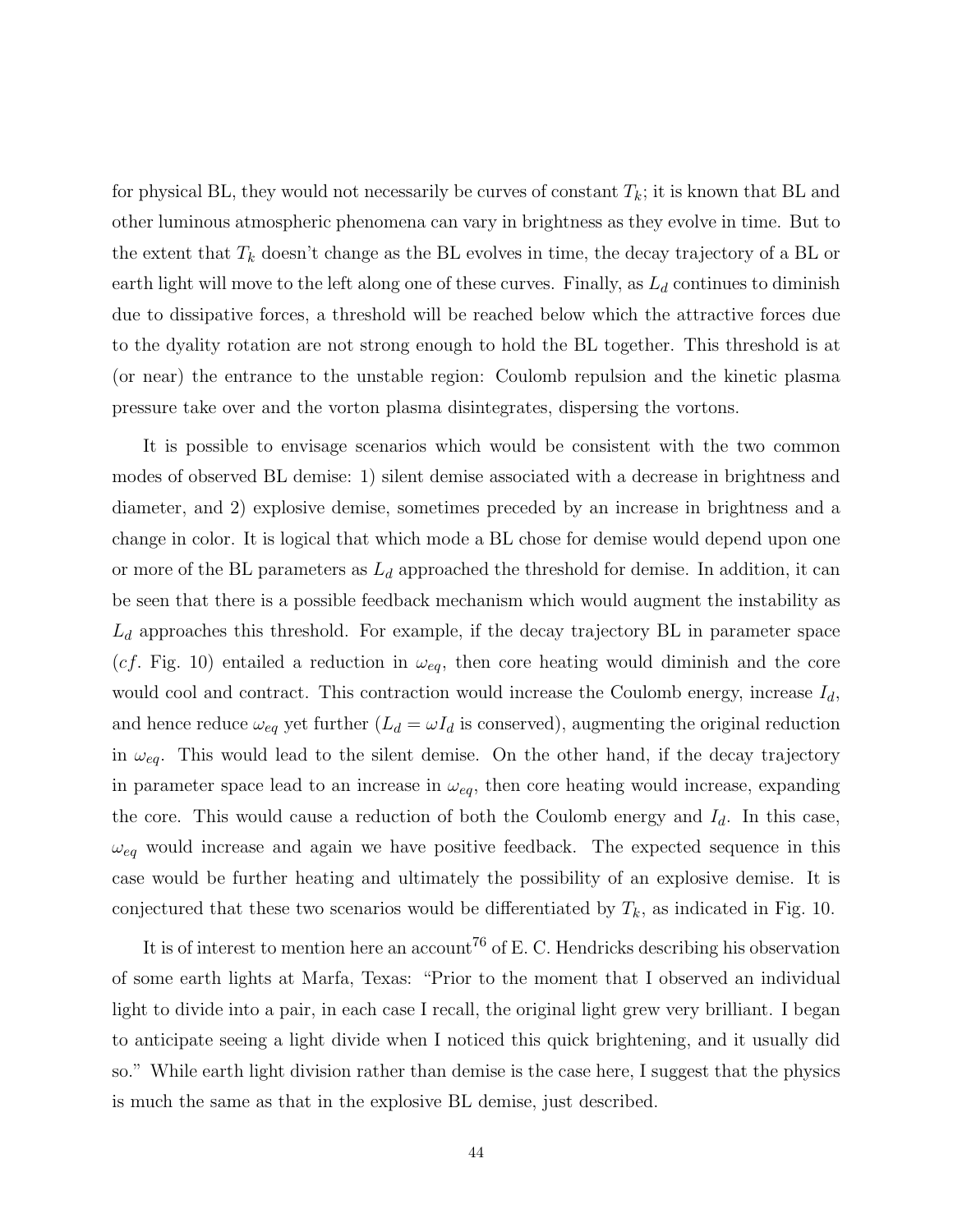for physical BL, they would not necessarily be curves of constant $T_k$; it is known that BL and other luminous atmospheric phenomena can vary in brightness as they evolve in time. But to the extent that $T_k$ doesn't change as the BL evolves in time, the decay trajectory of a BL or earth light will move to the left along one of these curves. Finally, as $L_d$ continues to diminish due to dissipative forces, a threshold will be reached below which the attractive forces due to the dyality rotation are not strong enough to hold the BL together. This threshold is at (or near) the entrance to the unstable region: Coulomb repulsion and the kinetic plasma pressure take over and the vorton plasma disintegrates, dispersing the vortons.

It is possible to envisage scenarios which would be consistent with the two common modes of observed BL demise: 1) silent demise associated with a decrease in brightness and diameter, and 2) explosive demise, sometimes preceded by an increase in brightness and a change in color. It is logical that which mode a BL chose for demise would depend upon one or more of the BL parameters as $L_d$ approached the threshold for demise. In addition, it can be seen that there is a possible feedback mechanism which would augment the instability as $L_d$ approaches this threshold. For example, if the decay trajectory BL in parameter space (*cf*. Fig. 10) entailed a reduction in $\omega_{eq}$, then core heating would diminish and the core would cool and contract. This contraction would increase the Coulomb energy, increase $I_d$, and hence reduce $\omega_{eq}$ yet further ($L_d = \omega I_d$ is conserved), augmenting the original reduction in $\omega_{eq}$. This would lead to the silent demise. On the other hand, if the decay trajectory in parameter space lead to an increase in $\omega_{eq}$, then core heating would increase, expanding the core. This would cause a reduction of both the Coulomb energy and $I_d$. In this case, $\omega_{eq}$ would increase and again we have positive feedback. The expected sequence in this case would be further heating and ultimately the possibility of an explosive demise. It is conjectured that these two scenarios would be differentiated by $T_k$, as indicated in Fig. 10.

It is of interest to mention here an account[76] of E. C. Hendricks describing his observation of some earth lights at Marfa, Texas: "Prior to the moment that I observed an individual light to divide into a pair, in each case I recall, the original light grew very brilliant. I began to anticipate seeing a light divide when I noticed this quick brightening, and it usually did so." While earth light division rather than demise is the case here, I suggest that the physics is much the same as that in the explosive BL demise, just described.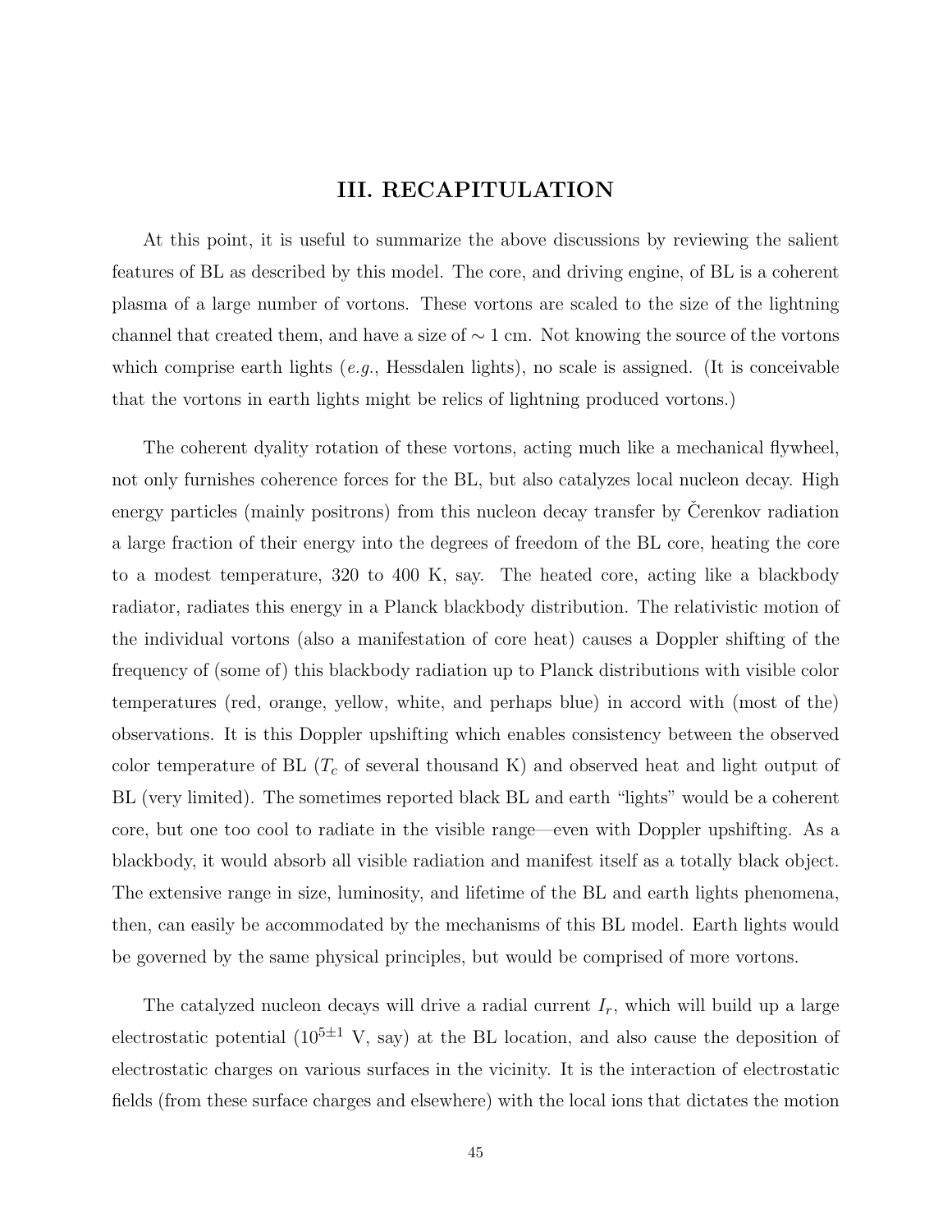## III. RECAPITULATION

At this point, it is useful to summarize the above discussions by reviewing the salient features of BL as described by this model. The core, and driving engine, of BL is a coherent plasma of a large number of vortons. These vortons are scaled to the size of the lightning channel that created them, and have a size of $\sim 1$ cm. Not knowing the source of the vortons which comprise earth lights (*e.g.*, Hessdalen lights), no scale is assigned. (It is conceivable that the vortons in earth lights might be relics of lightning produced vortons.)

The coherent dyality rotation of these vortons, acting much like a mechanical flywheel, not only furnishes coherence forces for the BL, but also catalyzes local nucleon decay. High energy particles (mainly positrons) from this nucleon decay transfer by Čerenkov radiation a large fraction of their energy into the degrees of freedom of the BL core, heating the core to a modest temperature, 320 to 400 K, say. The heated core, acting like a blackbody radiator, radiates this energy in a Planck blackbody distribution. The relativistic motion of the individual vortons (also a manifestation of core heat) causes a Doppler shifting of the frequency of (some of) this blackbody radiation up to Planck distributions with visible color temperatures (red, orange, yellow, white, and perhaps blue) in accord with (most of the) observations. It is this Doppler upshifting which enables consistency between the observed color temperature of BL ($T_c$ of several thousand K) and observed heat and light output of BL (very limited). The sometimes reported black BL and earth "lights" would be a coherent core, but one too cool to radiate in the visible range—even with Doppler upshifting. As a blackbody, it would absorb all visible radiation and manifest itself as a totally black object. The extensive range in size, luminosity, and lifetime of the BL and earth lights phenomena, then, can easily be accommodated by the mechanisms of this BL model. Earth lights would be governed by the same physical principles, but would be comprised of more vortons.

The catalyzed nucleon decays will drive a radial current $I_r$, which will build up a large electrostatic potential ($10^{5\pm1}$ V, say) at the BL location, and also cause the deposition of electrostatic charges on various surfaces in the vicinity. It is the interaction of electrostatic fields (from these surface charges and elsewhere) with the local ions that dictates the motion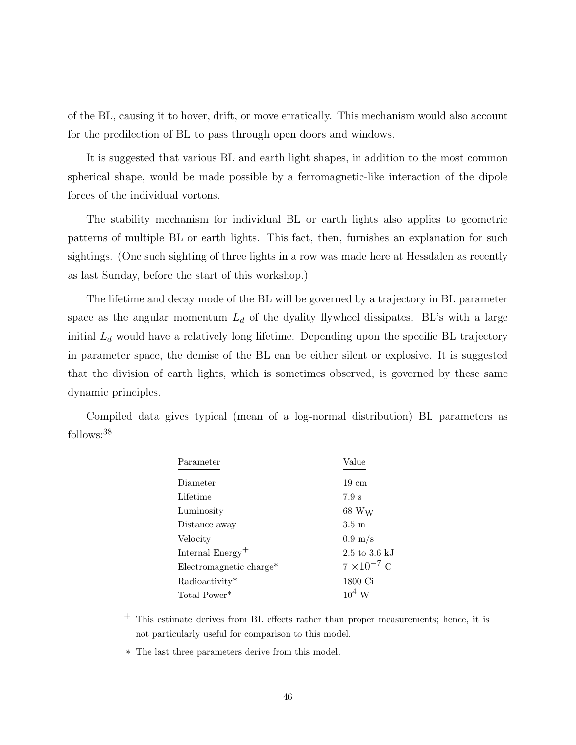of the BL, causing it to hover, drift, or move erratically. This mechanism would also account for the predilection of BL to pass through open doors and windows.

It is suggested that various BL and earth light shapes, in addition to the most common spherical shape, would be made possible by a ferromagnetic-like interaction of the dipole forces of the individual vortons.

The stability mechanism for individual BL or earth lights also applies to geometric patterns of multiple BL or earth lights. This fact, then, furnishes an explanation for such sightings. (One such sighting of three lights in a row was made here at Hessdalen as recently as last Sunday, before the start of this workshop.)

The lifetime and decay mode of the BL will be governed by a trajectory in BL parameter space as the angular momentum $L_d$ of the dyality flywheel dissipates. BL's with a large initial $L_d$ would have a relatively long lifetime. Depending upon the specific BL trajectory in parameter space, the demise of the BL can be either silent or explosive. It is suggested that the division of earth lights, which is sometimes observed, is governed by these same dynamic principles.

Compiled data gives typical (mean of a log-normal distribution) BL parameters as follows:[38]

| Parameter | Value |
|---|---|
| Diameter | 19 cm |
| Lifetime | 7.9 s |
| Luminosity | 68 $W_W$ |
| Distance away | 3.5 m |
| Velocity | 0.9 m/s |
| Internal Energy$^+$ | 2.5 to 3.6 kJ |
| Electromagnetic charge* | $7 \times 10^{-7}$ C |
| Radioactivity* | 1800 Ci |
| Total Power* | $10^4$ W |

$^+$ This estimate derives from BL effects rather than proper measurements; hence, it is not particularly useful for comparison to this model.

$*$ The last three parameters derive from this model.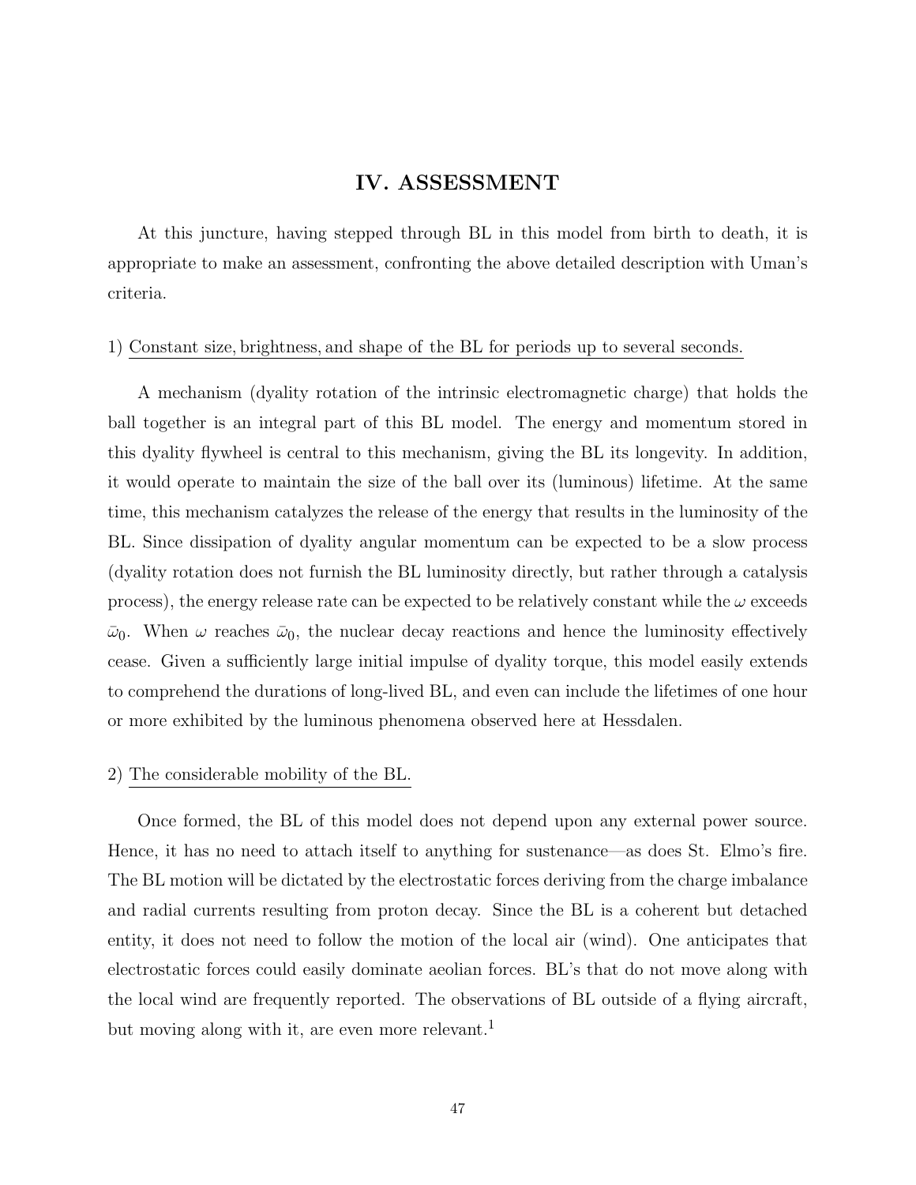## IV. ASSESSMENT

At this juncture, having stepped through BL in this model from birth to death, it is appropriate to make an assessment, confronting the above detailed description with Uman's criteria.

1) Constant size, brightness, and shape of the BL for periods up to several seconds.

A mechanism (dyality rotation of the intrinsic electromagnetic charge) that holds the ball together is an integral part of this BL model. The energy and momentum stored in this dyality flywheel is central to this mechanism, giving the BL its longevity. In addition, it would operate to maintain the size of the ball over its (luminous) lifetime. At the same time, this mechanism catalyzes the release of the energy that results in the luminosity of the BL. Since dissipation of dyality angular momentum can be expected to be a slow process (dyality rotation does not furnish the BL luminosity directly, but rather through a catalysis process), the energy release rate can be expected to be relatively constant while the $\omega$ exceeds $\bar{\omega}_0$. When $\omega$ reaches $\bar{\omega}_0$, the nuclear decay reactions and hence the luminosity effectively cease. Given a sufficiently large initial impulse of dyality torque, this model easily extends to comprehend the durations of long-lived BL, and even can include the lifetimes of one hour or more exhibited by the luminous phenomena observed here at Hessdalen.

2) The considerable mobility of the BL.

Once formed, the BL of this model does not depend upon any external power source. Hence, it has no need to attach itself to anything for sustenance—as does St. Elmo's fire. The BL motion will be dictated by the electrostatic forces deriving from the charge imbalance and radial currents resulting from proton decay. Since the BL is a coherent but detached entity, it does not need to follow the motion of the local air (wind). One anticipates that electrostatic forces could easily dominate aeolian forces. BL's that do not move along with the local wind are frequently reported. The observations of BL outside of a flying aircraft, but moving along with it, are even more relevant.[1]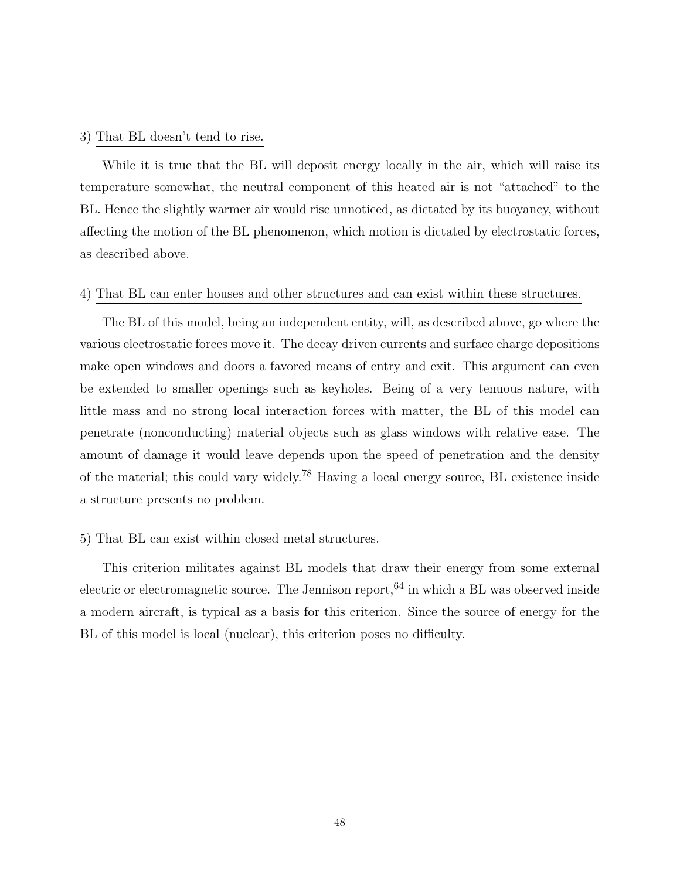3) That BL doesn't tend to rise.

While it is true that the BL will deposit energy locally in the air, which will raise its temperature somewhat, the neutral component of this heated air is not "attached" to the BL. Hence the slightly warmer air would rise unnoticed, as dictated by its buoyancy, without affecting the motion of the BL phenomenon, which motion is dictated by electrostatic forces, as described above.

4) That BL can enter houses and other structures and can exist within these structures.

The BL of this model, being an independent entity, will, as described above, go where the various electrostatic forces move it. The decay driven currents and surface charge depositions make open windows and doors a favored means of entry and exit. This argument can even be extended to smaller openings such as keyholes. Being of a very tenuous nature, with little mass and no strong local interaction forces with matter, the BL of this model can penetrate (nonconducting) material objects such as glass windows with relative ease. The amount of damage it would leave depends upon the speed of penetration and the density of the material; this could vary widely.[78] Having a local energy source, BL existence inside a structure presents no problem.

5) That BL can exist within closed metal structures.

This criterion militates against BL models that draw their energy from some external electric or electromagnetic source. The Jennison report,[64] in which a BL was observed inside a modern aircraft, is typical as a basis for this criterion. Since the source of energy for the BL of this model is local (nuclear), this criterion poses no difficulty.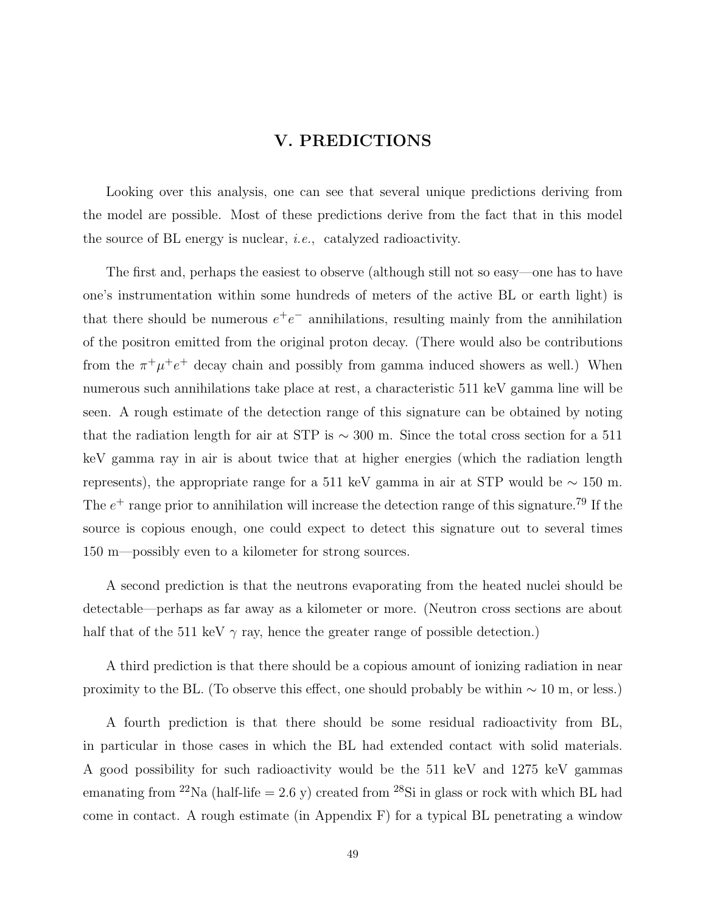# V. PREDICTIONS

Looking over this analysis, one can see that several unique predictions deriving from the model are possible. Most of these predictions derive from the fact that in this model the source of BL energy is nuclear, *i.e.*, catalyzed radioactivity.

The first and, perhaps the easiest to observe (although still not so easy—one has to have one's instrumentation within some hundreds of meters of the active BL or earth light) is that there should be numerous $e^+e^-$ annihilations, resulting mainly from the annihilation of the positron emitted from the original proton decay. (There would also be contributions from the $\pi^+\mu^+e^+$ decay chain and possibly from gamma induced showers as well.) When numerous such annihilations take place at rest, a characteristic 511 keV gamma line will be seen. A rough estimate of the detection range of this signature can be obtained by noting that the radiation length for air at STP is $\sim$ 300 m. Since the total cross section for a 511 keV gamma ray in air is about twice that at higher energies (which the radiation length represents), the appropriate range for a 511 keV gamma in air at STP would be $\sim$ 150 m. The $e^+$ range prior to annihilation will increase the detection range of this signature.[79] If the source is copious enough, one could expect to detect this signature out to several times 150 m—possibly even to a kilometer for strong sources.

A second prediction is that the neutrons evaporating from the heated nuclei should be detectable—perhaps as far away as a kilometer or more. (Neutron cross sections are about half that of the 511 keV $\gamma$ ray, hence the greater range of possible detection.)

A third prediction is that there should be a copious amount of ionizing radiation in near proximity to the BL. (To observe this effect, one should probably be within $\sim$ 10 m, or less.)

A fourth prediction is that there should be some residual radioactivity from BL, in particular in those cases in which the BL had extended contact with solid materials. A good possibility for such radioactivity would be the 511 keV and 1275 keV gammas emanating from $^{22}$Na (half-life = 2.6 y) created from $^{28}$Si in glass or rock with which BL had come in contact. A rough estimate (in Appendix F) for a typical BL penetrating a window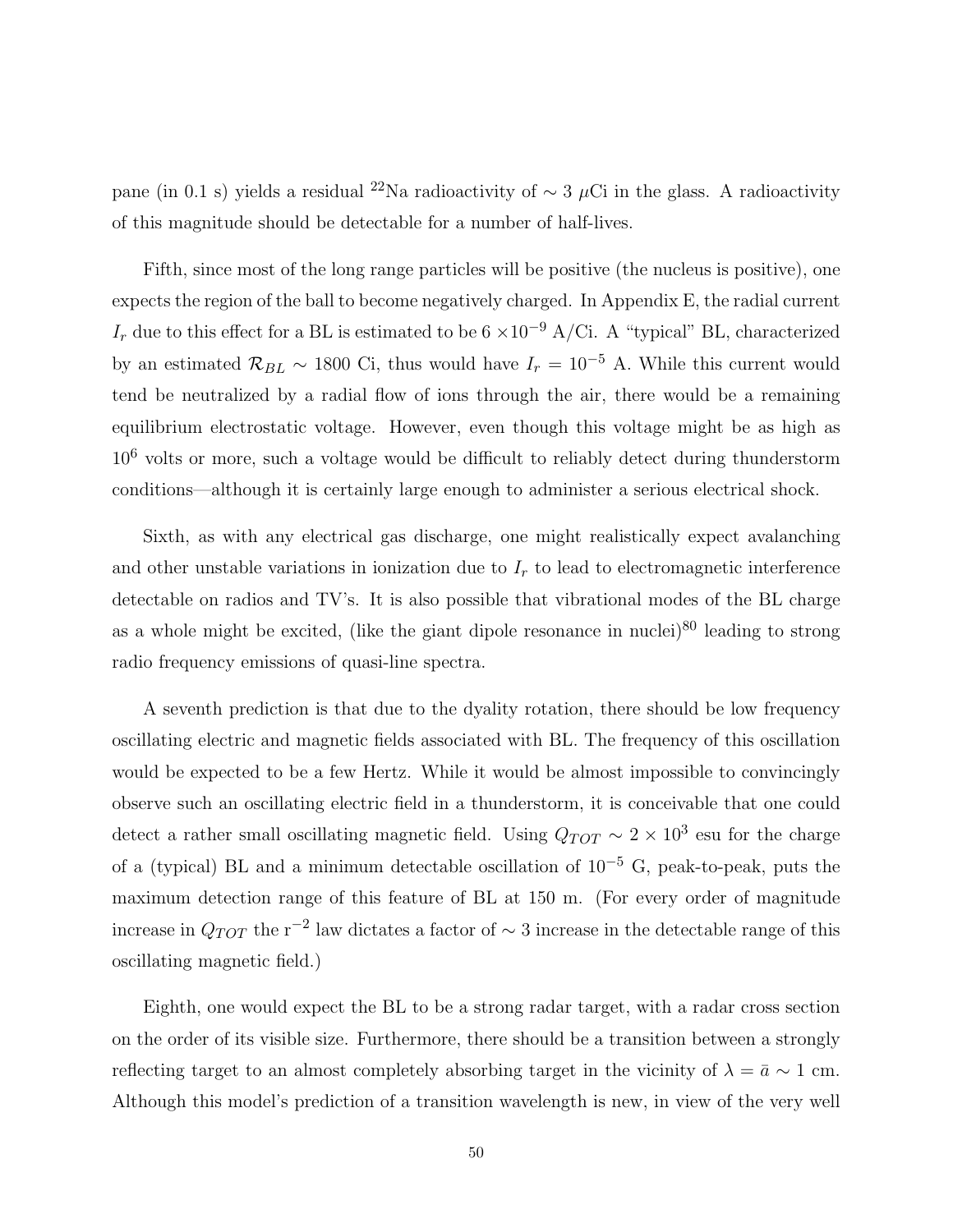pane (in 0.1 s) yields a residual $^{22}$Na radioactivity of $\sim 3$ $\mu$Ci in the glass. A radioactivity of this magnitude should be detectable for a number of half-lives.

Fifth, since most of the long range particles will be positive (the nucleus is positive), one expects the region of the ball to become negatively charged. In Appendix E, the radial current $I_r$ due to this effect for a BL is estimated to be 6 $\times 10^{-9}$ A/Ci. A "typical" BL, characterized by an estimated $\mathcal{R}_{BL} \sim 1800$ Ci, thus would have $I_r = 10^{-5}$ A. While this current would tend be neutralized by a radial flow of ions through the air, there would be a remaining equilibrium electrostatic voltage. However, even though this voltage might be as high as $10^6$ volts or more, such a voltage would be difficult to reliably detect during thunderstorm conditions—although it is certainly large enough to administer a serious electrical shock.

Sixth, as with any electrical gas discharge, one might realistically expect avalanching and other unstable variations in ionization due to $I_r$ to lead to electromagnetic interference detectable on radios and TV's. It is also possible that vibrational modes of the BL charge as a whole might be excited, (like the giant dipole resonance in nuclei)[80] leading to strong radio frequency emissions of quasi-line spectra.

A seventh prediction is that due to the dyality rotation, there should be low frequency oscillating electric and magnetic fields associated with BL. The frequency of this oscillation would be expected to be a few Hertz. While it would be almost impossible to convincingly observe such an oscillating electric field in a thunderstorm, it is conceivable that one could detect a rather small oscillating magnetic field. Using $Q_{TOT} \sim 2 \times 10^3$ esu for the charge of a (typical) BL and a minimum detectable oscillation of $10^{-5}$ G, peak-to-peak, puts the maximum detection range of this feature of BL at 150 m. (For every order of magnitude increase in $Q_{TOT}$ the $\mathrm{r}^{-2}$ law dictates a factor of $\sim 3$ increase in the detectable range of this oscillating magnetic field.)

Eighth, one would expect the BL to be a strong radar target, with a radar cross section on the order of its visible size. Furthermore, there should be a transition between a strongly reflecting target to an almost completely absorbing target in the vicinity of $\lambda = \bar{a} \sim 1$ cm. Although this model's prediction of a transition wavelength is new, in view of the very well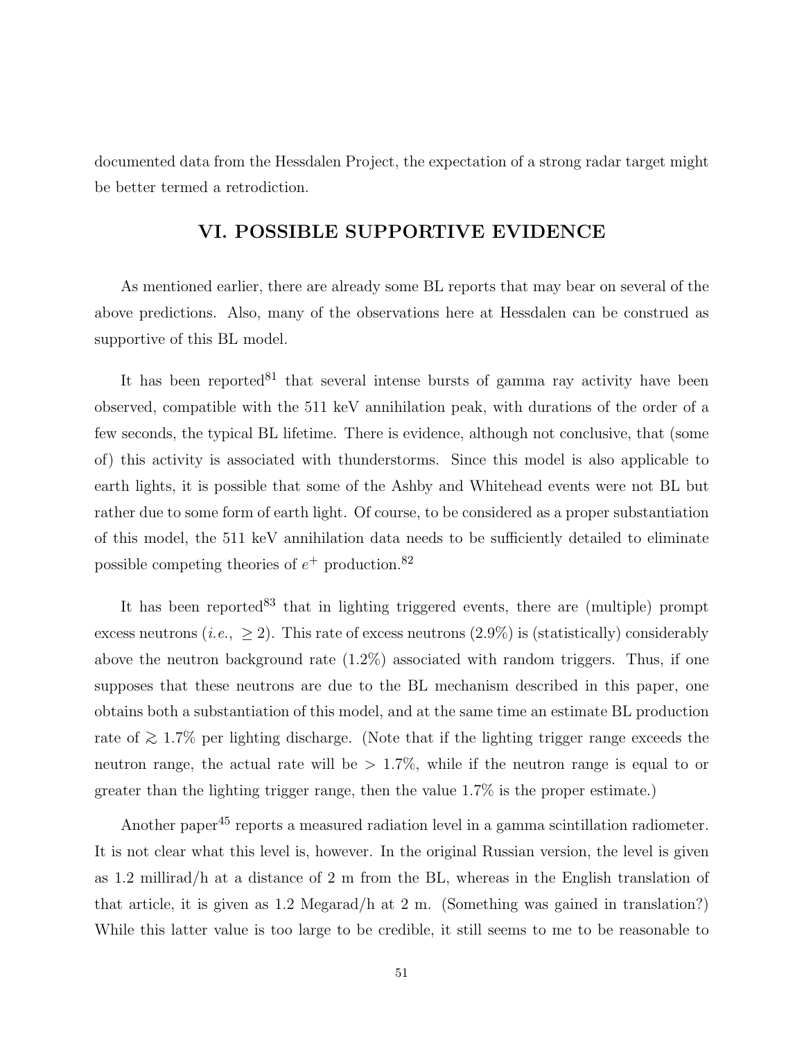documented data from the Hessdalen Project, the expectation of a strong radar target might be better termed a retrodiction.

## VI. POSSIBLE SUPPORTIVE EVIDENCE

As mentioned earlier, there are already some BL reports that may bear on several of the above predictions. Also, many of the observations here at Hessdalen can be construed as supportive of this BL model.

It has been reported[81] that several intense bursts of gamma ray activity have been observed, compatible with the 511 keV annihilation peak, with durations of the order of a few seconds, the typical BL lifetime. There is evidence, although not conclusive, that (some of) this activity is associated with thunderstorms. Since this model is also applicable to earth lights, it is possible that some of the Ashby and Whitehead events were not BL but rather due to some form of earth light. Of course, to be considered as a proper substantiation of this model, the 511 keV annihilation data needs to be sufficiently detailed to eliminate possible competing theories of $e^+$ production.[82]

It has been reported[83] that in lighting triggered events, there are (multiple) prompt excess neutrons (*i.e.*, $\geq 2$). This rate of excess neutrons (2.9%) is (statistically) considerably above the neutron background rate (1.2%) associated with random triggers. Thus, if one supposes that these neutrons are due to the BL mechanism described in this paper, one obtains both a substantiation of this model, and at the same time an estimate BL production rate of $\gtrsim 1.7\%$ per lighting discharge. (Note that if the lighting trigger range exceeds the neutron range, the actual rate will be $> 1.7\%$, while if the neutron range is equal to or greater than the lighting trigger range, then the value 1.7% is the proper estimate.)

Another paper[45] reports a measured radiation level in a gamma scintillation radiometer. It is not clear what this level is, however. In the original Russian version, the level is given as 1.2 millirad/h at a distance of 2 m from the BL, whereas in the English translation of that article, it is given as 1.2 Megarad/h at 2 m. (Something was gained in translation?) While this latter value is too large to be credible, it still seems to me to be reasonable to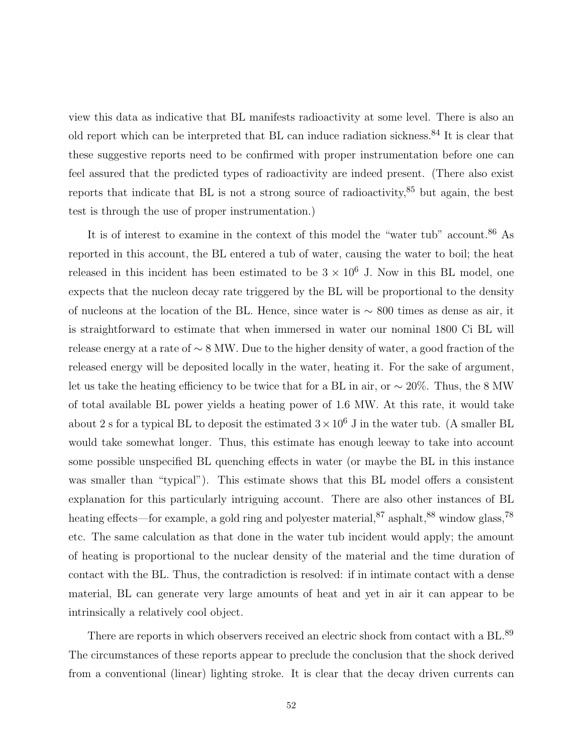view this data as indicative that BL manifests radioactivity at some level. There is also an old report which can be interpreted that BL can induce radiation sickness.[84] It is clear that these suggestive reports need to be confirmed with proper instrumentation before one can feel assured that the predicted types of radioactivity are indeed present. (There also exist reports that indicate that BL is not a strong source of radioactivity,[85] but again, the best test is through the use of proper instrumentation.)

It is of interest to examine in the context of this model the "water tub" account.[86] As reported in this account, the BL entered a tub of water, causing the water to boil; the heat released in this incident has been estimated to be $3 \times 10^6$ J. Now in this BL model, one expects that the nucleon decay rate triggered by the BL will be proportional to the density of nucleons at the location of the BL. Hence, since water is $\sim 800$ times as dense as air, it is straightforward to estimate that when immersed in water our nominal 1800 Ci BL will release energy at a rate of $\sim 8$ MW. Due to the higher density of water, a good fraction of the released energy will be deposited locally in the water, heating it. For the sake of argument, let us take the heating efficiency to be twice that for a BL in air, or $\sim 20\%$. Thus, the 8 MW of total available BL power yields a heating power of 1.6 MW. At this rate, it would take about 2 s for a typical BL to deposit the estimated $3 \times 10^6$ J in the water tub. (A smaller BL would take somewhat longer. Thus, this estimate has enough leeway to take into account some possible unspecified BL quenching effects in water (or maybe the BL in this instance was smaller than "typical"). This estimate shows that this BL model offers a consistent explanation for this particularly intriguing account. There are also other instances of BL heating effects—for example, a gold ring and polyester material,[87] asphalt,[88] window glass,[78] etc. The same calculation as that done in the water tub incident would apply; the amount of heating is proportional to the nuclear density of the material and the time duration of contact with the BL. Thus, the contradiction is resolved: if in intimate contact with a dense material, BL can generate very large amounts of heat and yet in air it can appear to be intrinsically a relatively cool object.

There are reports in which observers received an electric shock from contact with a BL.[89] The circumstances of these reports appear to preclude the conclusion that the shock derived from a conventional (linear) lighting stroke. It is clear that the decay driven currents can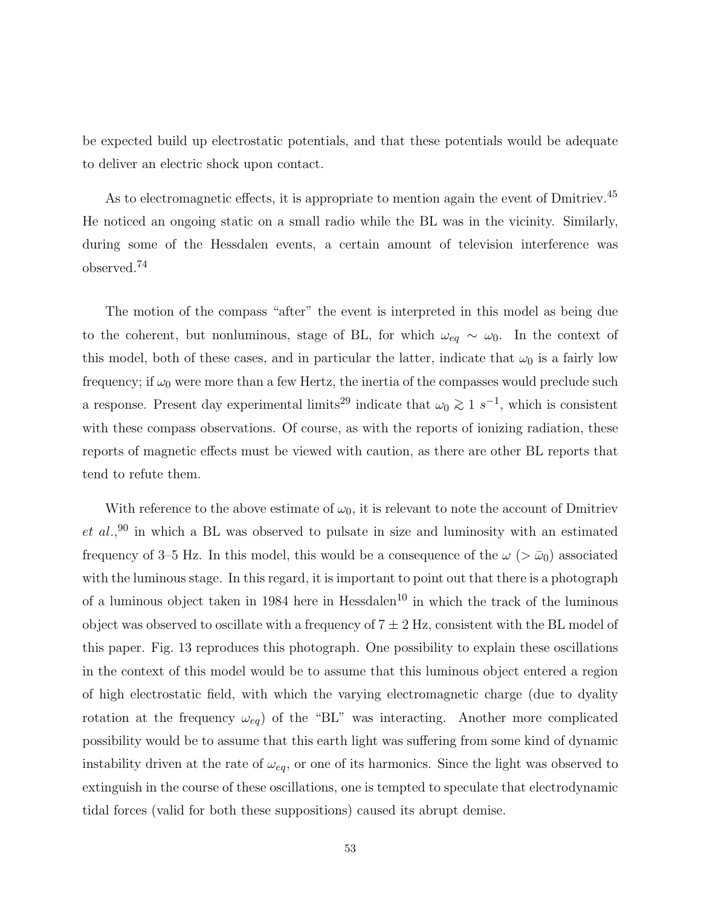be expected build up electrostatic potentials, and that these potentials would be adequate to deliver an electric shock upon contact.

As to electromagnetic effects, it is appropriate to mention again the event of Dmitriev.[45] He noticed an ongoing static on a small radio while the BL was in the vicinity. Similarly, during some of the Hessdalen events, a certain amount of television interference was observed.[74]

The motion of the compass "after" the event is interpreted in this model as being due to the coherent, but nonluminous, stage of BL, for which $\omega_{eq} \sim \omega_0$. In the context of this model, both of these cases, and in particular the latter, indicate that $\omega_0$ is a fairly low frequency; if $\omega_0$ were more than a few Hertz, the inertia of the compasses would preclude such a response. Present day experimental limits[29] indicate that $\omega_0 \gtrsim 1\ s^{-1}$, which is consistent with these compass observations. Of course, as with the reports of ionizing radiation, these reports of magnetic effects must be viewed with caution, as there are other BL reports that tend to refute them.

With reference to the above estimate of $\omega_0$, it is relevant to note the account of Dmitriev *et al.*,[90] in which a BL was observed to pulsate in size and luminosity with an estimated frequency of 3–5 Hz. In this model, this would be a consequence of the $\omega$ ($> \bar{\omega}_0$) associated with the luminous stage. In this regard, it is important to point out that there is a photograph of a luminous object taken in 1984 here in Hessdalen[10] in which the track of the luminous object was observed to oscillate with a frequency of $7 \pm 2$ Hz, consistent with the BL model of this paper. Fig. 13 reproduces this photograph. One possibility to explain these oscillations in the context of this model would be to assume that this luminous object entered a region of high electrostatic field, with which the varying electromagnetic charge (due to dyality rotation at the frequency $\omega_{eq}$) of the "BL" was interacting. Another more complicated possibility would be to assume that this earth light was suffering from some kind of dynamic instability driven at the rate of $\omega_{eq}$, or one of its harmonics. Since the light was observed to extinguish in the course of these oscillations, one is tempted to speculate that electrodynamic tidal forces (valid for both these suppositions) caused its abrupt demise.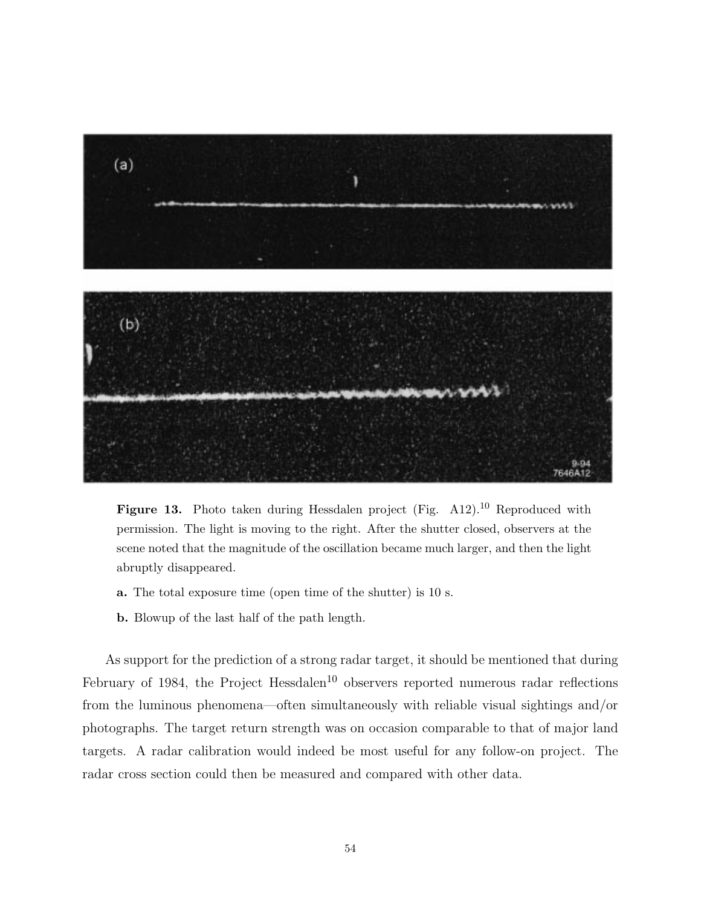**Figure 13.** Photo taken during Hessdalen project (Fig. A12).[10] Reproduced with permission. The light is moving to the right. After the shutter closed, observers at the scene noted that the magnitude of the oscillation became much larger, and then the light abruptly disappeared.

**a.** The total exposure time (open time of the shutter) is 10 s.

**b.** Blowup of the last half of the path length.

As support for the prediction of a strong radar target, it should be mentioned that during February of 1984, the Project Hessdalen[10] observers reported numerous radar reflections from the luminous phenomena—often simultaneously with reliable visual sightings and/or photographs. The target return strength was on occasion comparable to that of major land targets. A radar calibration would indeed be most useful for any follow-on project. The radar cross section could then be measured and compared with other data.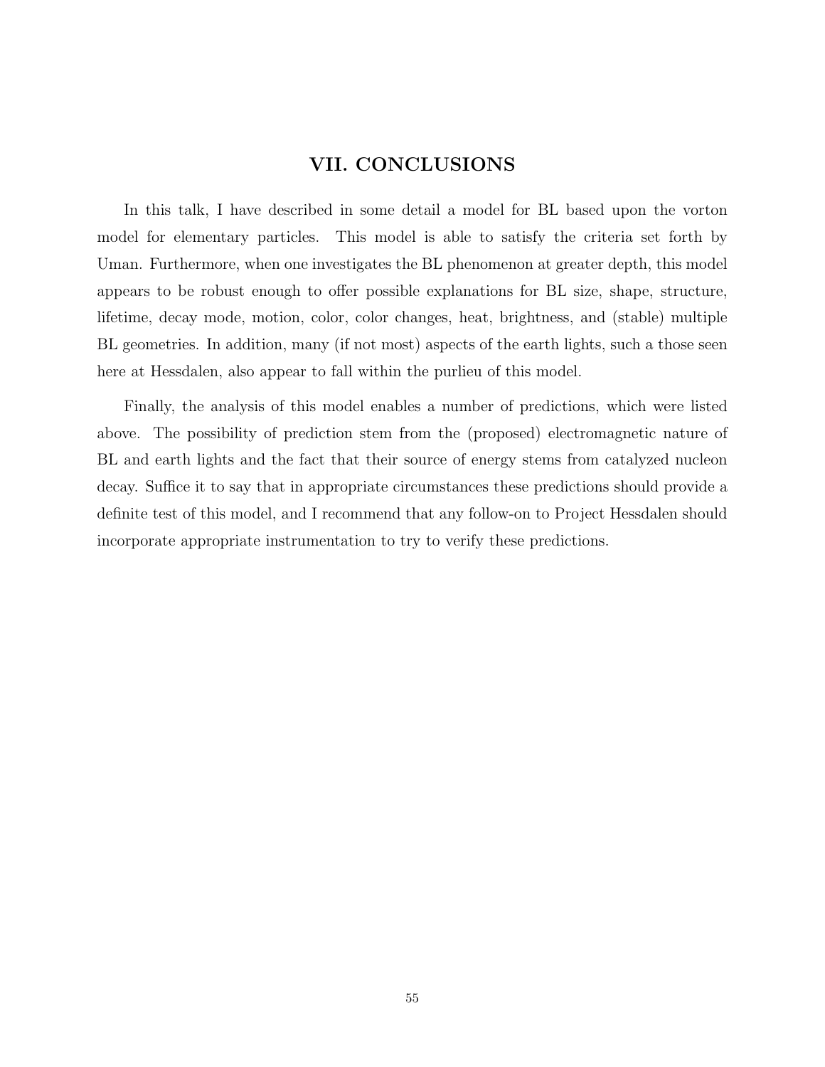# VII. CONCLUSIONS

In this talk, I have described in some detail a model for BL based upon the vorton model for elementary particles. This model is able to satisfy the criteria set forth by Uman. Furthermore, when one investigates the BL phenomenon at greater depth, this model appears to be robust enough to offer possible explanations for BL size, shape, structure, lifetime, decay mode, motion, color, color changes, heat, brightness, and (stable) multiple BL geometries. In addition, many (if not most) aspects of the earth lights, such a those seen here at Hessdalen, also appear to fall within the purlieu of this model.

Finally, the analysis of this model enables a number of predictions, which were listed above. The possibility of prediction stem from the (proposed) electromagnetic nature of BL and earth lights and the fact that their source of energy stems from catalyzed nucleon decay. Suffice it to say that in appropriate circumstances these predictions should provide a definite test of this model, and I recommend that any follow-on to Project Hessdalen should incorporate appropriate instrumentation to try to verify these predictions.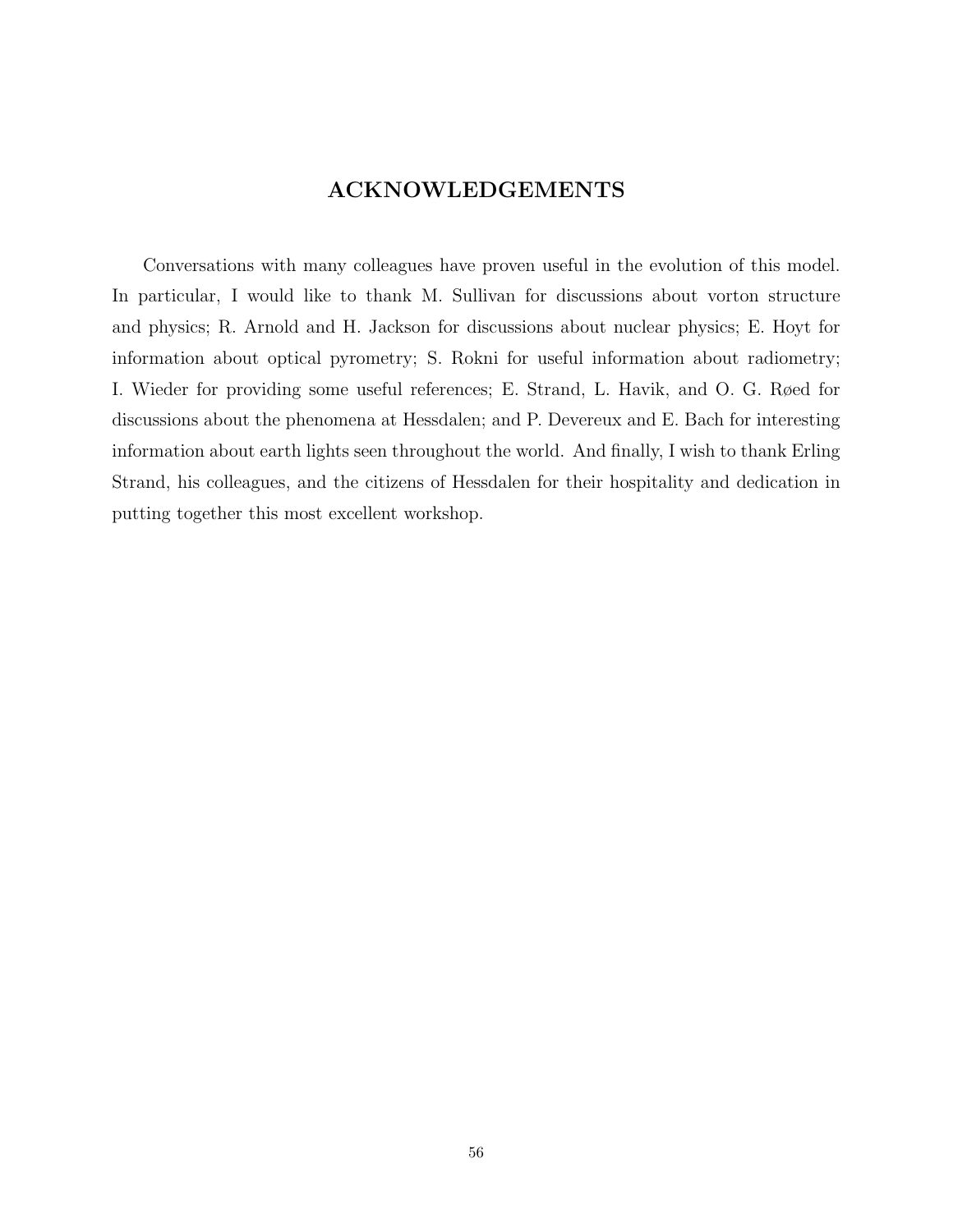## ACKNOWLEDGEMENTS

Conversations with many colleagues have proven useful in the evolution of this model. In particular, I would like to thank M. Sullivan for discussions about vorton structure and physics; R. Arnold and H. Jackson for discussions about nuclear physics; E. Hoyt for information about optical pyrometry; S. Rokni for useful information about radiometry; I. Wieder for providing some useful references; E. Strand, L. Havik, and O. G. Røed for discussions about the phenomena at Hessdalen; and P. Devereux and E. Bach for interesting information about earth lights seen throughout the world. And finally, I wish to thank Erling Strand, his colleagues, and the citizens of Hessdalen for their hospitality and dedication in putting together this most excellent workshop.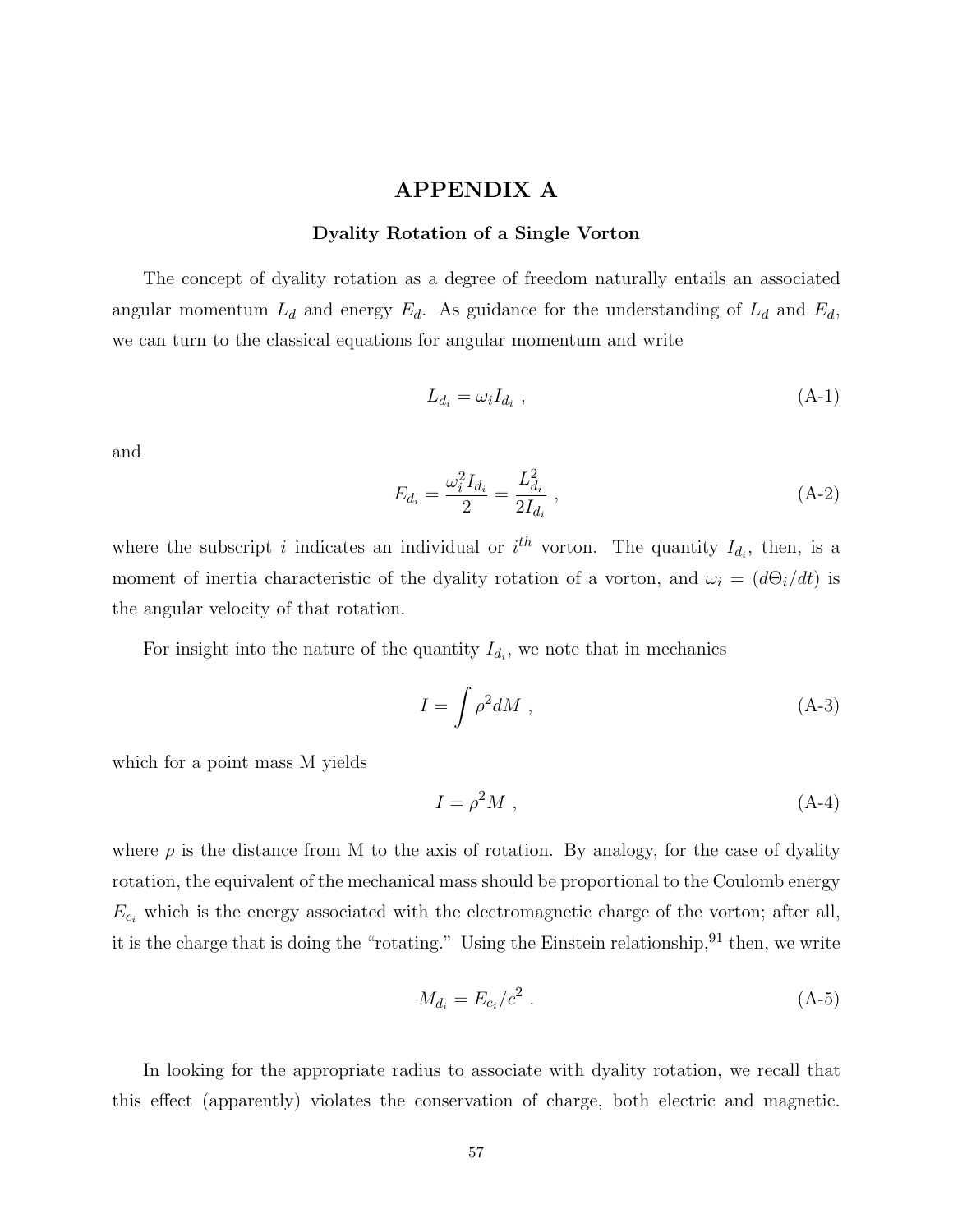# APPENDIX A

## Dyality Rotation of a Single Vorton

The concept of dyality rotation as a degree of freedom naturally entails an associated angular momentum $L_d$ and energy $E_d$. As guidance for the understanding of $L_d$ and $E_d$, we can turn to the classical equations for angular momentum and write

$$L_{d_i} = \omega_i I_{d_i} \ , \tag{A-1}$$

and

$$E_{d_i} = \frac{\omega_i^2 I_{d_i}}{2} = \frac{L_{d_i}^2}{2I_{d_i}} \ , \tag{A-2}$$

where the subscript $i$ indicates an individual or $i^{th}$ vorton. The quantity $I_{d_i}$, then, is a moment of inertia characteristic of the dyality rotation of a vorton, and $\omega_i = (d\Theta_i/dt)$ is the angular velocity of that rotation.

For insight into the nature of the quantity $I_{d_i}$, we note that in mechanics

$$I = \int \rho^2 dM \ , \tag{A-3}$$

which for a point mass M yields

$$I = \rho^2 M \ , \tag{A-4}$$

where $\rho$ is the distance from M to the axis of rotation. By analogy, for the case of dyality rotation, the equivalent of the mechanical mass should be proportional to the Coulomb energy $E_{c_i}$ which is the energy associated with the electromagnetic charge of the vorton; after all, it is the charge that is doing the "rotating." Using the Einstein relationship,[91] then, we write

$$M_{d_i} = E_{c_i}/c^2 \ . \tag{A-5}$$

In looking for the appropriate radius to associate with dyality rotation, we recall that this effect (apparently) violates the conservation of charge, both electric and magnetic.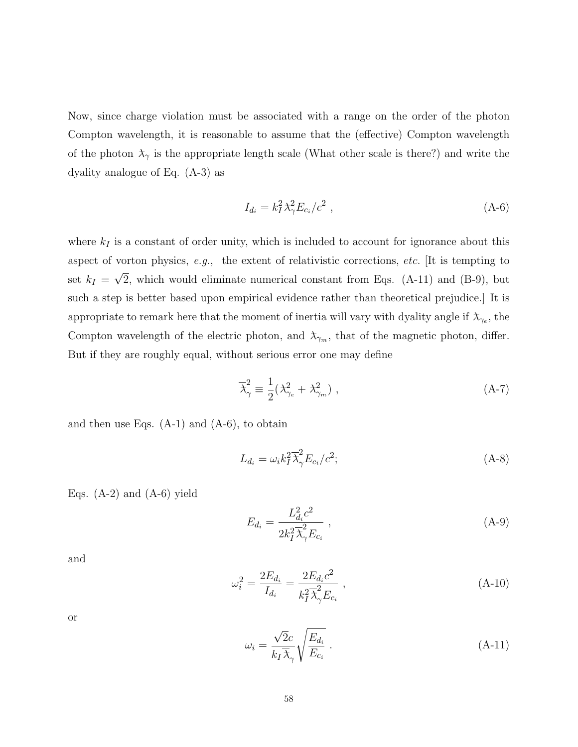Now, since charge violation must be associated with a range on the order of the photon Compton wavelength, it is reasonable to assume that the (effective) Compton wavelength of the photon $\lambda_\gamma$ is the appropriate length scale (What other scale is there?) and write the dyality analogue of Eq. (A-3) as

$$I_{d_i} = k_I^2 \lambda_\gamma^2 E_{c_i}/c^2 \ , \tag{A-6}$$

where $k_I$ is a constant of order unity, which is included to account for ignorance about this aspect of vorton physics, *e.g.*, the extent of relativistic corrections, *etc.* [It is tempting to set $k_I = \sqrt{2}$, which would eliminate numerical constant from Eqs. (A-11) and (B-9), but such a step is better based upon empirical evidence rather than theoretical prejudice.] It is appropriate to remark here that the moment of inertia will vary with dyality angle if $\lambda_{\gamma_e}$, the Compton wavelength of the electric photon, and $\lambda_{\gamma_m}$, that of the magnetic photon, differ. But if they are roughly equal, without serious error one may define

$$\overline{\lambda}_\gamma^2 \equiv \frac{1}{2}(\lambda_{\gamma_e}^2 + \lambda_{\gamma_m}^2) \ , \tag{A-7}$$

and then use Eqs. (A-1) and (A-6), to obtain

$$L_{d_i} = \omega_i k_I^2 \overline{\lambda}_\gamma^2 E_{c_i}/c^2; \tag{A-8}$$

Eqs. (A-2) and (A-6) yield

$$E_{d_i} = \frac{L_{d_i}^2 c^2}{2k_I^2 \overline{\lambda}_\gamma^2 E_{c_i}} \ , \tag{A-9}$$

and

$$\omega_i^2 = \frac{2E_{d_i}}{I_{d_i}} = \frac{2E_{d_i} c^2}{k_I^2 \overline{\lambda}_\gamma^2 E_{c_i}} \ , \tag{A-10}$$

or

$$\omega_i = \frac{\sqrt{2}c}{k_I \overline{\lambda}_\gamma} \sqrt{\frac{E_{d_i}}{E_{c_i}}} \ . \tag{A-11}$$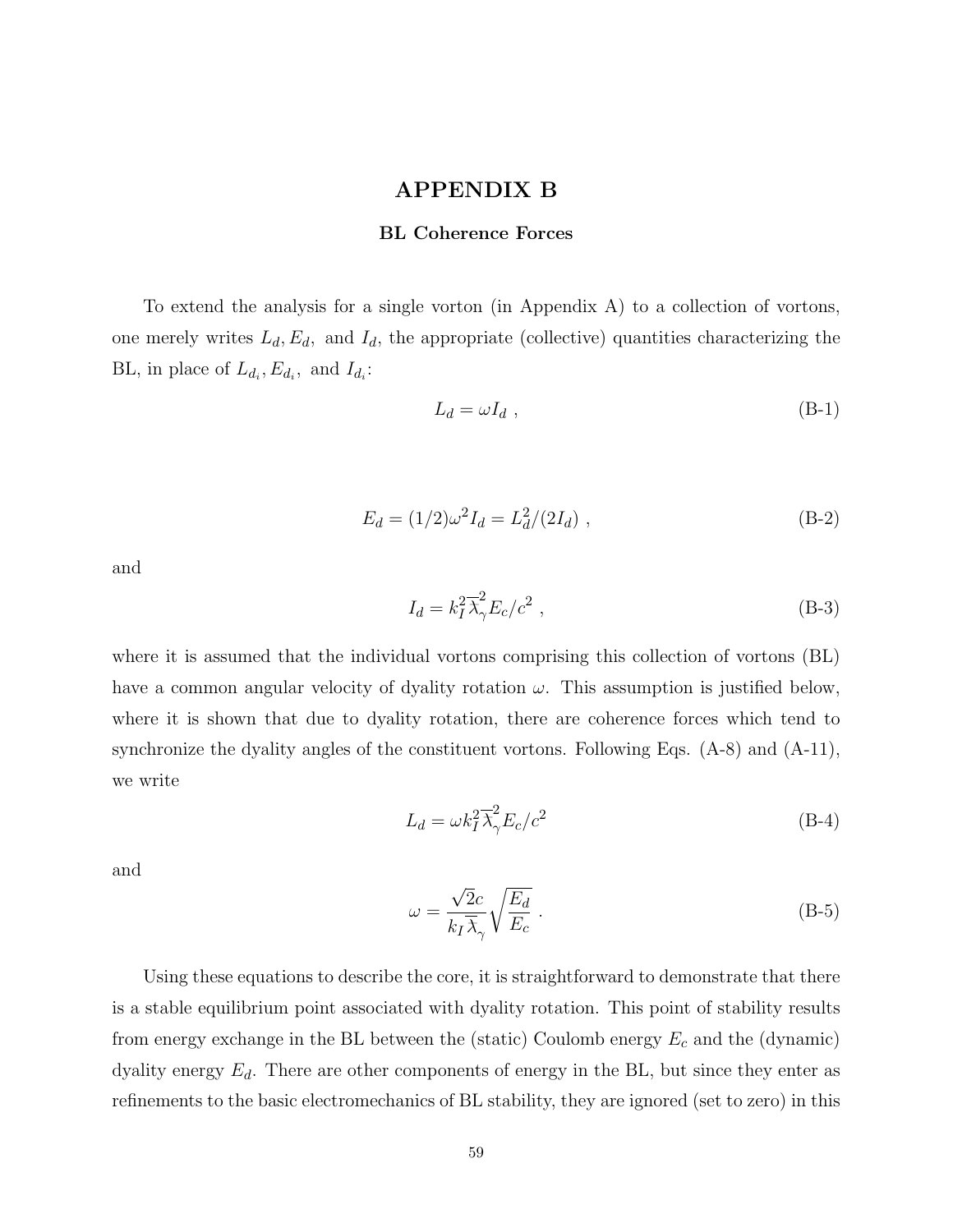# APPENDIX B

## BL Coherence Forces

To extend the analysis for a single vorton (in Appendix A) to a collection of vortons, one merely writes $L_d, E_d,$ and $I_d$, the appropriate (collective) quantities characterizing the BL, in place of $L_{d_i}, E_{d_i},$ and $I_{d_i}$:

$$L_d = \omega I_d \ , \tag{B-1}$$

$$E_d = (1/2)\omega^2 I_d = L_d^2/(2I_d) \ , \tag{B-2}$$

and

$$I_d = k_I^2 \overline{\lambda}_\gamma^2 E_c/c^2 \ , \tag{B-3}$$

where it is assumed that the individual vortons comprising this collection of vortons (BL) have a common angular velocity of dyality rotation $\omega$. This assumption is justified below, where it is shown that due to dyality rotation, there are coherence forces which tend to synchronize the dyality angles of the constituent vortons. Following Eqs. (A-8) and (A-11), we write

$$L_d = \omega k_I^2 \overline{\lambda}_\gamma^2 E_c/c^2 \tag{B-4}$$

and

$$\omega = \frac{\sqrt{2}c}{k_I \overline{\lambda}_\gamma}\sqrt{\frac{E_d}{E_c}} \ . \tag{B-5}$$

Using these equations to describe the core, it is straightforward to demonstrate that there is a stable equilibrium point associated with dyality rotation. This point of stability results from energy exchange in the BL between the (static) Coulomb energy $E_c$ and the (dynamic) dyality energy $E_d$. There are other components of energy in the BL, but since they enter as refinements to the basic electromechanics of BL stability, they are ignored (set to zero) in this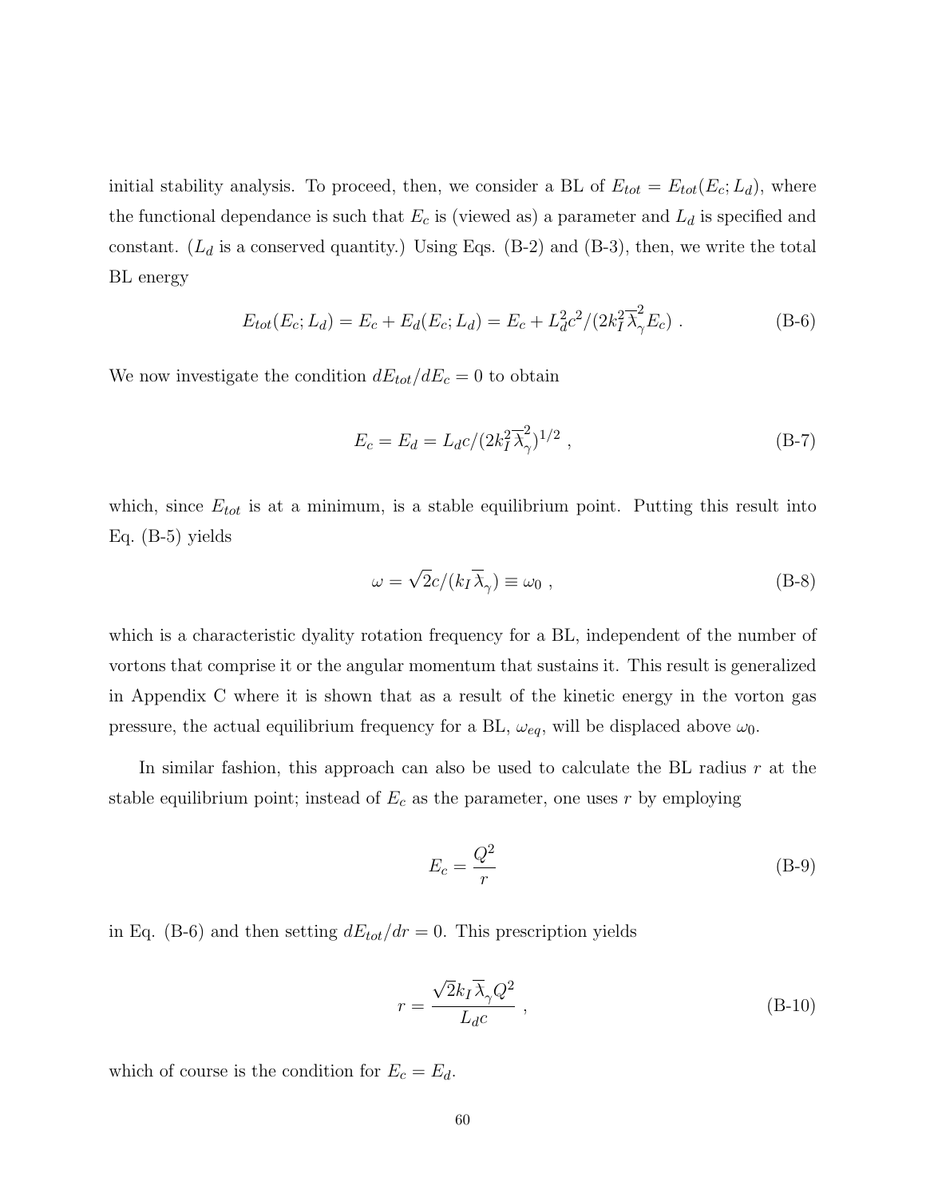initial stability analysis. To proceed, then, we consider a BL of $E_{tot} = E_{tot}(E_c; L_d)$, where the functional dependance is such that $E_c$ is (viewed as) a parameter and $L_d$ is specified and constant. ($L_d$ is a conserved quantity.) Using Eqs. (B-2) and (B-3), then, we write the total BL energy

$$E_{tot}(E_c; L_d) = E_c + E_d(E_c; L_d) = E_c + L_d^2 c^2/(2k_I^2 \overline{\lambda}_\gamma^2 E_c) \ . \tag{B-6}$$

We now investigate the condition $dE_{tot}/dE_c = 0$ to obtain

$$E_c = E_d = L_d c/(2k_I^2 \overline{\lambda}_\gamma^2)^{1/2} \ , \tag{B-7}$$

which, since $E_{tot}$ is at a minimum, is a stable equilibrium point. Putting this result into Eq. (B-5) yields

$$\omega = \sqrt{2} c/(k_I \overline{\lambda}_\gamma) \equiv \omega_0 \ , \tag{B-8}$$

which is a characteristic dyality rotation frequency for a BL, independent of the number of vortons that comprise it or the angular momentum that sustains it. This result is generalized in Appendix C where it is shown that as a result of the kinetic energy in the vorton gas pressure, the actual equilibrium frequency for a BL, $\omega_{eq}$, will be displaced above $\omega_0$.

In similar fashion, this approach can also be used to calculate the BL radius $r$ at the stable equilibrium point; instead of $E_c$ as the parameter, one uses $r$ by employing

$$E_c = \frac{Q^2}{r} \tag{B-9}$$

in Eq. (B-6) and then setting $dE_{tot}/dr = 0$. This prescription yields

$$r = \frac{\sqrt{2} k_I \overline{\lambda}_\gamma Q^2}{L_d c} \ , \tag{B-10}$$

which of course is the condition for $E_c = E_d$.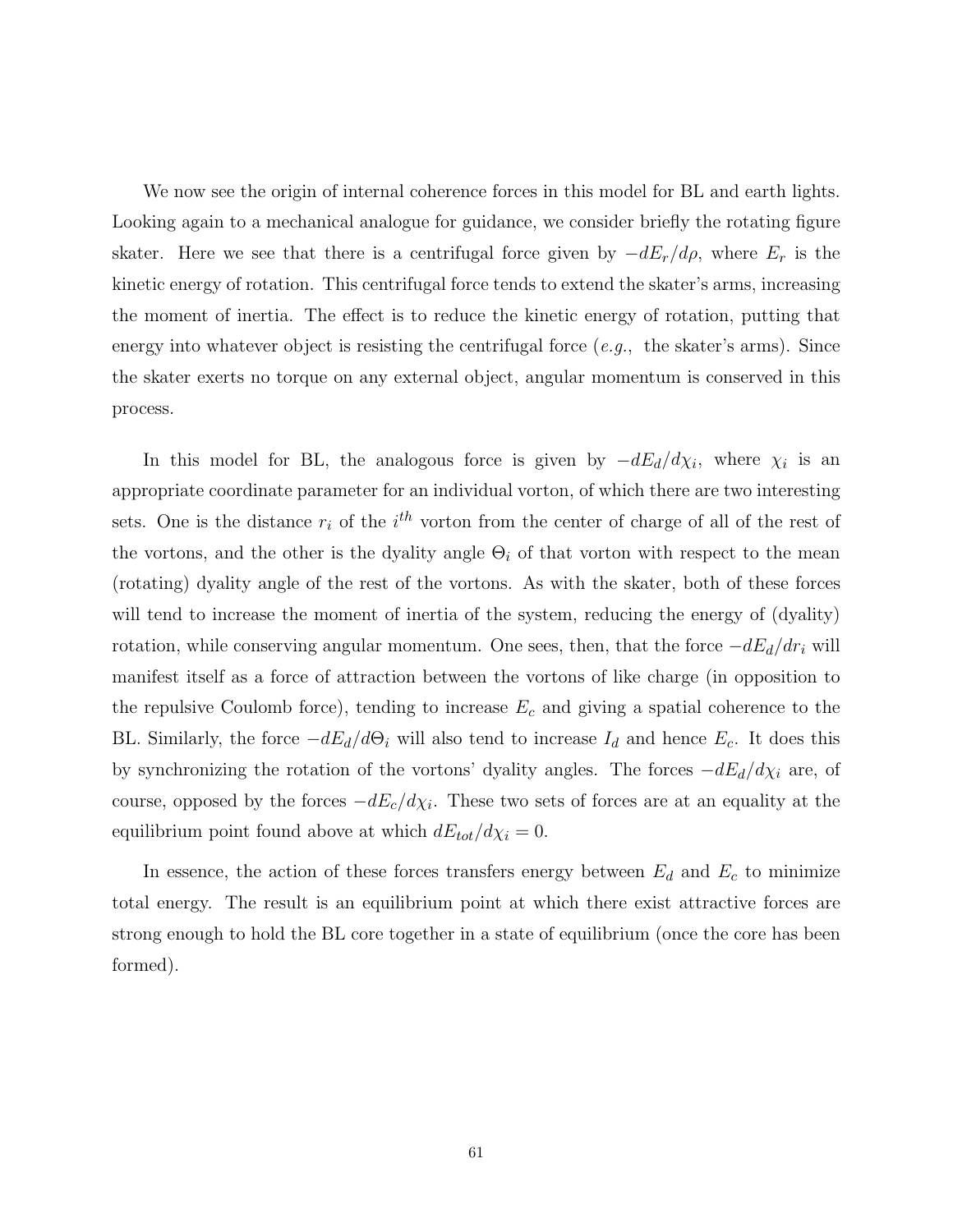We now see the origin of internal coherence forces in this model for BL and earth lights. Looking again to a mechanical analogue for guidance, we consider briefly the rotating figure skater. Here we see that there is a centrifugal force given by $-dE_r/d\rho$, where $E_r$ is the kinetic energy of rotation. This centrifugal force tends to extend the skater's arms, increasing the moment of inertia. The effect is to reduce the kinetic energy of rotation, putting that energy into whatever object is resisting the centrifugal force (*e.g.,* the skater's arms). Since the skater exerts no torque on any external object, angular momentum is conserved in this process.

In this model for BL, the analogous force is given by $-dE_d/d\chi_i$, where $\chi_i$ is an appropriate coordinate parameter for an individual vorton, of which there are two interesting sets. One is the distance $r_i$ of the $i^{th}$ vorton from the center of charge of all of the rest of the vortons, and the other is the dyality angle $\Theta_i$ of that vorton with respect to the mean (rotating) dyality angle of the rest of the vortons. As with the skater, both of these forces will tend to increase the moment of inertia of the system, reducing the energy of (dyality) rotation, while conserving angular momentum. One sees, then, that the force $-dE_d/dr_i$ will manifest itself as a force of attraction between the vortons of like charge (in opposition to the repulsive Coulomb force), tending to increase $E_c$ and giving a spatial coherence to the BL. Similarly, the force $-dE_d/d\Theta_i$ will also tend to increase $I_d$ and hence $E_c$. It does this by synchronizing the rotation of the vortons' dyality angles. The forces $-dE_d/d\chi_i$ are, of course, opposed by the forces $-dE_c/d\chi_i$. These two sets of forces are at an equality at the equilibrium point found above at which $dE_{tot}/d\chi_i = 0$.

In essence, the action of these forces transfers energy between $E_d$ and $E_c$ to minimize total energy. The result is an equilibrium point at which there exist attractive forces are strong enough to hold the BL core together in a state of equilibrium (once the core has been formed).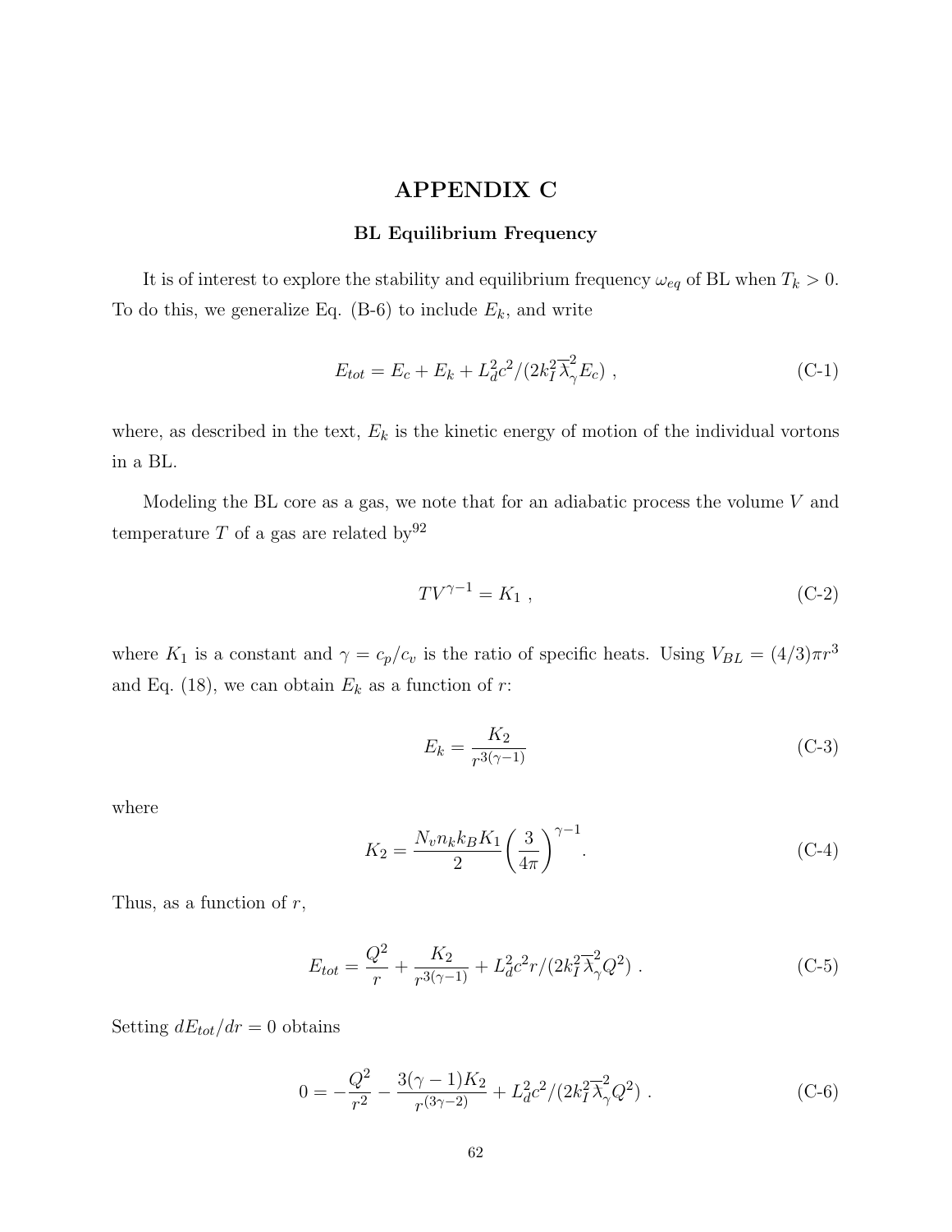# APPENDIX C

## BL Equilibrium Frequency

It is of interest to explore the stability and equilibrium frequency $\omega_{eq}$ of BL when $T_k > 0$. To do this, we generalize Eq. (B-6) to include $E_k$, and write

$$E_{tot} = E_c + E_k + L_d^2 c^2 / (2 k_I^2 \overline{\lambda}_\gamma^2 E_c) \; , \tag{C-1}$$

where, as described in the text, $E_k$ is the kinetic energy of motion of the individual vortons in a BL.

Modeling the BL core as a gas, we note that for an adiabatic process the volume $V$ and temperature $T$ of a gas are related by[92]

$$T V^{\gamma - 1} = K_1 \; , \tag{C-2}$$

where $K_1$ is a constant and $\gamma = c_p / c_v$ is the ratio of specific heats. Using $V_{BL} = (4/3)\pi r^3$ and Eq. (18), we can obtain $E_k$ as a function of $r$:

$$E_k = \frac{K_2}{r^{3(\gamma-1)}} \tag{C-3}$$

where

$$K_2 = \frac{N_v n_k k_B K_1}{2} \left( \frac{3}{4\pi} \right)^{\gamma - 1} . \tag{C-4}$$

Thus, as a function of $r$,

$$E_{tot} = \frac{Q^2}{r} + \frac{K_2}{r^{3(\gamma-1)}} + L_d^2 c^2 r / (2 k_I^2 \overline{\lambda}_\gamma^2 Q^2) \; . \tag{C-5}$$

Setting $dE_{tot}/dr = 0$ obtains

$$0 = -\frac{Q^2}{r^2} - \frac{3(\gamma - 1) K_2}{r^{(3\gamma - 2)}} + L_d^2 c^2 / (2 k_I^2 \overline{\lambda}_\gamma^2 Q^2) \; . \tag{C-6}$$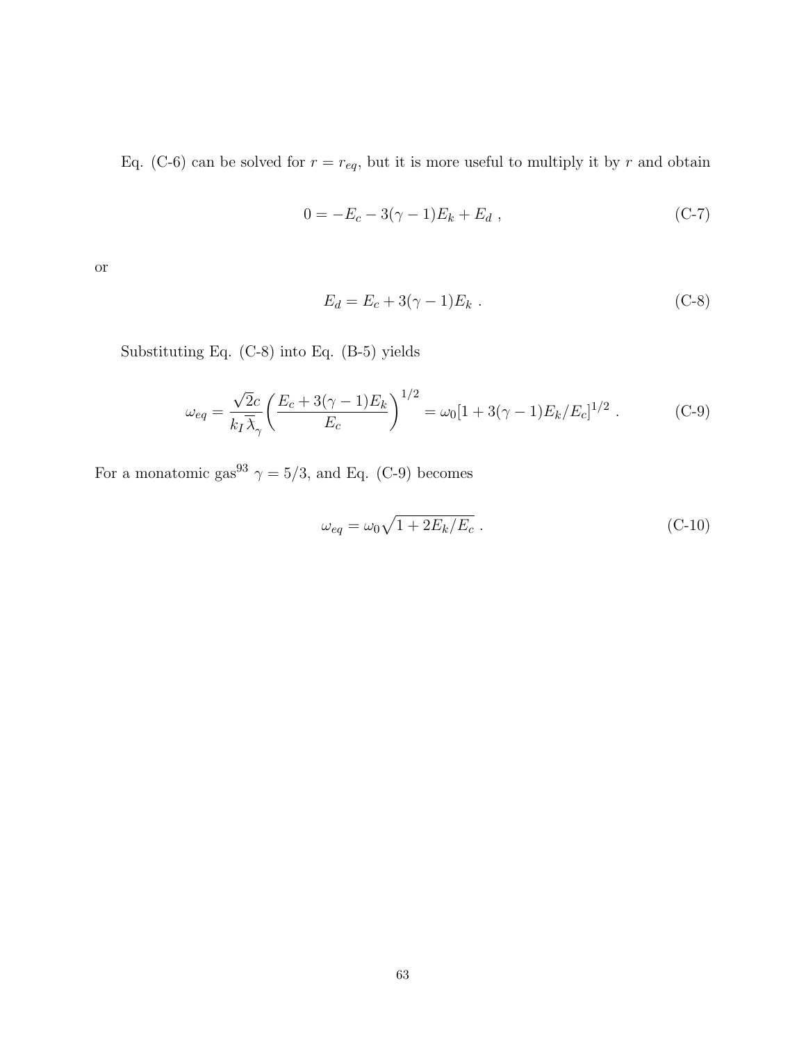Eq. (C-6) can be solved for $r = r_{eq}$, but it is more useful to multiply it by $r$ and obtain

$$0 = -E_c - 3(\gamma - 1)E_k + E_d \ , \tag{C-7}$$

or

$$E_d = E_c + 3(\gamma - 1)E_k \ . \tag{C-8}$$

Substituting Eq. (C-8) into Eq. (B-5) yields

$$\omega_{eq} = \frac{\sqrt{2}c}{k_I \bar{\lambda}_\gamma} \left( \frac{E_c + 3(\gamma - 1)E_k}{E_c} \right)^{1/2} = \omega_0 [1 + 3(\gamma - 1)E_k/E_c]^{1/2} \ . \tag{C-9}$$

For a monatomic gas[93] $\gamma = 5/3$, and Eq. (C-9) becomes

$$\omega_{eq} = \omega_0 \sqrt{1 + 2E_k/E_c} \ . \tag{C-10}$$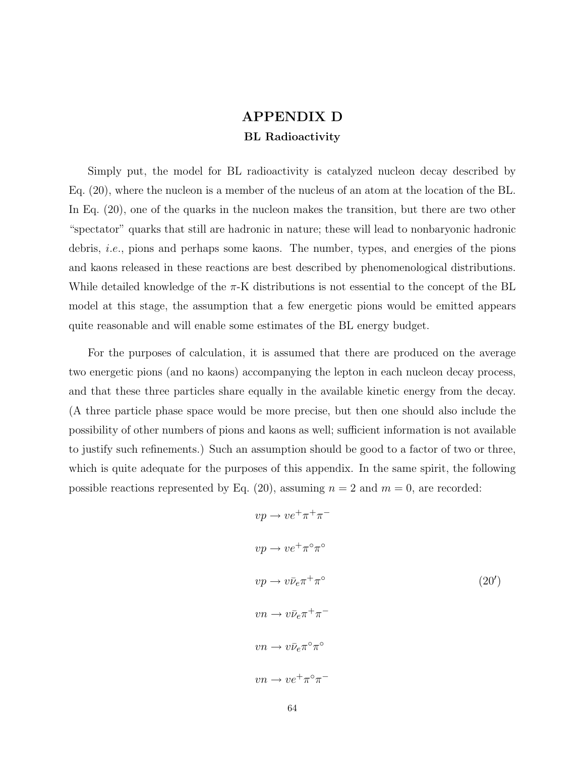# APPENDIX D

## BL Radioactivity

Simply put, the model for BL radioactivity is catalyzed nucleon decay described by Eq. (20), where the nucleon is a member of the nucleus of an atom at the location of the BL. In Eq. (20), one of the quarks in the nucleon makes the transition, but there are two other "spectator" quarks that still are hadronic in nature; these will lead to nonbaryonic hadronic debris, *i.e.*, pions and perhaps some kaons. The number, types, and energies of the pions and kaons released in these reactions are best described by phenomenological distributions. While detailed knowledge of the π-K distributions is not essential to the concept of the BL model at this stage, the assumption that a few energetic pions would be emitted appears quite reasonable and will enable some estimates of the BL energy budget.

For the purposes of calculation, it is assumed that there are produced on the average two energetic pions (and no kaons) accompanying the lepton in each nucleon decay process, and that these three particles share equally in the available kinetic energy from the decay. (A three particle phase space would be more precise, but then one should also include the possibility of other numbers of pions and kaons as well; sufficient information is not available to justify such refinements.) Such an assumption should be good to a factor of two or three, which is quite adequate for the purposes of this appendix. In the same spirit, the following possible reactions represented by Eq. (20), assuming $n = 2$ and $m = 0$, are recorded:

$$
\begin{aligned}
&vp \rightarrow ve^{+}\pi^{+}\pi^{-} \\
&vp \rightarrow ve^{+}\pi^{\circ}\pi^{\circ} \\
&vp \rightarrow v\bar{\nu}_e\pi^{+}\pi^{\circ} \\
&vn \rightarrow v\bar{\nu}_e\pi^{+}\pi^{-} \\
&vn \rightarrow v\bar{\nu}_e\pi^{\circ}\pi^{\circ} \\
&vn \rightarrow ve^{+}\pi^{\circ}\pi^{-}
\end{aligned}
\qquad (20')
$$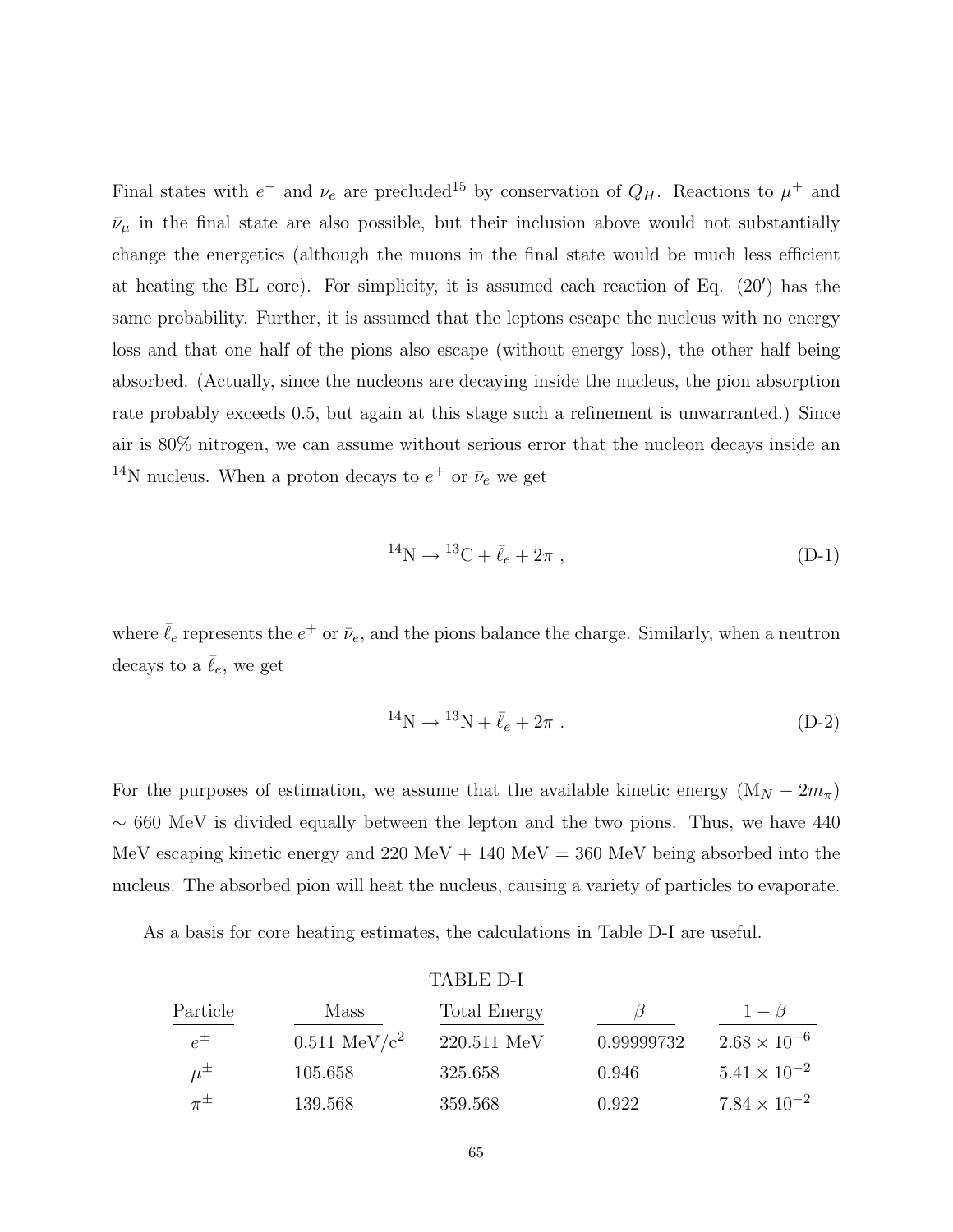Final states with $e^-$ and $\nu_e$ are precluded[15] by conservation of $Q_H$. Reactions to $\mu^+$ and $\bar{\nu}_\mu$ in the final state are also possible, but their inclusion above would not substantially change the energetics (although the muons in the final state would be much less efficient at heating the BL core). For simplicity, it is assumed each reaction of Eq. (20′) has the same probability. Further, it is assumed that the leptons escape the nucleus with no energy loss and that one half of the pions also escape (without energy loss), the other half being absorbed. (Actually, since the nucleons are decaying inside the nucleus, the pion absorption rate probably exceeds 0.5, but again at this stage such a refinement is unwarranted.) Since air is 80% nitrogen, we can assume without serious error that the nucleon decays inside an $^{14}$N nucleus. When a proton decays to $e^+$ or $\bar{\nu}_e$ we get

$$^{14}\mathrm{N} \to {}^{13}\mathrm{C} + \bar{\ell}_e + 2\pi \ , \tag{D-1}$$

where $\bar{\ell}_e$ represents the $e^+$ or $\bar{\nu}_e$, and the pions balance the charge. Similarly, when a neutron decays to a $\bar{\ell}_e$, we get

$$^{14}\mathrm{N} \to {}^{13}\mathrm{N} + \bar{\ell}_e + 2\pi \ . \tag{D-2}$$

For the purposes of estimation, we assume that the available kinetic energy ($\mathrm{M}_N - 2m_\pi$) $\sim$ 660 MeV is divided equally between the lepton and the two pions. Thus, we have 440 MeV escaping kinetic energy and 220 MeV + 140 MeV = 360 MeV being absorbed into the nucleus. The absorbed pion will heat the nucleus, causing a variety of particles to evaporate.

As a basis for core heating estimates, the calculations in Table D-I are useful.

TABLE D-I

| Particle | Mass | Total Energy | $\beta$ | $1-\beta$ |
|---|---|---|---|---|
| $e^\pm$ | 0.511 MeV/c$^2$ | 220.511 MeV | 0.99999732 | $2.68 \times 10^{-6}$ |
| $\mu^\pm$ | 105.658 | 325.658 | 0.946 | $5.41 \times 10^{-2}$ |
| $\pi^\pm$ | 139.568 | 359.568 | 0.922 | $7.84 \times 10^{-2}$ |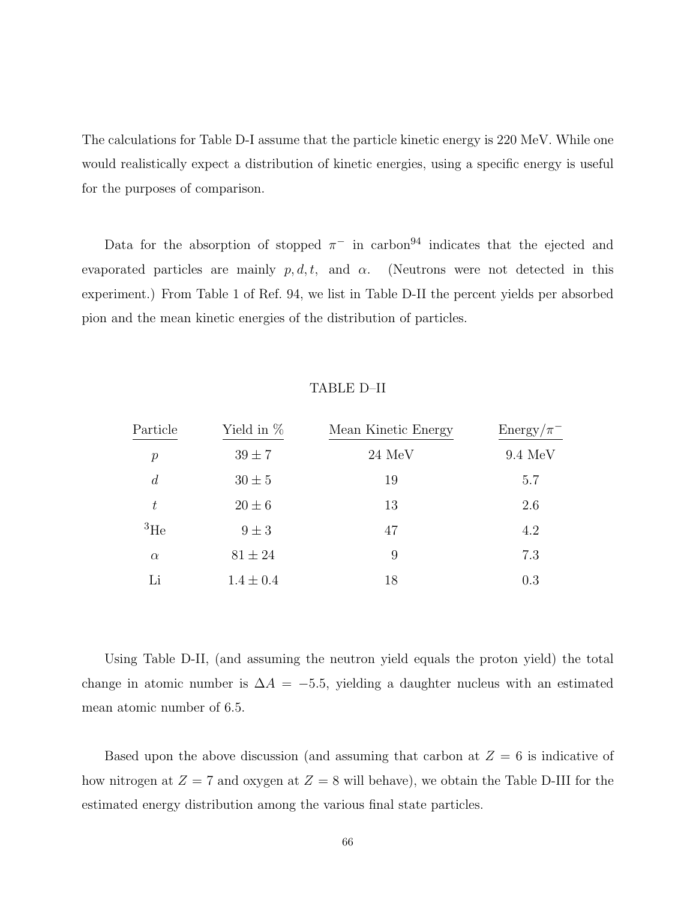The calculations for Table D-I assume that the particle kinetic energy is 220 MeV. While one would realistically expect a distribution of kinetic energies, using a specific energy is useful for the purposes of comparison.

Data for the absorption of stopped $\pi^-$ in carbon[94] indicates that the ejected and evaporated particles are mainly $p, d, t,$ and $\alpha$. (Neutrons were not detected in this experiment.) From Table 1 of Ref. 94, we list in Table D-II the percent yields per absorbed pion and the mean kinetic energies of the distribution of particles.

TABLE D–II

| Particle | Yield in % | Mean Kinetic Energy | Energy/$\pi^-$ |
|---|---|---|---|
| $p$ | $39 \pm 7$ | 24 MeV | 9.4 MeV |
| $d$ | $30 \pm 5$ | 19 | 5.7 |
| $t$ | $20 \pm 6$ | 13 | 2.6 |
| $^3$He | $9 \pm 3$ | 47 | 4.2 |
| $\alpha$ | $81 \pm 24$ | 9 | 7.3 |
| Li | $1.4 \pm 0.4$ | 18 | 0.3 |

Using Table D-II, (and assuming the neutron yield equals the proton yield) the total change in atomic number is $\Delta A = -5.5$, yielding a daughter nucleus with an estimated mean atomic number of 6.5.

Based upon the above discussion (and assuming that carbon at $Z = 6$ is indicative of how nitrogen at $Z = 7$ and oxygen at $Z = 8$ will behave), we obtain the Table D-III for the estimated energy distribution among the various final state particles.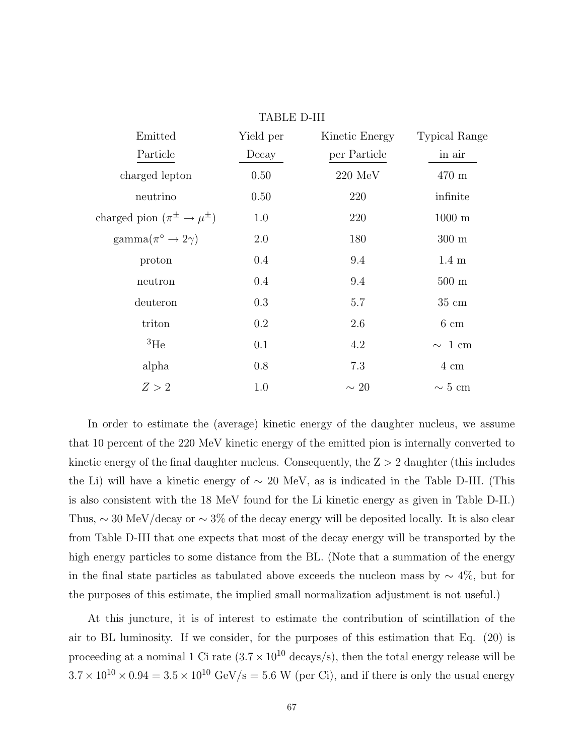TABLE D-III

| Emitted Particle | Yield per Decay | Kinetic Energy per Particle | Typical Range in air |
|---|---|---|---|
| charged lepton | 0.50 | 220 MeV | 470 m |
| neutrino | 0.50 | 220 | infinite |
| charged pion ($\pi^{\pm} \rightarrow \mu^{\pm}$) | 1.0 | 220 | 1000 m |
| gamma($\pi^{\circ} \rightarrow 2\gamma$) | 2.0 | 180 | 300 m |
| proton | 0.4 | 9.4 | 1.4 m |
| neutron | 0.4 | 9.4 | 500 m |
| deuteron | 0.3 | 5.7 | 35 cm |
| triton | 0.2 | 2.6 | 6 cm |
| $^{3}$He | 0.1 | 4.2 | $\sim$ 1 cm |
| alpha | 0.8 | 7.3 | 4 cm |
| $Z > 2$ | 1.0 | $\sim 20$ | $\sim 5$ cm |

In order to estimate the (average) kinetic energy of the daughter nucleus, we assume that 10 percent of the 220 MeV kinetic energy of the emitted pion is internally converted to kinetic energy of the final daughter nucleus. Consequently, the Z > 2 daughter (this includes the Li) will have a kinetic energy of $\sim$ 20 MeV, as is indicated in the Table D-III. (This is also consistent with the 18 MeV found for the Li kinetic energy as given in Table D-II.) Thus, $\sim$ 30 MeV/decay or $\sim$ 3% of the decay energy will be deposited locally. It is also clear from Table D-III that one expects that most of the decay energy will be transported by the high energy particles to some distance from the BL. (Note that a summation of the energy in the final state particles as tabulated above exceeds the nucleon mass by $\sim$ 4%, but for the purposes of this estimate, the implied small normalization adjustment is not useful.)

At this juncture, it is of interest to estimate the contribution of scintillation of the air to BL luminosity. If we consider, for the purposes of this estimation that Eq. (20) is proceeding at a nominal 1 Ci rate ($3.7 \times 10^{10}$ decays/s), then the total energy release will be $3.7 \times 10^{10} \times 0.94 = 3.5 \times 10^{10}$ GeV/s = 5.6 W (per Ci), and if there is only the usual energy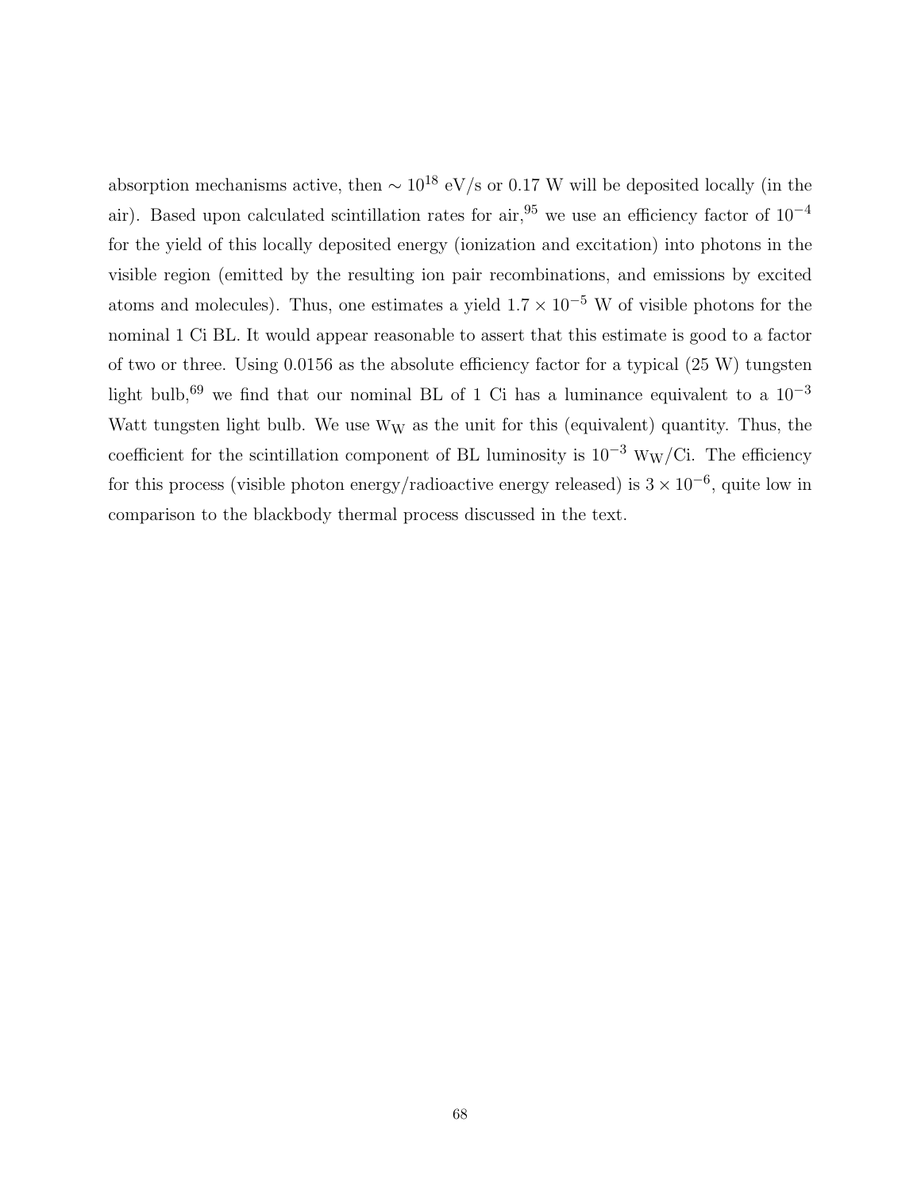absorption mechanisms active, then $\sim 10^{18}$ eV/s or 0.17 W will be deposited locally (in the air). Based upon calculated scintillation rates for air,[95] we use an efficiency factor of $10^{-4}$ for the yield of this locally deposited energy (ionization and excitation) into photons in the visible region (emitted by the resulting ion pair recombinations, and emissions by excited atoms and molecules). Thus, one estimates a yield $1.7 \times 10^{-5}$ W of visible photons for the nominal 1 Ci BL. It would appear reasonable to assert that this estimate is good to a factor of two or three. Using 0.0156 as the absolute efficiency factor for a typical (25 W) tungsten light bulb,[69] we find that our nominal BL of 1 Ci has a luminance equivalent to a $10^{-3}$ Watt tungsten light bulb. We use $\mathrm{W_W}$ as the unit for this (equivalent) quantity. Thus, the coefficient for the scintillation component of BL luminosity is $10^{-3}$ $\mathrm{W_W}$/Ci. The efficiency for this process (visible photon energy/radioactive energy released) is $3 \times 10^{-6}$, quite low in comparison to the blackbody thermal process discussed in the text.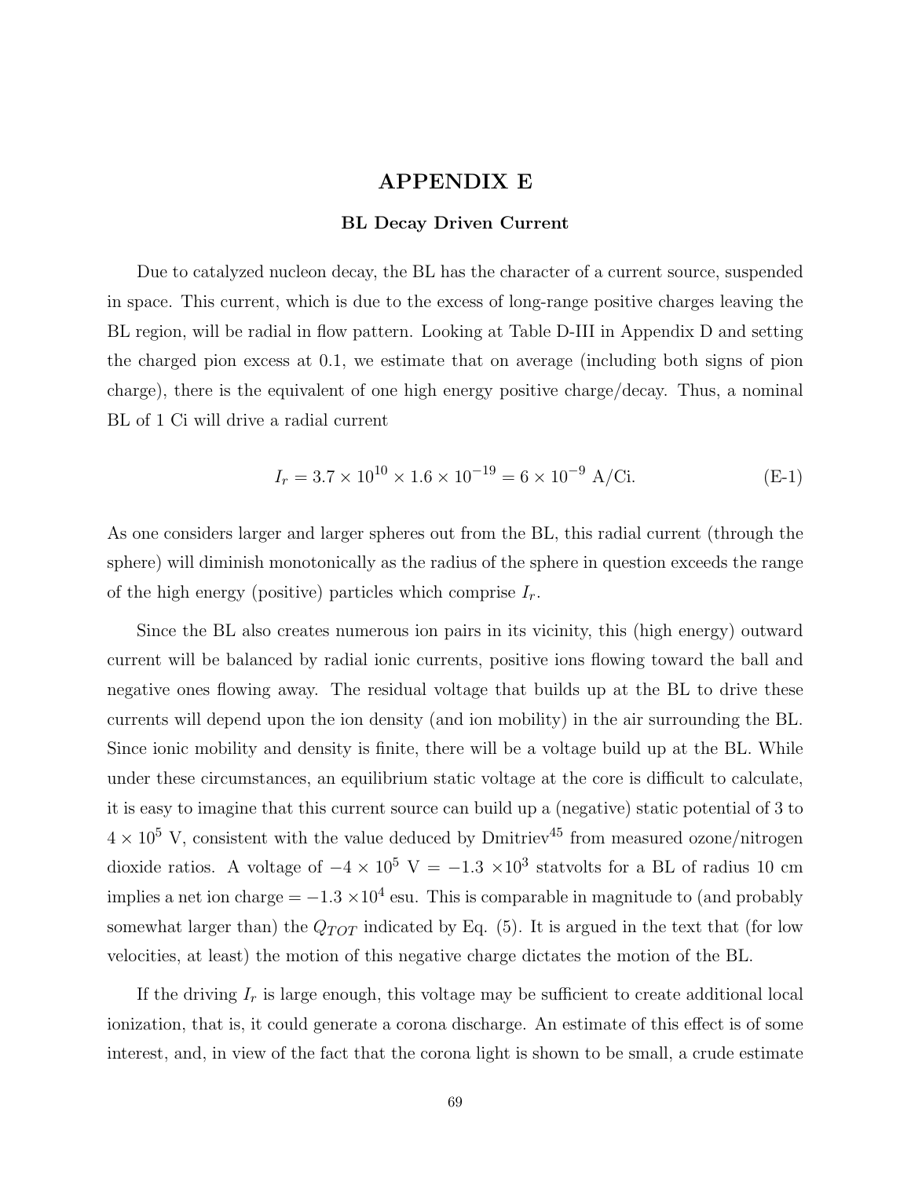# APPENDIX E

## BL Decay Driven Current

Due to catalyzed nucleon decay, the BL has the character of a current source, suspended in space. This current, which is due to the excess of long-range positive charges leaving the BL region, will be radial in flow pattern. Looking at Table D-III in Appendix D and setting the charged pion excess at 0.1, we estimate that on average (including both signs of pion charge), there is the equivalent of one high energy positive charge/decay. Thus, a nominal BL of 1 Ci will drive a radial current

$$I_r = 3.7 \times 10^{10} \times 1.6 \times 10^{-19} = 6 \times 10^{-9} \text{ A/Ci.} \tag{E-1}$$

As one considers larger and larger spheres out from the BL, this radial current (through the sphere) will diminish monotonically as the radius of the sphere in question exceeds the range of the high energy (positive) particles which comprise $I_r$.

Since the BL also creates numerous ion pairs in its vicinity, this (high energy) outward current will be balanced by radial ionic currents, positive ions flowing toward the ball and negative ones flowing away. The residual voltage that builds up at the BL to drive these currents will depend upon the ion density (and ion mobility) in the air surrounding the BL. Since ionic mobility and density is finite, there will be a voltage build up at the BL. While under these circumstances, an equilibrium static voltage at the core is difficult to calculate, it is easy to imagine that this current source can build up a (negative) static potential of 3 to $4 \times 10^5$ V, consistent with the value deduced by Dmitriev[45] from measured ozone/nitrogen dioxide ratios. A voltage of $-4 \times 10^5$ V $= -1.3 \times 10^3$ statvolts for a BL of radius 10 cm implies a net ion charge $= -1.3 \times 10^4$ esu. This is comparable in magnitude to (and probably somewhat larger than) the $Q_{TOT}$ indicated by Eq. (5). It is argued in the text that (for low velocities, at least) the motion of this negative charge dictates the motion of the BL.

If the driving $I_r$ is large enough, this voltage may be sufficient to create additional local ionization, that is, it could generate a corona discharge. An estimate of this effect is of some interest, and, in view of the fact that the corona light is shown to be small, a crude estimate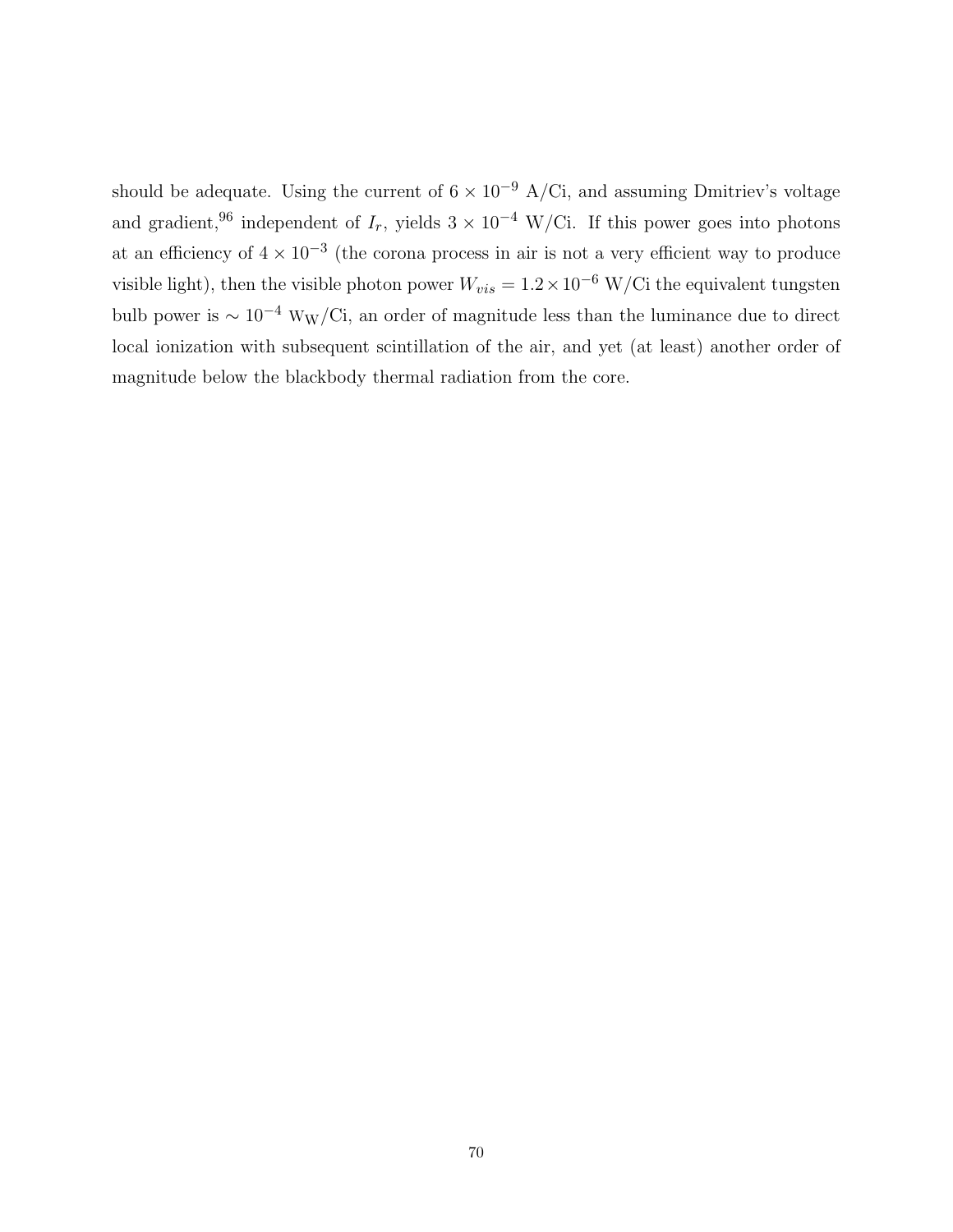should be adequate. Using the current of $6 \times 10^{-9}$ A/Ci, and assuming Dmitriev's voltage and gradient,[96] independent of $I_r$, yields $3 \times 10^{-4}$ W/Ci. If this power goes into photons at an efficiency of $4 \times 10^{-3}$ (the corona process in air is not a very efficient way to produce visible light), then the visible photon power $W_{vis} = 1.2 \times 10^{-6}$ W/Ci the equivalent tungsten bulb power is $\sim 10^{-4}$ $\mathrm{W_W}$/Ci, an order of magnitude less than the luminance due to direct local ionization with subsequent scintillation of the air, and yet (at least) another order of magnitude below the blackbody thermal radiation from the core.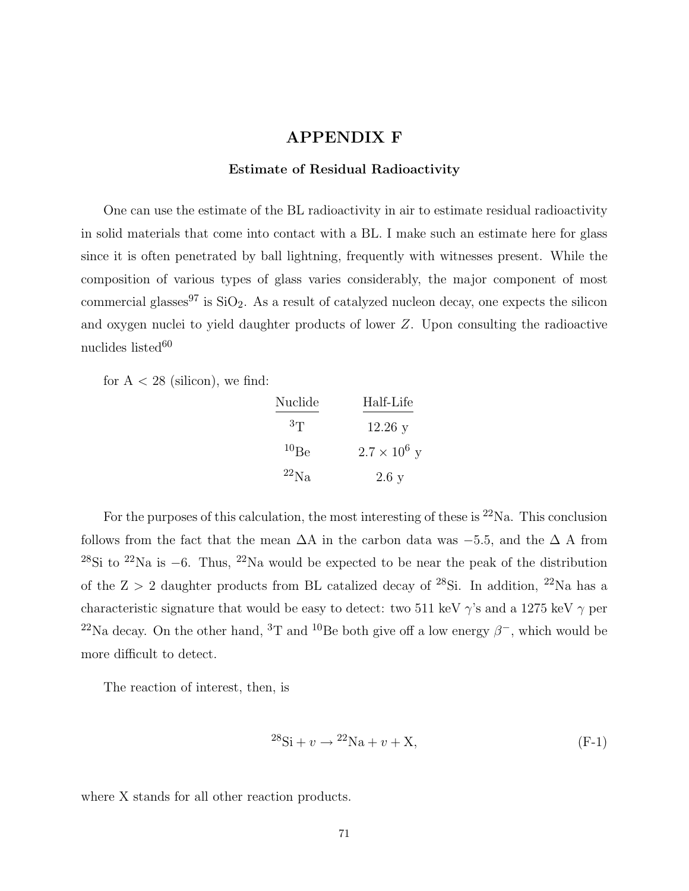# APPENDIX F

## Estimate of Residual Radioactivity

One can use the estimate of the BL radioactivity in air to estimate residual radioactivity in solid materials that come into contact with a BL. I make such an estimate here for glass since it is often penetrated by ball lightning, frequently with witnesses present. While the composition of various types of glass varies considerably, the major component of most commercial glasses[97] is $SiO_2$. As a result of catalyzed nucleon decay, one expects the silicon and oxygen nuclei to yield daughter products of lower $Z$. Upon consulting the radioactive nuclides listed[60]

for A < 28 (silicon), we find:

| Nuclide | Half-Life |
|---|---|
| $^{3}$T | 12.26 y |
| $^{10}$Be | $2.7 \times 10^{6}$ y |
| $^{22}$Na | 2.6 y |

For the purposes of this calculation, the most interesting of these is $^{22}$Na. This conclusion follows from the fact that the mean $\Delta$A in the carbon data was $-5.5$, and the $\Delta$ A from $^{28}$Si to $^{22}$Na is $-6$. Thus, $^{22}$Na would be expected to be near the peak of the distribution of the Z > 2 daughter products from BL catalized decay of $^{28}$Si. In addition, $^{22}$Na has a characteristic signature that would be easy to detect: two 511 keV $\gamma$'s and a 1275 keV $\gamma$ per $^{22}$Na decay. On the other hand, $^{3}$T and $^{10}$Be both give off a low energy $\beta^{-}$, which would be more difficult to detect.

The reaction of interest, then, is

$$^{28}\text{Si} + v \rightarrow {}^{22}\text{Na} + v + \text{X}, \tag{F-1}$$

where X stands for all other reaction products.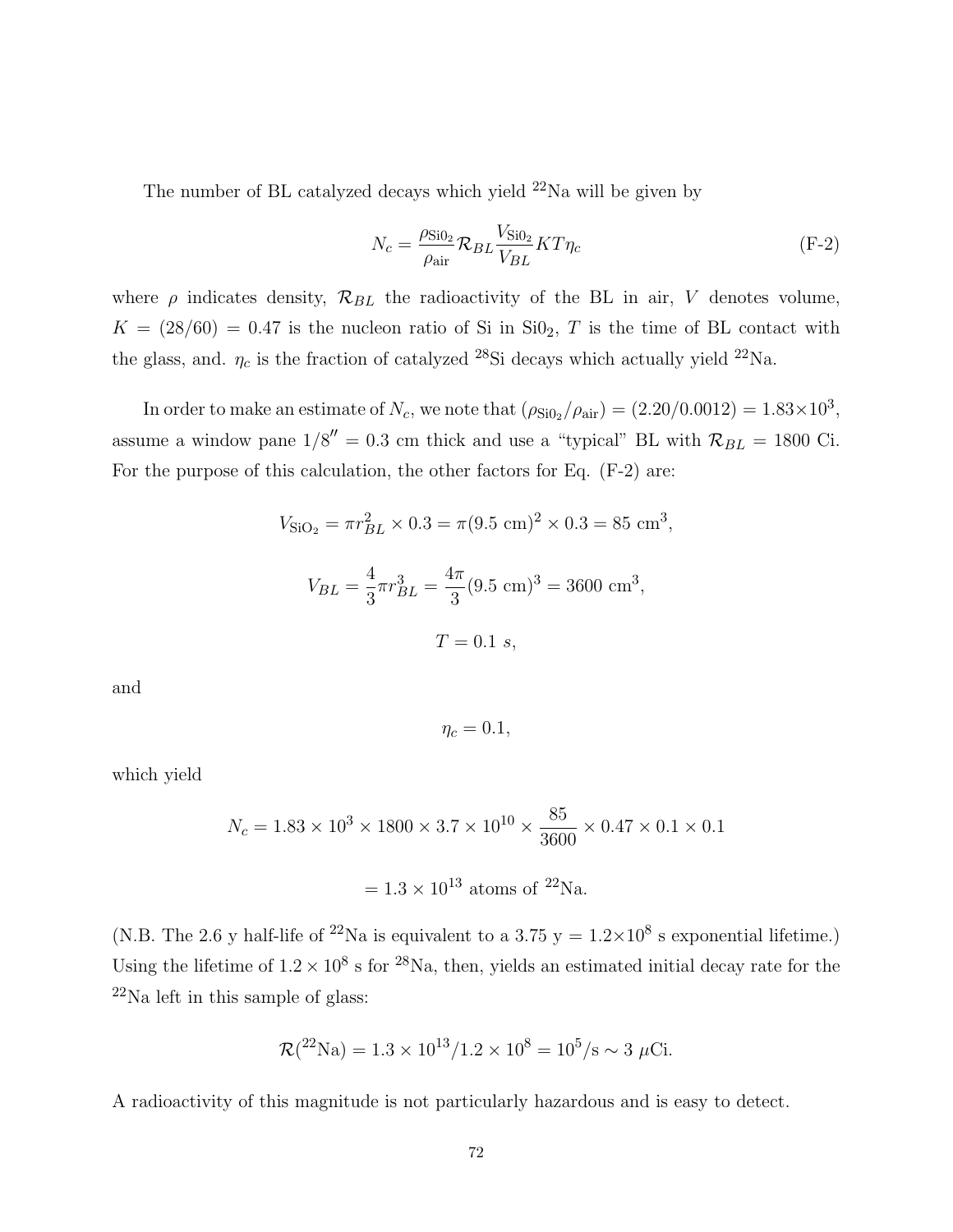The number of BL catalyzed decays which yield $^{22}$Na will be given by

$$N_c = \frac{\rho_{\text{Si0}_2}}{\rho_{\text{air}}} \mathcal{R}_{BL} \frac{V_{\text{Si0}_2}}{V_{BL}} KT\eta_c \tag{F-2}$$

where $\rho$ indicates density, $\mathcal{R}_{BL}$ the radioactivity of the BL in air, $V$ denotes volume, $K = (28/60) = 0.47$ is the nucleon ratio of Si in Si0$_2$, $T$ is the time of BL contact with the glass, and. $\eta_c$ is the fraction of catalyzed $^{28}$Si decays which actually yield $^{22}$Na.

In order to make an estimate of $N_c$, we note that $(\rho_{\text{Si0}_2}/\rho_{\text{air}}) = (2.20/0.0012) = 1.83\times10^3$, assume a window pane $1/8'' = 0.3$ cm thick and use a "typical" BL with $\mathcal{R}_{BL} = 1800$ Ci. For the purpose of this calculation, the other factors for Eq. (F-2) are:

$$V_{\text{SiO}_2} = \pi r_{BL}^2 \times 0.3 = \pi(9.5 \text{ cm})^2 \times 0.3 = 85 \text{ cm}^3,$$

$$V_{BL} = \frac{4}{3}\pi r_{BL}^3 = \frac{4\pi}{3}(9.5 \text{ cm})^3 = 3600 \text{ cm}^3,$$

$$T = 0.1 \ s,$$

and

$$\eta_c = 0.1,$$

which yield

$$N_c = 1.83 \times 10^3 \times 1800 \times 3.7 \times 10^{10} \times \frac{85}{3600} \times 0.47 \times 0.1 \times 0.1$$

$$= 1.3 \times 10^{13} \text{ atoms of } ^{22}\text{Na}.$$

(N.B. The 2.6 y half-life of $^{22}$Na is equivalent to a 3.75 y $= 1.2\times10^8$ s exponential lifetime.) Using the lifetime of $1.2 \times 10^8$ s for $^{28}$Na, then, yields an estimated initial decay rate for the $^{22}$Na left in this sample of glass:

$$\mathcal{R}(^{22}\text{Na}) = 1.3 \times 10^{13}/1.2 \times 10^8 = 10^5/\text{s} \sim 3 \ \mu\text{Ci}.$$

A radioactivity of this magnitude is not particularly hazardous and is easy to detect.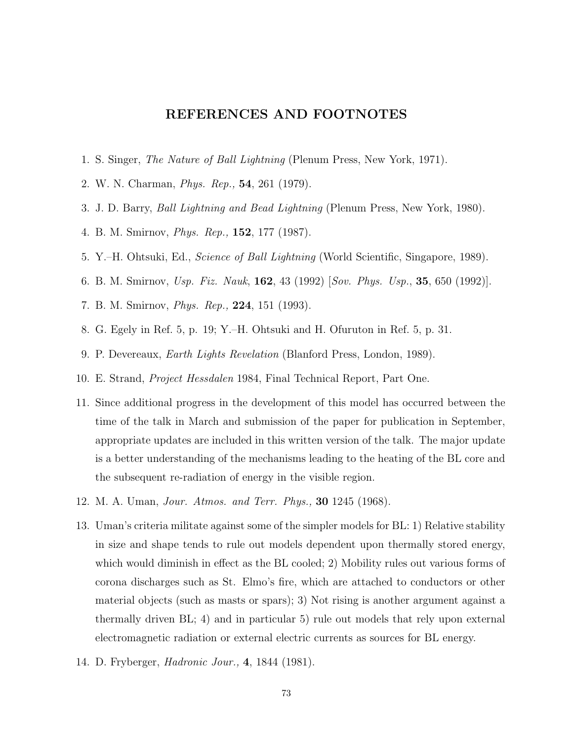## REFERENCES AND FOOTNOTES

1. S. Singer, *The Nature of Ball Lightning* (Plenum Press, New York, 1971).
2. W. N. Charman, *Phys. Rep.,* **54**, 261 (1979).
3. J. D. Barry, *Ball Lightning and Bead Lightning* (Plenum Press, New York, 1980).
4. B. M. Smirnov, *Phys. Rep.,* **152**, 177 (1987).
5. Y.–H. Ohtsuki, Ed., *Science of Ball Lightning* (World Scientific, Singapore, 1989).
6. B. M. Smirnov, *Usp. Fiz. Nauk*, **162**, 43 (1992) [*Sov. Phys. Usp.*, **35**, 650 (1992)].
7. B. M. Smirnov, *Phys. Rep.,* **224**, 151 (1993).
8. G. Egely in Ref. 5, p. 19; Y.–H. Ohtsuki and H. Ofuruton in Ref. 5, p. 31.
9. P. Devereaux, *Earth Lights Revelation* (Blanford Press, London, 1989).
10. E. Strand, *Project Hessdalen* 1984, Final Technical Report, Part One.
11. Since additional progress in the development of this model has occurred between the time of the talk in March and submission of the paper for publication in September, appropriate updates are included in this written version of the talk. The major update is a better understanding of the mechanisms leading to the heating of the BL core and the subsequent re-radiation of energy in the visible region.
12. M. A. Uman, *Jour. Atmos. and Terr. Phys.,* **30** 1245 (1968).
13. Uman's criteria militate against some of the simpler models for BL: 1) Relative stability in size and shape tends to rule out models dependent upon thermally stored energy, which would diminish in effect as the BL cooled; 2) Mobility rules out various forms of corona discharges such as St. Elmo's fire, which are attached to conductors or other material objects (such as masts or spars); 3) Not rising is another argument against a thermally driven BL; 4) and in particular 5) rule out models that rely upon external electromagnetic radiation or external electric currents as sources for BL energy.
14. D. Fryberger, *Hadronic Jour.,* **4**, 1844 (1981).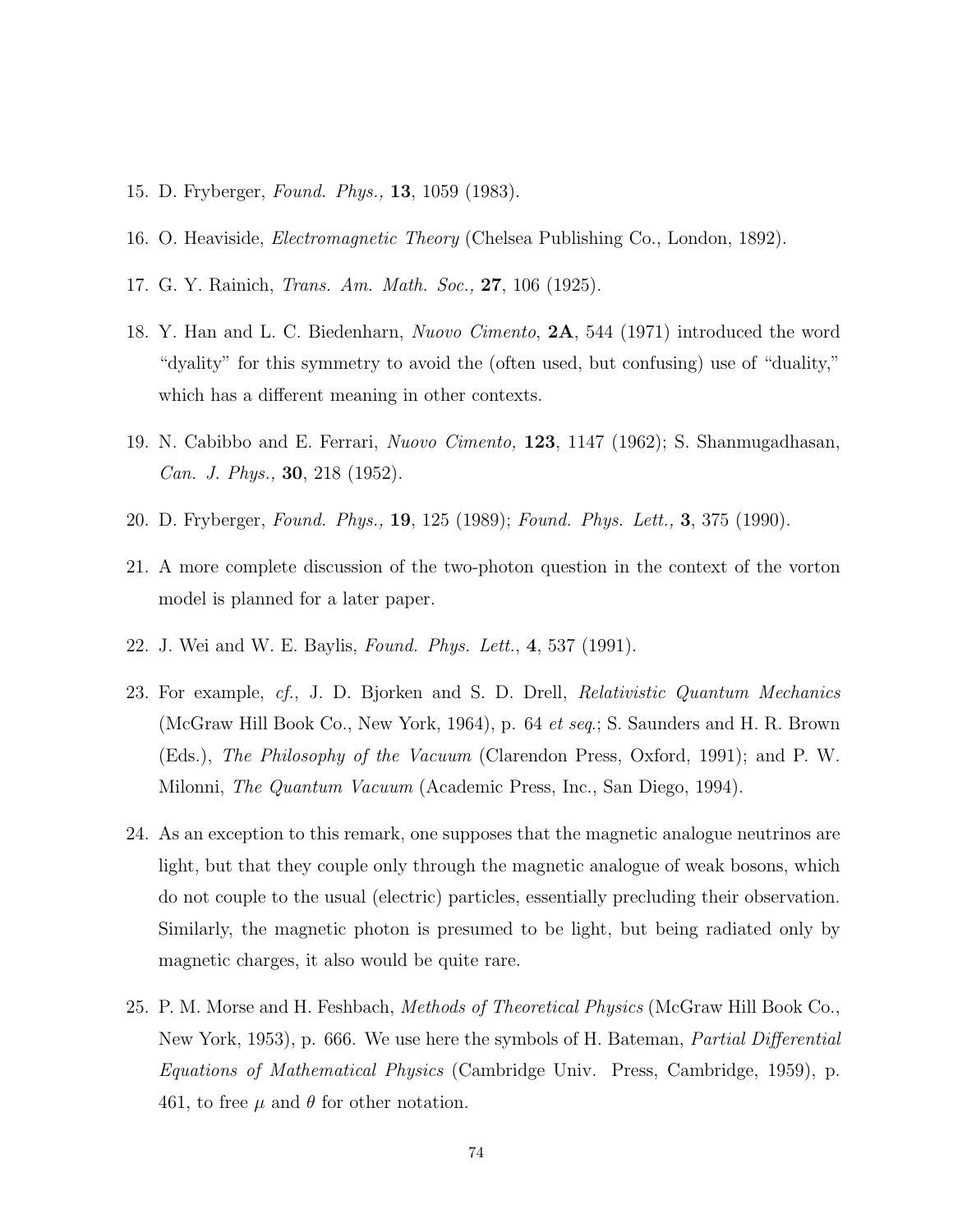15. D. Fryberger, *Found. Phys.,* **13**, 1059 (1983).

16. O. Heaviside, *Electromagnetic Theory* (Chelsea Publishing Co., London, 1892).

17. G. Y. Rainich, *Trans. Am. Math. Soc.,* **27**, 106 (1925).

18. Y. Han and L. C. Biedenharn, *Nuovo Cimento*, **2A**, 544 (1971) introduced the word "dyality" for this symmetry to avoid the (often used, but confusing) use of "duality," which has a different meaning in other contexts.

19. N. Cabibbo and E. Ferrari, *Nuovo Cimento,* **123**, 1147 (1962); S. Shanmugadhasan, *Can. J. Phys.,* **30**, 218 (1952).

20. D. Fryberger, *Found. Phys.,* **19**, 125 (1989); *Found. Phys. Lett.,* **3**, 375 (1990).

21. A more complete discussion of the two-photon question in the context of the vorton model is planned for a later paper.

22. J. Wei and W. E. Baylis, *Found. Phys. Lett.*, **4**, 537 (1991).

23. For example, *cf.*, J. D. Bjorken and S. D. Drell, *Relativistic Quantum Mechanics* (McGraw Hill Book Co., New York, 1964), p. 64 *et seq.*; S. Saunders and H. R. Brown (Eds.), *The Philosophy of the Vacuum* (Clarendon Press, Oxford, 1991); and P. W. Milonni, *The Quantum Vacuum* (Academic Press, Inc., San Diego, 1994).

24. As an exception to this remark, one supposes that the magnetic analogue neutrinos are light, but that they couple only through the magnetic analogue of weak bosons, which do not couple to the usual (electric) particles, essentially precluding their observation. Similarly, the magnetic photon is presumed to be light, but being radiated only by magnetic charges, it also would be quite rare.

25. P. M. Morse and H. Feshbach, *Methods of Theoretical Physics* (McGraw Hill Book Co., New York, 1953), p. 666. We use here the symbols of H. Bateman, *Partial Differential Equations of Mathematical Physics* (Cambridge Univ. Press, Cambridge, 1959), p. 461, to free $\mu$ and $\theta$ for other notation.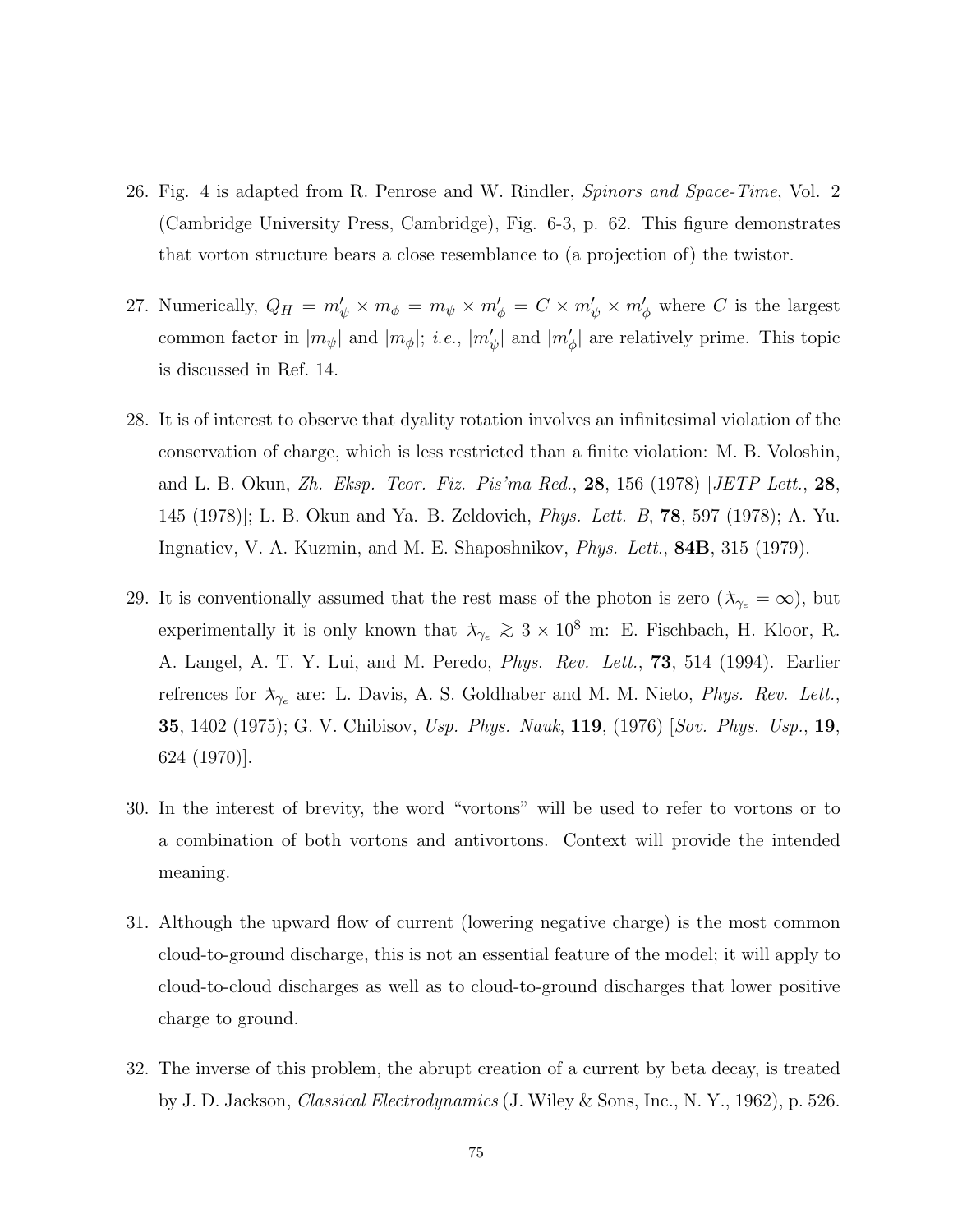26. Fig. 4 is adapted from R. Penrose and W. Rindler, *Spinors and Space-Time*, Vol. 2 (Cambridge University Press, Cambridge), Fig. 6-3, p. 62. This figure demonstrates that vorton structure bears a close resemblance to (a projection of) the twistor.

27. Numerically, $Q_H = m'_\psi \times m_\phi = m_\psi \times m'_\phi = C \times m'_\psi \times m'_\phi$ where $C$ is the largest common factor in $|m_\psi|$ and $|m_\phi|$; *i.e.*, $|m'_\psi|$ and $|m'_\phi|$ are relatively prime. This topic is discussed in Ref. 14.

28. It is of interest to observe that dyality rotation involves an infinitesimal violation of the conservation of charge, which is less restricted than a finite violation: M. B. Voloshin, and L. B. Okun, *Zh. Eksp. Teor. Fiz. Pis'ma Red.*, **28**, 156 (1978) [*JETP Lett.*, **28**, 145 (1978)]; L. B. Okun and Ya. B. Zeldovich, *Phys. Lett. B*, **78**, 597 (1978); A. Yu. Ingnatiev, V. A. Kuzmin, and M. E. Shaposhnikov, *Phys. Lett.*, **84B**, 315 (1979).

29. It is conventionally assumed that the rest mass of the photon is zero ($\lambda_{\gamma_e} = \infty$), but experimentally it is only known that $\lambda_{\gamma_e} \gtrsim 3 \times 10^8$ m: E. Fischbach, H. Kloor, R. A. Langel, A. T. Y. Lui, and M. Peredo, *Phys. Rev. Lett.*, **73**, 514 (1994). Earlier refrences for $\lambda_{\gamma_e}$ are: L. Davis, A. S. Goldhaber and M. M. Nieto, *Phys. Rev. Lett.*, **35**, 1402 (1975); G. V. Chibisov, *Usp. Phys. Nauk*, **119**, (1976) [*Sov. Phys. Usp.*, **19**, 624 (1970)].

30. In the interest of brevity, the word "vortons" will be used to refer to vortons or to a combination of both vortons and antivortons. Context will provide the intended meaning.

31. Although the upward flow of current (lowering negative charge) is the most common cloud-to-ground discharge, this is not an essential feature of the model; it will apply to cloud-to-cloud discharges as well as to cloud-to-ground discharges that lower positive charge to ground.

32. The inverse of this problem, the abrupt creation of a current by beta decay, is treated by J. D. Jackson, *Classical Electrodynamics* (J. Wiley & Sons, Inc., N. Y., 1962), p. 526.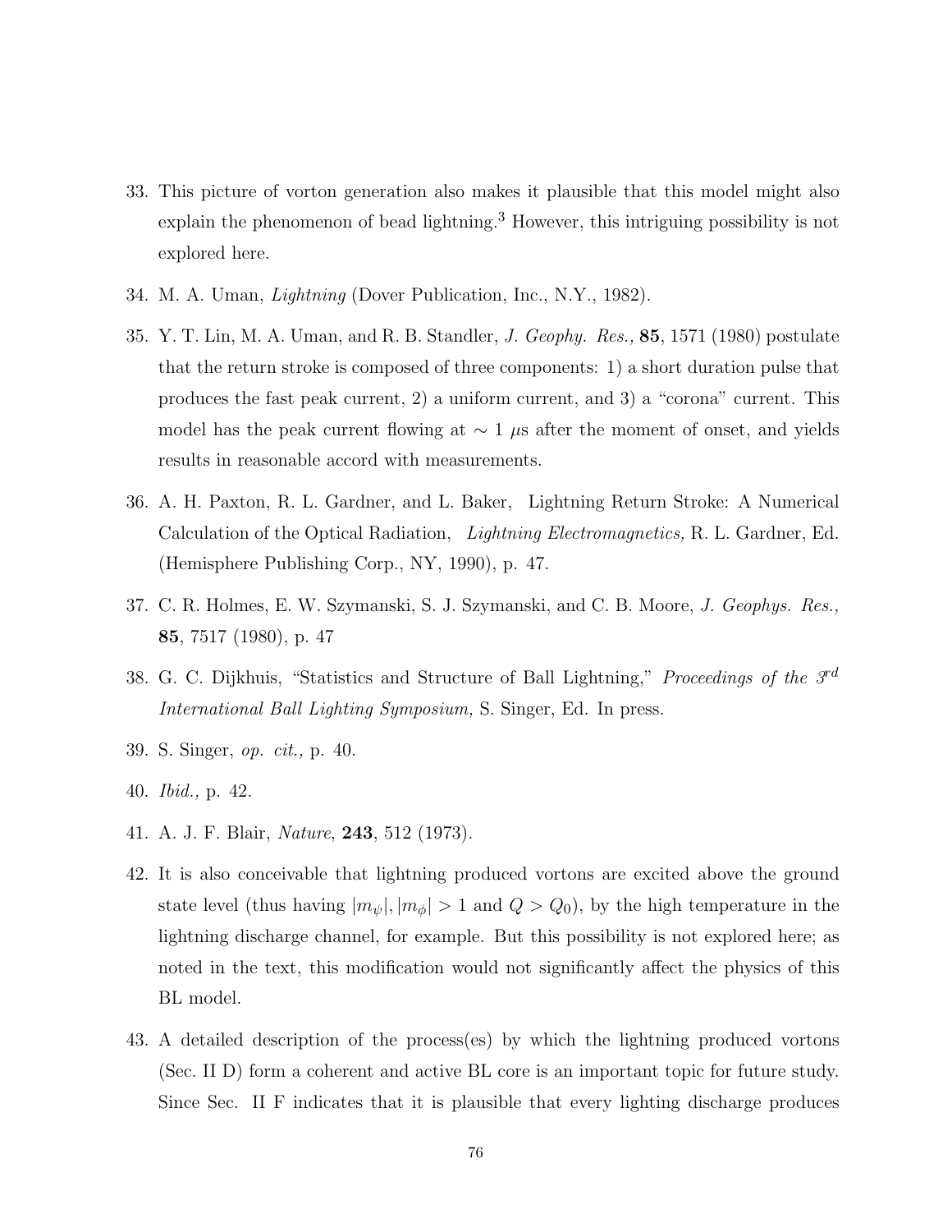33. This picture of vorton generation also makes it plausible that this model might also explain the phenomenon of bead lightning.[3] However, this intriguing possibility is not explored here.

34. M. A. Uman, *Lightning* (Dover Publication, Inc., N.Y., 1982).

35. Y. T. Lin, M. A. Uman, and R. B. Standler, *J. Geophy. Res.,* **85**, 1571 (1980) postulate that the return stroke is composed of three components: 1) a short duration pulse that produces the fast peak current, 2) a uniform current, and 3) a "corona" current. This model has the peak current flowing at $\sim 1\ \mu$s after the moment of onset, and yields results in reasonable accord with measurements.

36. A. H. Paxton, R. L. Gardner, and L. Baker, Lightning Return Stroke: A Numerical Calculation of the Optical Radiation, *Lightning Electromagnetics,* R. L. Gardner, Ed. (Hemisphere Publishing Corp., NY, 1990), p. 47.

37. C. R. Holmes, E. W. Szymanski, S. J. Szymanski, and C. B. Moore, *J. Geophys. Res.,* **85**, 7517 (1980), p. 47

38. G. C. Dijkhuis, "Statistics and Structure of Ball Lightning," *Proceedings of the 3rd International Ball Lighting Symposium,* S. Singer, Ed. In press.

39. S. Singer, *op. cit.,* p. 40.

40. *Ibid.,* p. 42.

41. A. J. F. Blair, *Nature*, **243**, 512 (1973).

42. It is also conceivable that lightning produced vortons are excited above the ground state level (thus having $|m_\psi|, |m_\phi| > 1$ and $Q > Q_0$), by the high temperature in the lightning discharge channel, for example. But this possibility is not explored here; as noted in the text, this modification would not significantly affect the physics of this BL model.

43. A detailed description of the process(es) by which the lightning produced vortons (Sec. II D) form a coherent and active BL core is an important topic for future study. Since Sec. II F indicates that it is plausible that every lighting discharge produces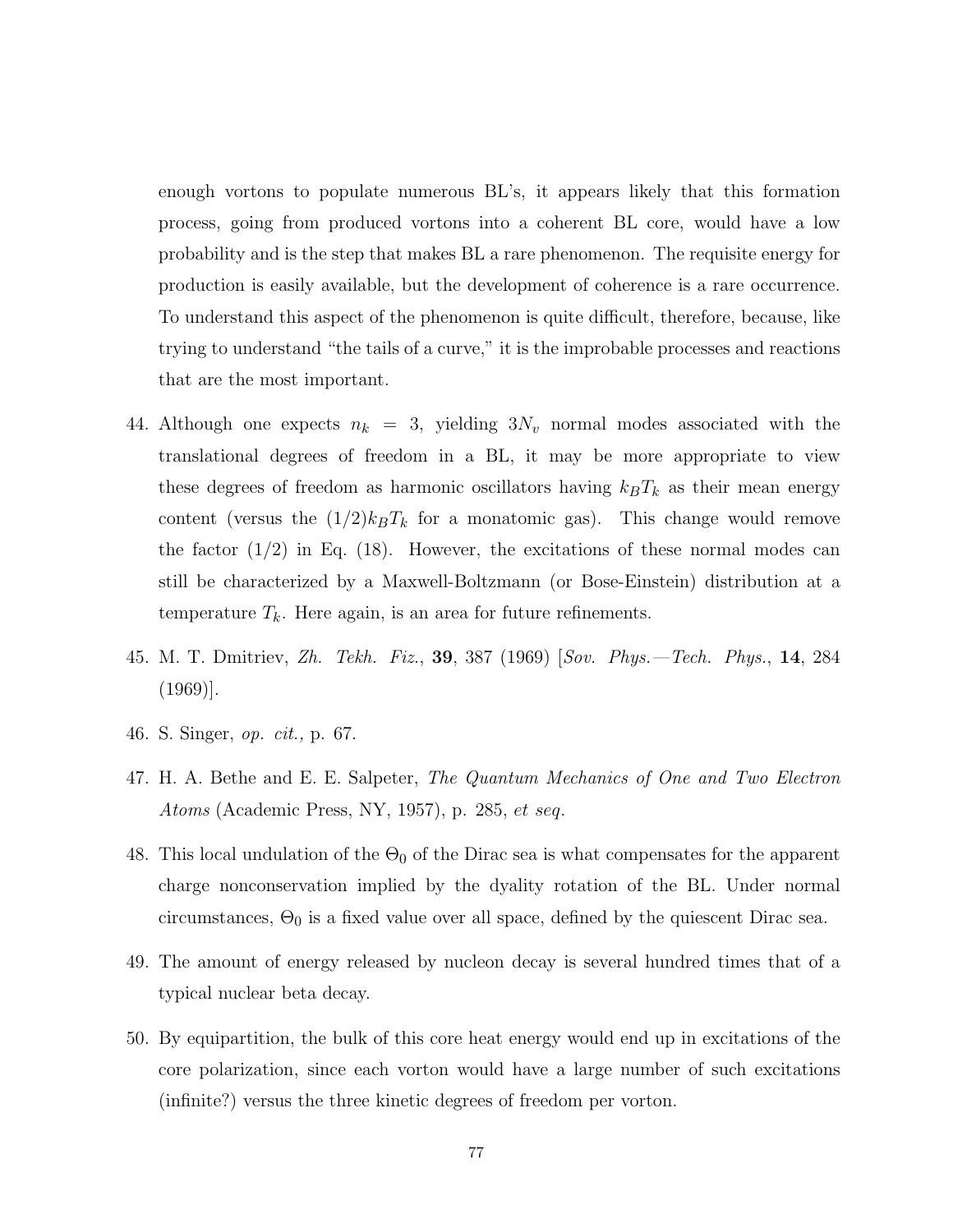enough vortons to populate numerous BL's, it appears likely that this formation process, going from produced vortons into a coherent BL core, would have a low probability and is the step that makes BL a rare phenomenon. The requisite energy for production is easily available, but the development of coherence is a rare occurrence. To understand this aspect of the phenomenon is quite difficult, therefore, because, like trying to understand "the tails of a curve," it is the improbable processes and reactions that are the most important.

44. Although one expects $n_k = 3$, yielding $3N_v$ normal modes associated with the translational degrees of freedom in a BL, it may be more appropriate to view these degrees of freedom as harmonic oscillators having $k_BT_k$ as their mean energy content (versus the $(1/2)k_BT_k$ for a monatomic gas). This change would remove the factor (1/2) in Eq. (18). However, the excitations of these normal modes can still be characterized by a Maxwell-Boltzmann (or Bose-Einstein) distribution at a temperature $T_k$. Here again, is an area for future refinements.

45. M. T. Dmitriev, *Zh. Tekh. Fiz.*, **39**, 387 (1969) [*Sov. Phys.—Tech. Phys.*, **14**, 284 (1969)].

46. S. Singer, *op. cit.,* p. 67.

47. H. A. Bethe and E. E. Salpeter, *The Quantum Mechanics of One and Two Electron Atoms* (Academic Press, NY, 1957), p. 285, *et seq*.

48. This local undulation of the $\Theta_0$ of the Dirac sea is what compensates for the apparent charge nonconservation implied by the dyality rotation of the BL. Under normal circumstances, $\Theta_0$ is a fixed value over all space, defined by the quiescent Dirac sea.

49. The amount of energy released by nucleon decay is several hundred times that of a typical nuclear beta decay.

50. By equipartition, the bulk of this core heat energy would end up in excitations of the core polarization, since each vorton would have a large number of such excitations (infinite?) versus the three kinetic degrees of freedom per vorton.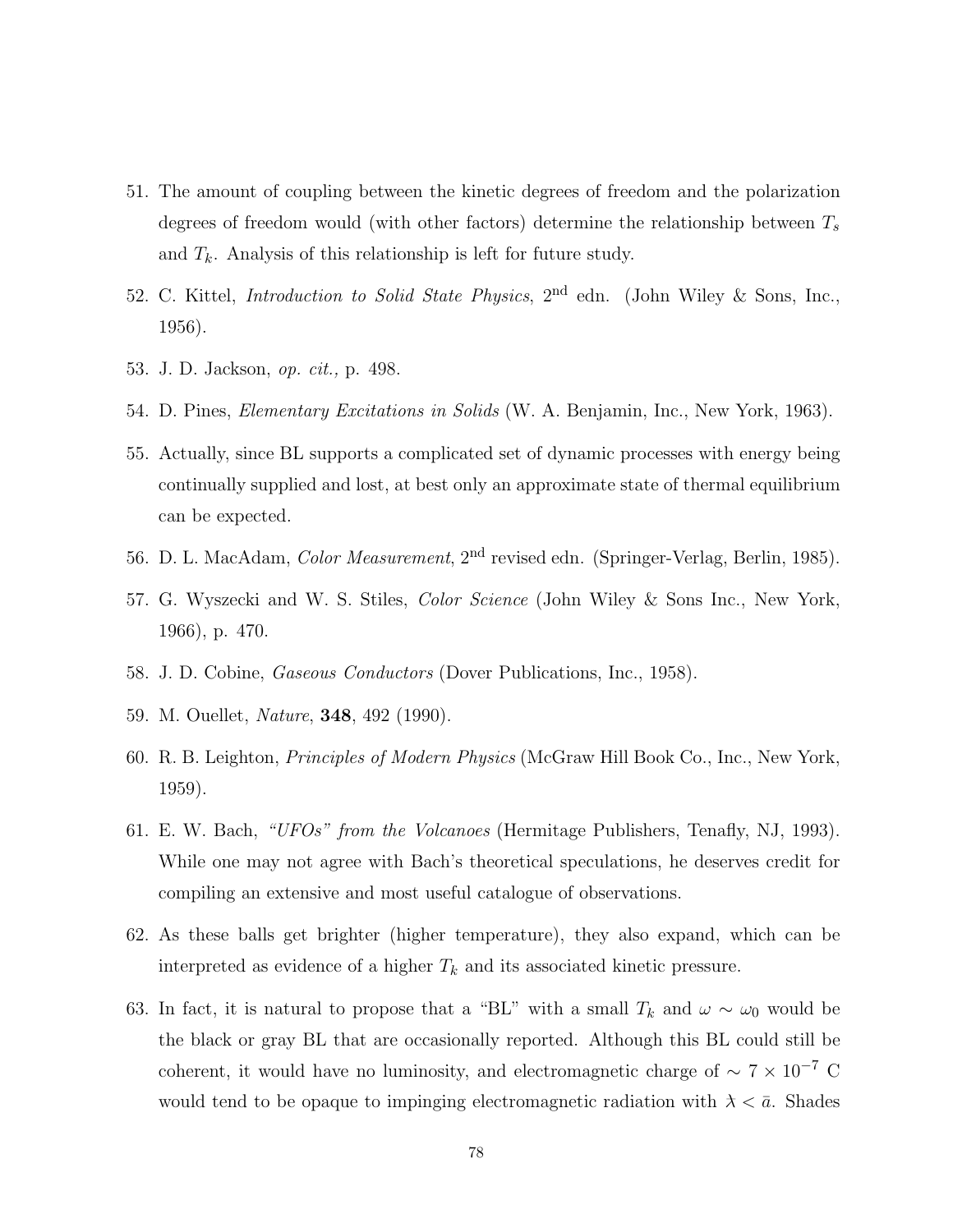51. The amount of coupling between the kinetic degrees of freedom and the polarization degrees of freedom would (with other factors) determine the relationship between $T_s$ and $T_k$. Analysis of this relationship is left for future study.

52. C. Kittel, *Introduction to Solid State Physics*, 2nd edn. (John Wiley & Sons, Inc., 1956).

53. J. D. Jackson, *op. cit.,* p. 498.

54. D. Pines, *Elementary Excitations in Solids* (W. A. Benjamin, Inc., New York, 1963).

55. Actually, since BL supports a complicated set of dynamic processes with energy being continually supplied and lost, at best only an approximate state of thermal equilibrium can be expected.

56. D. L. MacAdam, *Color Measurement*, 2nd revised edn. (Springer-Verlag, Berlin, 1985).

57. G. Wyszecki and W. S. Stiles, *Color Science* (John Wiley & Sons Inc., New York, 1966), p. 470.

58. J. D. Cobine, *Gaseous Conductors* (Dover Publications, Inc., 1958).

59. M. Ouellet, *Nature*, **348**, 492 (1990).

60. R. B. Leighton, *Principles of Modern Physics* (McGraw Hill Book Co., Inc., New York, 1959).

61. E. W. Bach, *"UFOs" from the Volcanoes* (Hermitage Publishers, Tenafly, NJ, 1993). While one may not agree with Bach's theoretical speculations, he deserves credit for compiling an extensive and most useful catalogue of observations.

62. As these balls get brighter (higher temperature), they also expand, which can be interpreted as evidence of a higher $T_k$ and its associated kinetic pressure.

63. In fact, it is natural to propose that a "BL" with a small $T_k$ and $\omega \sim \omega_0$ would be the black or gray BL that are occasionally reported. Although this BL could still be coherent, it would have no luminosity, and electromagnetic charge of $\sim 7 \times 10^{-7}$ C would tend to be opaque to impinging electromagnetic radiation with $\lambda < \bar{a}$. Shades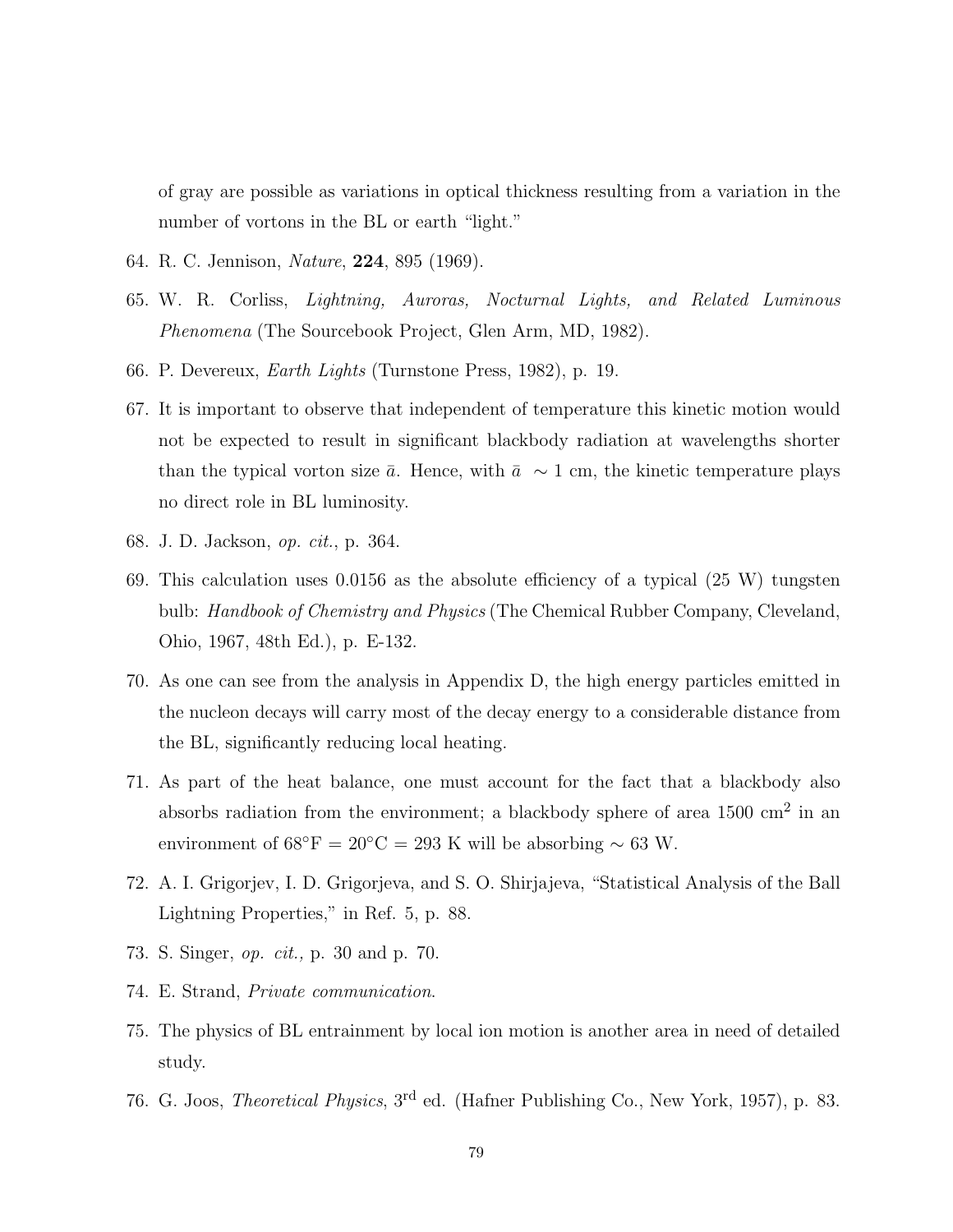of gray are possible as variations in optical thickness resulting from a variation in the number of vortons in the BL or earth "light."

64. R. C. Jennison, *Nature*, **224**, 895 (1969).

65. W. R. Corliss, *Lightning, Auroras, Nocturnal Lights, and Related Luminous Phenomena* (The Sourcebook Project, Glen Arm, MD, 1982).

66. P. Devereux, *Earth Lights* (Turnstone Press, 1982), p. 19.

67. It is important to observe that independent of temperature this kinetic motion would not be expected to result in significant blackbody radiation at wavelengths shorter than the typical vorton size $\bar{a}$. Hence, with $\bar{a} \sim 1$ cm, the kinetic temperature plays no direct role in BL luminosity.

68. J. D. Jackson, *op. cit.*, p. 364.

69. This calculation uses 0.0156 as the absolute efficiency of a typical (25 W) tungsten bulb: *Handbook of Chemistry and Physics* (The Chemical Rubber Company, Cleveland, Ohio, 1967, 48th Ed.), p. E-132.

70. As one can see from the analysis in Appendix D, the high energy particles emitted in the nucleon decays will carry most of the decay energy to a considerable distance from the BL, significantly reducing local heating.

71. As part of the heat balance, one must account for the fact that a blackbody also absorbs radiation from the environment; a blackbody sphere of area 1500 cm$^2$ in an environment of 68°F = 20°C = 293 K will be absorbing $\sim$ 63 W.

72. A. I. Grigorjev, I. D. Grigorjeva, and S. O. Shirjajeva, "Statistical Analysis of the Ball Lightning Properties," in Ref. 5, p. 88.

73. S. Singer, *op. cit.,* p. 30 and p. 70.

74. E. Strand, *Private communication.*

75. The physics of BL entrainment by local ion motion is another area in need of detailed study.

76. G. Joos, *Theoretical Physics*, 3$^{\text{rd}}$ ed. (Hafner Publishing Co., New York, 1957), p. 83.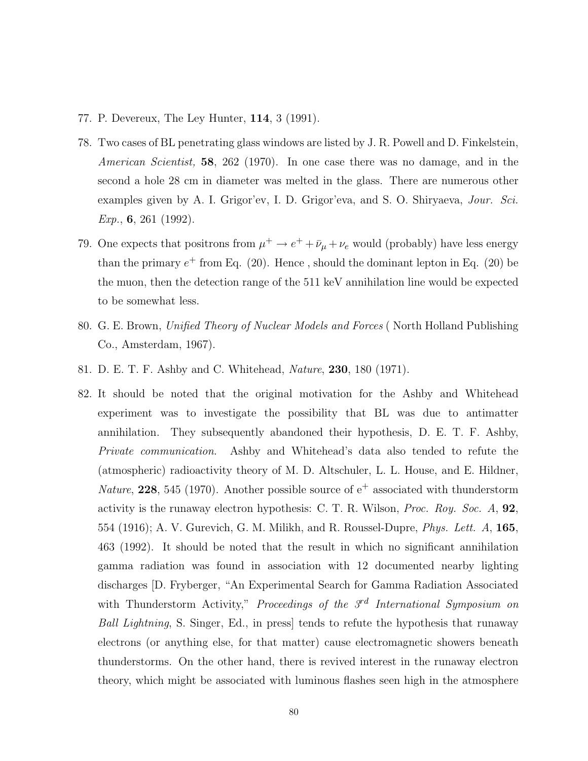77. P. Devereux, The Ley Hunter, **114**, 3 (1991).

78. Two cases of BL penetrating glass windows are listed by J. R. Powell and D. Finkelstein, *American Scientist,* **58**, 262 (1970). In one case there was no damage, and in the second a hole 28 cm in diameter was melted in the glass. There are numerous other examples given by A. I. Grigor'ev, I. D. Grigor'eva, and S. O. Shiryaeva, *Jour. Sci. Exp.*, **6**, 261 (1992).

79. One expects that positrons from $\mu^+ \rightarrow e^+ + \bar{\nu}_\mu + \nu_e$ would (probably) have less energy than the primary $e^+$ from Eq. (20). Hence , should the dominant lepton in Eq. (20) be the muon, then the detection range of the 511 keV annihilation line would be expected to be somewhat less.

80. G. E. Brown, *Unified Theory of Nuclear Models and Forces* ( North Holland Publishing Co., Amsterdam, 1967).

81. D. E. T. F. Ashby and C. Whitehead, *Nature*, **230**, 180 (1971).

82. It should be noted that the original motivation for the Ashby and Whitehead experiment was to investigate the possibility that BL was due to antimatter annihilation. They subsequently abandoned their hypothesis, D. E. T. F. Ashby, *Private communication*. Ashby and Whitehead's data also tended to refute the (atmospheric) radioactivity theory of M. D. Altschuler, L. L. House, and E. Hildner, *Nature*, **228**, 545 (1970). Another possible source of $e^+$ associated with thunderstorm activity is the runaway electron hypothesis: C. T. R. Wilson, *Proc. Roy. Soc. A*, **92**, 554 (1916); A. V. Gurevich, G. M. Milikh, and R. Roussel-Dupre, *Phys. Lett. A*, **165**, 463 (1992). It should be noted that the result in which no significant annihilation gamma radiation was found in association with 12 documented nearby lighting discharges [D. Fryberger, "An Experimental Search for Gamma Radiation Associated with Thunderstorm Activity," *Proceedings of the 3rd International Symposium on Ball Lightning*, S. Singer, Ed., in press] tends to refute the hypothesis that runaway electrons (or anything else, for that matter) cause electromagnetic showers beneath thunderstorms. On the other hand, there is revived interest in the runaway electron theory, which might be associated with luminous flashes seen high in the atmosphere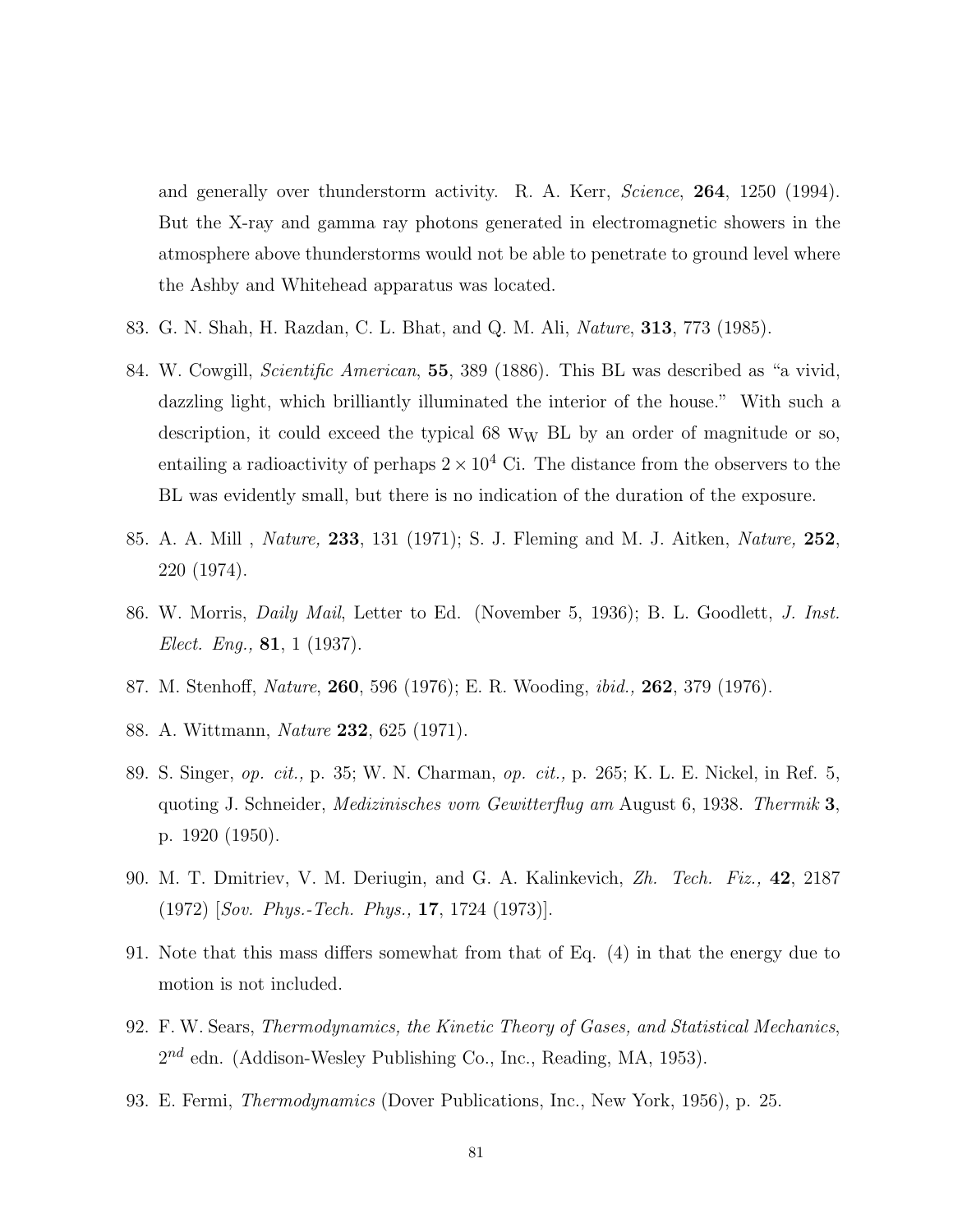and generally over thunderstorm activity. R. A. Kerr, *Science*, **264**, 1250 (1994). But the X-ray and gamma ray photons generated in electromagnetic showers in the atmosphere above thunderstorms would not be able to penetrate to ground level where the Ashby and Whitehead apparatus was located.

83. G. N. Shah, H. Razdan, C. L. Bhat, and Q. M. Ali, *Nature*, **313**, 773 (1985).

84. W. Cowgill, *Scientific American*, **55**, 389 (1886). This BL was described as "a vivid, dazzling light, which brilliantly illuminated the interior of the house." With such a description, it could exceed the typical 68 $W_W$ BL by an order of magnitude or so, entailing a radioactivity of perhaps $2 \times 10^4$ Ci. The distance from the observers to the BL was evidently small, but there is no indication of the duration of the exposure.

85. A. A. Mill , *Nature,* **233**, 131 (1971); S. J. Fleming and M. J. Aitken, *Nature,* **252**, 220 (1974).

86. W. Morris, *Daily Mail*, Letter to Ed. (November 5, 1936); B. L. Goodlett, *J. Inst. Elect. Eng.,* **81**, 1 (1937).

87. M. Stenhoff, *Nature*, **260**, 596 (1976); E. R. Wooding, *ibid.,* **262**, 379 (1976).

88. A. Wittmann, *Nature* **232**, 625 (1971).

89. S. Singer, *op. cit.,* p. 35; W. N. Charman, *op. cit.,* p. 265; K. L. E. Nickel, in Ref. 5, quoting J. Schneider, *Medizinisches vom Gewitterflug am* August 6, 1938. *Thermik* **3**, p. 1920 (1950).

90. M. T. Dmitriev, V. M. Deriugin, and G. A. Kalinkevich, *Zh. Tech. Fiz.,* **42**, 2187 (1972) [*Sov. Phys.-Tech. Phys.,* **17**, 1724 (1973)].

91. Note that this mass differs somewhat from that of Eq. (4) in that the energy due to motion is not included.

92. F. W. Sears, *Thermodynamics, the Kinetic Theory of Gases, and Statistical Mechanics*, $2^{nd}$ edn. (Addison-Wesley Publishing Co., Inc., Reading, MA, 1953).

93. E. Fermi, *Thermodynamics* (Dover Publications, Inc., New York, 1956), p. 25.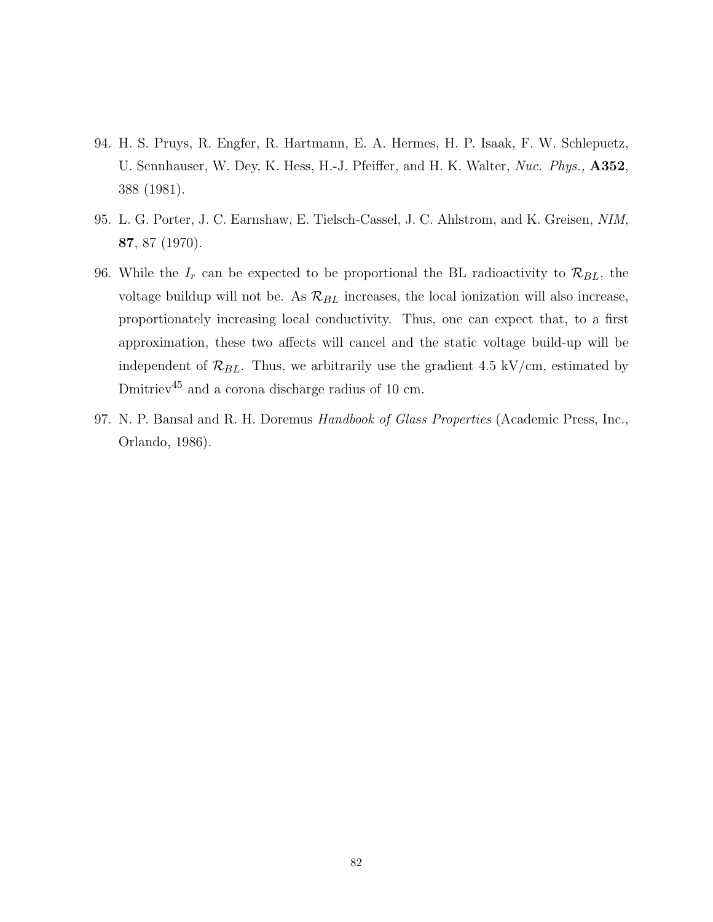94. H. S. Pruys, R. Engfer, R. Hartmann, E. A. Hermes, H. P. Isaak, F. W. Schlepuetz, U. Sennhauser, W. Dey, K. Hess, H.-J. Pfeiffer, and H. K. Walter, *Nuc. Phys.,* **A352**, 388 (1981).

95. L. G. Porter, J. C. Earnshaw, E. Tielsch-Cassel, J. C. Ahlstrom, and K. Greisen, *NIM*, **87**, 87 (1970).

96. While the $I_r$ can be expected to be proportional the BL radioactivity to $\mathcal{R}_{BL}$, the voltage buildup will not be. As $\mathcal{R}_{BL}$ increases, the local ionization will also increase, proportionately increasing local conductivity. Thus, one can expect that, to a first approximation, these two affects will cancel and the static voltage build-up will be independent of $\mathcal{R}_{BL}$. Thus, we arbitrarily use the gradient 4.5 kV/cm, estimated by Dmitriev[45] and a corona discharge radius of 10 cm.

97. N. P. Bansal and R. H. Doremus *Handbook of Glass Properties* (Academic Press, Inc., Orlando, 1986).